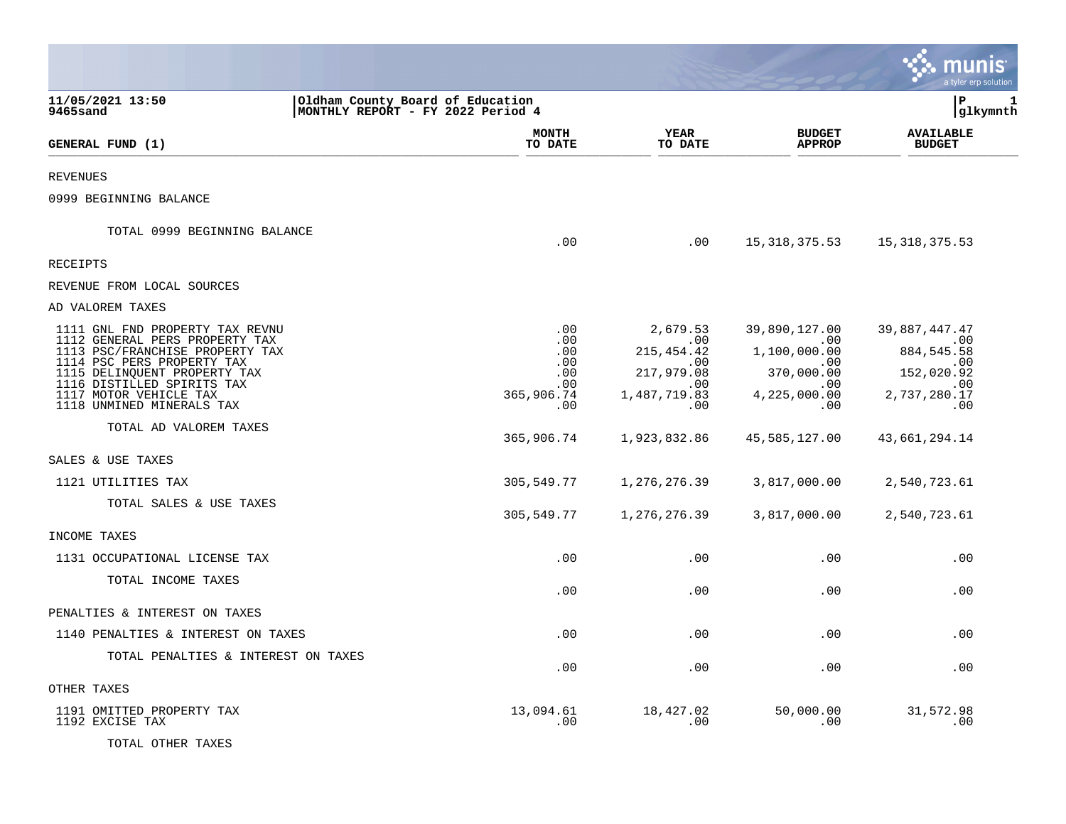11/05/2021 13:50
9465sand

Oldham County Board of Education
MONTHLY REPORT - FY 2022 Period 4

P 1
glkymnth

| GENERAL FUND (1) | MONTH TO DATE | YEAR TO DATE | BUDGET APPROP | AVAILABLE BUDGET |
|---|---|---|---|---|
| REVENUES | | | | |
| 0999 BEGINNING BALANCE | | | | |
| TOTAL 0999 BEGINNING BALANCE | .00 | .00 | 15,318,375.53 | 15,318,375.53 |
| RECEIPTS | | | | |
| REVENUE FROM LOCAL SOURCES | | | | |
| AD VALOREM TAXES | | | | |
| 1111 GNL FND PROPERTY TAX REVNU | .00 | 2,679.53 | 39,890,127.00 | 39,887,447.47 |
| 1112 GENERAL PERS PROPERTY TAX | .00 | .00 | .00 | .00 |
| 1113 PSC/FRANCHISE PROPERTY TAX | .00 | 215,454.42 | 1,100,000.00 | 884,545.58 |
| 1114 PSC PERS PROPERTY TAX | .00 | .00 | .00 | .00 |
| 1115 DELINQUENT PROPERTY TAX | .00 | 217,979.08 | 370,000.00 | 152,020.92 |
| 1116 DISTILLED SPIRITS TAX | .00 | .00 | .00 | .00 |
| 1117 MOTOR VEHICLE TAX | 365,906.74 | 1,487,719.83 | 4,225,000.00 | 2,737,280.17 |
| 1118 UNMINED MINERALS TAX | .00 | .00 | .00 | .00 |
| TOTAL AD VALOREM TAXES | 365,906.74 | 1,923,832.86 | 45,585,127.00 | 43,661,294.14 |
| SALES & USE TAXES | | | | |
| 1121 UTILITIES TAX | 305,549.77 | 1,276,276.39 | 3,817,000.00 | 2,540,723.61 |
| TOTAL SALES & USE TAXES | 305,549.77 | 1,276,276.39 | 3,817,000.00 | 2,540,723.61 |
| INCOME TAXES | | | | |
| 1131 OCCUPATIONAL LICENSE TAX | .00 | .00 | .00 | .00 |
| TOTAL INCOME TAXES | .00 | .00 | .00 | .00 |
| PENALTIES & INTEREST ON TAXES | | | | |
| 1140 PENALTIES & INTEREST ON TAXES | .00 | .00 | .00 | .00 |
| TOTAL PENALTIES & INTEREST ON TAXES | .00 | .00 | .00 | .00 |
| OTHER TAXES | | | | |
| 1191 OMITTED PROPERTY TAX | 13,094.61 | 18,427.02 | 50,000.00 | 31,572.98 |
| 1192 EXCISE TAX | .00 | .00 | .00 | .00 |
| TOTAL OTHER TAXES | | | | |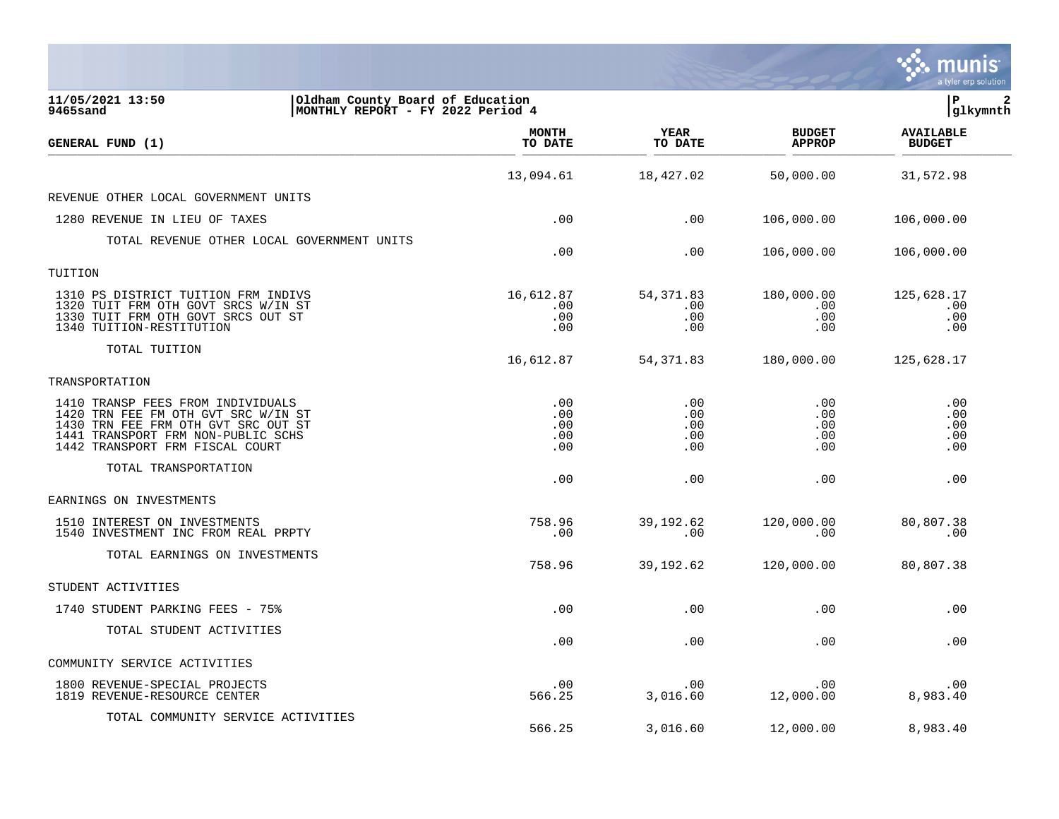**11/05/2021 13:50** | **Oldham County Board of Education**
**9465sand** | **MONTHLY REPORT - FY 2022 Period 4**

| GENERAL FUND (1) | MONTH TO DATE | YEAR TO DATE | BUDGET APPROP | AVAILABLE BUDGET |
|---|---|---|---|---|
| | 13,094.61 | 18,427.02 | 50,000.00 | 31,572.98 |
| REVENUE OTHER LOCAL GOVERNMENT UNITS | | | | |
| 1280 REVENUE IN LIEU OF TAXES | .00 | .00 | 106,000.00 | 106,000.00 |
| TOTAL REVENUE OTHER LOCAL GOVERNMENT UNITS | .00 | .00 | 106,000.00 | 106,000.00 |
| TUITION | | | | |
| 1310 PS DISTRICT TUITION FRM INDIVS | 16,612.87 | 54,371.83 | 180,000.00 | 125,628.17 |
| 1320 TUIT FRM OTH GOVT SRCS W/IN ST | .00 | .00 | .00 | .00 |
| 1330 TUIT FRM OTH GOVT SRCS OUT ST | .00 | .00 | .00 | .00 |
| 1340 TUITION-RESTITUTION | .00 | .00 | .00 | .00 |
| TOTAL TUITION | 16,612.87 | 54,371.83 | 180,000.00 | 125,628.17 |
| TRANSPORTATION | | | | |
| 1410 TRANSP FEES FROM INDIVIDUALS | .00 | .00 | .00 | .00 |
| 1420 TRN FEE FM OTH GVT SRC W/IN ST | .00 | .00 | .00 | .00 |
| 1430 TRN FEE FRM OTH GVT SRC OUT ST | .00 | .00 | .00 | .00 |
| 1441 TRANSPORT FRM NON-PUBLIC SCHS | .00 | .00 | .00 | .00 |
| 1442 TRANSPORT FRM FISCAL COURT | .00 | .00 | .00 | .00 |
| TOTAL TRANSPORTATION | .00 | .00 | .00 | .00 |
| EARNINGS ON INVESTMENTS | | | | |
| 1510 INTEREST ON INVESTMENTS | 758.96 | 39,192.62 | 120,000.00 | 80,807.38 |
| 1540 INVESTMENT INC FROM REAL PRPTY | .00 | .00 | .00 | .00 |
| TOTAL EARNINGS ON INVESTMENTS | 758.96 | 39,192.62 | 120,000.00 | 80,807.38 |
| STUDENT ACTIVITIES | | | | |
| 1740 STUDENT PARKING FEES - 75% | .00 | .00 | .00 | .00 |
| TOTAL STUDENT ACTIVITIES | .00 | .00 | .00 | .00 |
| COMMUNITY SERVICE ACTIVITIES | | | | |
| 1800 REVENUE-SPECIAL PROJECTS | .00 | .00 | .00 | .00 |
| 1819 REVENUE-RESOURCE CENTER | 566.25 | 3,016.60 | 12,000.00 | 8,983.40 |
| TOTAL COMMUNITY SERVICE ACTIVITIES | 566.25 | 3,016.60 | 12,000.00 | 8,983.40 |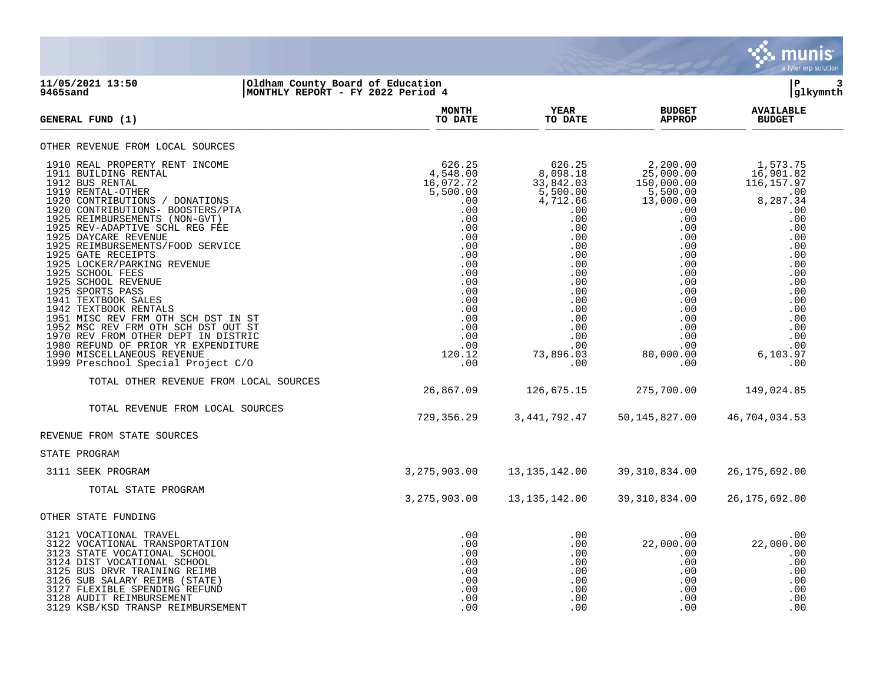**11/05/2021 13:50**
**9465sand**

**Oldham County Board of Education**
**MONTHLY REPORT - FY 2022 Period 4**

| GENERAL FUND (1) | MONTH TO DATE | YEAR TO DATE | BUDGET APPROP | AVAILABLE BUDGET |
|---|---|---|---|---|
| OTHER REVENUE FROM LOCAL SOURCES | | | | |
| 1910 REAL PROPERTY RENT INCOME | 626.25 | 626.25 | 2,200.00 | 1,573.75 |
| 1911 BUILDING RENTAL | 4,548.00 | 8,098.18 | 25,000.00 | 16,901.82 |
| 1912 BUS RENTAL | 16,072.72 | 33,842.03 | 150,000.00 | 116,157.97 |
| 1919 RENTAL-OTHER | 5,500.00 | 5,500.00 | 5,500.00 | .00 |
| 1920 CONTRIBUTIONS / DONATIONS | .00 | 4,712.66 | 13,000.00 | 8,287.34 |
| 1920 CONTRIBUTIONS- BOOSTERS/PTA | .00 | .00 | .00 | .00 |
| 1925 REIMBURSEMENTS (NON-GVT) | .00 | .00 | .00 | .00 |
| 1925 REV-ADAPTIVE SCHL REG FEE | .00 | .00 | .00 | .00 |
| 1925 DAYCARE REVENUE | .00 | .00 | .00 | .00 |
| 1925 REIMBURSEMENTS/FOOD SERVICE | .00 | .00 | .00 | .00 |
| 1925 GATE RECEIPTS | .00 | .00 | .00 | .00 |
| 1925 LOCKER/PARKING REVENUE | .00 | .00 | .00 | .00 |
| 1925 SCHOOL FEES | .00 | .00 | .00 | .00 |
| 1925 SCHOOL REVENUE | .00 | .00 | .00 | .00 |
| 1925 SPORTS PASS | .00 | .00 | .00 | .00 |
| 1941 TEXTBOOK SALES | .00 | .00 | .00 | .00 |
| 1942 TEXTBOOK RENTALS | .00 | .00 | .00 | .00 |
| 1951 MISC REV FRM OTH SCH DST IN ST | .00 | .00 | .00 | .00 |
| 1952 MSC REV FRM OTH SCH DST OUT ST | .00 | .00 | .00 | .00 |
| 1970 REV FROM OTHER DEPT IN DISTRIC | .00 | .00 | .00 | .00 |
| 1980 REFUND OF PRIOR YR EXPENDITURE | .00 | .00 | .00 | .00 |
| 1990 MISCELLANEOUS REVENUE | 120.12 | 73,896.03 | 80,000.00 | 6,103.97 |
| 1999 Preschool Special Project C/O | .00 | .00 | .00 | .00 |
| TOTAL OTHER REVENUE FROM LOCAL SOURCES | 26,867.09 | 126,675.15 | 275,700.00 | 149,024.85 |
| TOTAL REVENUE FROM LOCAL SOURCES | 729,356.29 | 3,441,792.47 | 50,145,827.00 | 46,704,034.53 |
| REVENUE FROM STATE SOURCES | | | | |
| STATE PROGRAM | | | | |
| 3111 SEEK PROGRAM | 3,275,903.00 | 13,135,142.00 | 39,310,834.00 | 26,175,692.00 |
| TOTAL STATE PROGRAM | 3,275,903.00 | 13,135,142.00 | 39,310,834.00 | 26,175,692.00 |
| OTHER STATE FUNDING | | | | |
| 3121 VOCATIONAL TRAVEL | .00 | .00 | .00 | .00 |
| 3122 VOCATIONAL TRANSPORTATION | .00 | .00 | 22,000.00 | 22,000.00 |
| 3123 STATE VOCATIONAL SCHOOL | .00 | .00 | .00 | .00 |
| 3124 DIST VOCATIONAL SCHOOL | .00 | .00 | .00 | .00 |
| 3125 BUS DRVR TRAINING REIMB | .00 | .00 | .00 | .00 |
| 3126 SUB SALARY REIMB (STATE) | .00 | .00 | .00 | .00 |
| 3127 FLEXIBLE SPENDING REFUND | .00 | .00 | .00 | .00 |
| 3128 AUDIT REIMBURSEMENT | .00 | .00 | .00 | .00 |
| 3129 KSB/KSD TRANSP REIMBURSEMENT | .00 | .00 | .00 | .00 |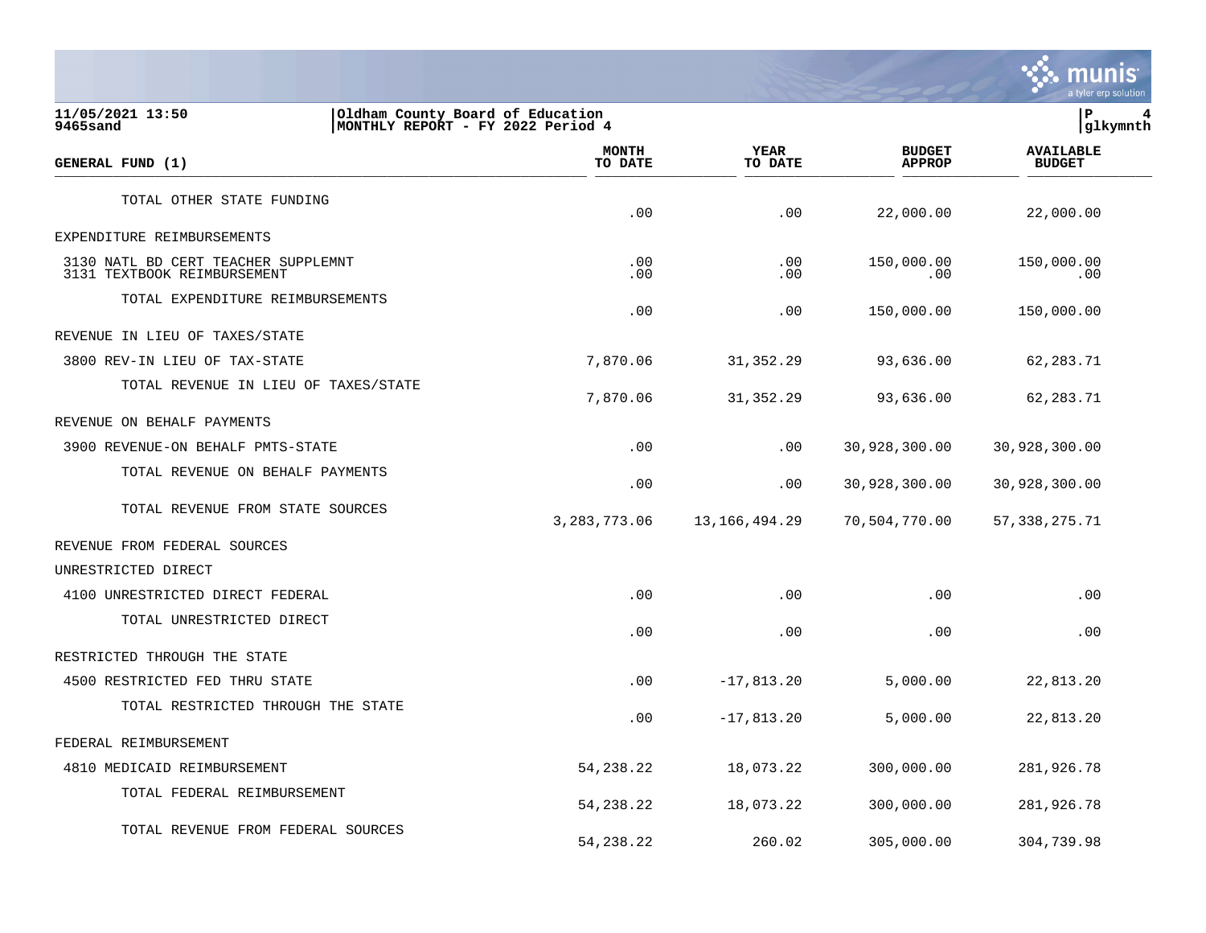| GENERAL FUND (1) | MONTH TO DATE | YEAR TO DATE | BUDGET APPROP | AVAILABLE BUDGET |
|---|---|---|---|---|
| TOTAL OTHER STATE FUNDING | .00 | .00 | 22,000.00 | 22,000.00 |
| EXPENDITURE REIMBURSEMENTS | | | | |
| 3130 NATL BD CERT TEACHER SUPPLEMNT | .00 | .00 | 150,000.00 | 150,000.00 |
| 3131 TEXTBOOK REIMBURSEMENT | .00 | .00 | .00 | .00 |
| TOTAL EXPENDITURE REIMBURSEMENTS | .00 | .00 | 150,000.00 | 150,000.00 |
| REVENUE IN LIEU OF TAXES/STATE | | | | |
| 3800 REV-IN LIEU OF TAX-STATE | 7,870.06 | 31,352.29 | 93,636.00 | 62,283.71 |
| TOTAL REVENUE IN LIEU OF TAXES/STATE | 7,870.06 | 31,352.29 | 93,636.00 | 62,283.71 |
| REVENUE ON BEHALF PAYMENTS | | | | |
| 3900 REVENUE-ON BEHALF PMTS-STATE | .00 | .00 | 30,928,300.00 | 30,928,300.00 |
| TOTAL REVENUE ON BEHALF PAYMENTS | .00 | .00 | 30,928,300.00 | 30,928,300.00 |
| TOTAL REVENUE FROM STATE SOURCES | 3,283,773.06 | 13,166,494.29 | 70,504,770.00 | 57,338,275.71 |
| REVENUE FROM FEDERAL SOURCES | | | | |
| UNRESTRICTED DIRECT | | | | |
| 4100 UNRESTRICTED DIRECT FEDERAL | .00 | .00 | .00 | .00 |
| TOTAL UNRESTRICTED DIRECT | .00 | .00 | .00 | .00 |
| RESTRICTED THROUGH THE STATE | | | | |
| 4500 RESTRICTED FED THRU STATE | .00 | -17,813.20 | 5,000.00 | 22,813.20 |
| TOTAL RESTRICTED THROUGH THE STATE | .00 | -17,813.20 | 5,000.00 | 22,813.20 |
| FEDERAL REIMBURSEMENT | | | | |
| 4810 MEDICAID REIMBURSEMENT | 54,238.22 | 18,073.22 | 300,000.00 | 281,926.78 |
| TOTAL FEDERAL REIMBURSEMENT | 54,238.22 | 18,073.22 | 300,000.00 | 281,926.78 |
| TOTAL REVENUE FROM FEDERAL SOURCES | 54,238.22 | 260.02 | 305,000.00 | 304,739.98 |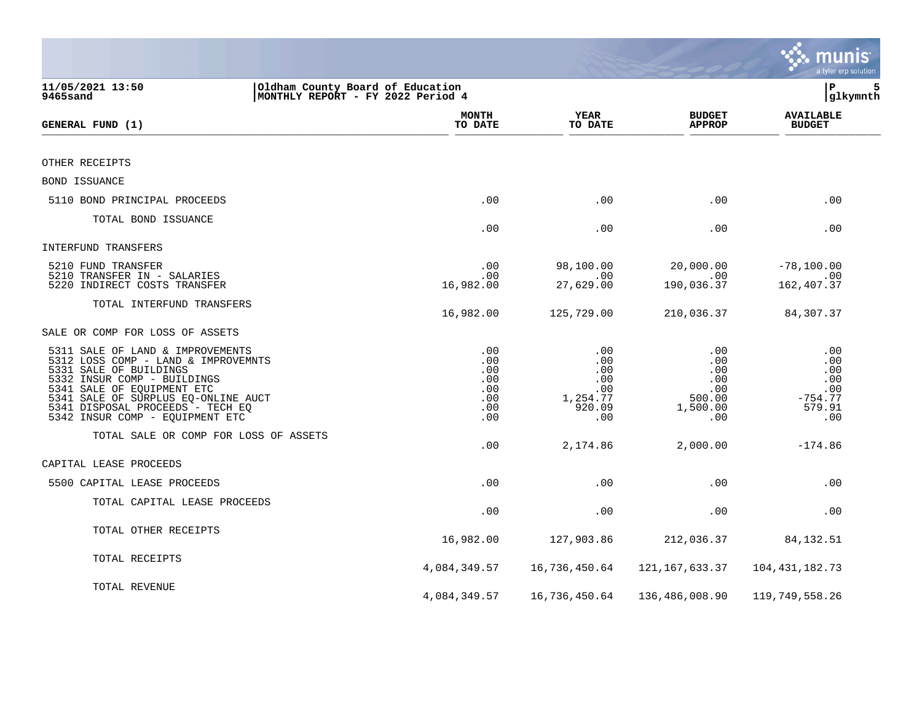11/05/2021 13:50 | Oldham County Board of Education
9465sand | MONTHLY REPORT - FY 2022 Period 4

| GENERAL FUND (1) | MONTH TO DATE | YEAR TO DATE | BUDGET APPROP | AVAILABLE BUDGET |
|---|---|---|---|---|
| OTHER RECEIPTS | | | | |
| BOND ISSUANCE | | | | |
| 5110 BOND PRINCIPAL PROCEEDS | .00 | .00 | .00 | .00 |
| TOTAL BOND ISSUANCE | .00 | .00 | .00 | .00 |
| INTERFUND TRANSFERS | | | | |
| 5210 FUND TRANSFER | .00 | 98,100.00 | 20,000.00 | -78,100.00 |
| 5210 TRANSFER IN - SALARIES | .00 | .00 | .00 | .00 |
| 5220 INDIRECT COSTS TRANSFER | 16,982.00 | 27,629.00 | 190,036.37 | 162,407.37 |
| TOTAL INTERFUND TRANSFERS | 16,982.00 | 125,729.00 | 210,036.37 | 84,307.37 |
| SALE OR COMP FOR LOSS OF ASSETS | | | | |
| 5311 SALE OF LAND & IMPROVEMENTS | .00 | .00 | .00 | .00 |
| 5312 LOSS COMP - LAND & IMPROVEMNTS | .00 | .00 | .00 | .00 |
| 5331 SALE OF BUILDINGS | .00 | .00 | .00 | .00 |
| 5332 INSUR COMP - BUILDINGS | .00 | .00 | .00 | .00 |
| 5341 SALE OF EQUIPMENT ETC | .00 | .00 | .00 | .00 |
| 5341 SALE OF SURPLUS EQ-ONLINE AUCT | .00 | 1,254.77 | 500.00 | -754.77 |
| 5341 DISPOSAL PROCEEDS - TECH EQ | .00 | 920.09 | 1,500.00 | 579.91 |
| 5342 INSUR COMP - EQUIPMENT ETC | .00 | .00 | .00 | .00 |
| TOTAL SALE OR COMP FOR LOSS OF ASSETS | .00 | 2,174.86 | 2,000.00 | -174.86 |
| CAPITAL LEASE PROCEEDS | | | | |
| 5500 CAPITAL LEASE PROCEEDS | .00 | .00 | .00 | .00 |
| TOTAL CAPITAL LEASE PROCEEDS | .00 | .00 | .00 | .00 |
| TOTAL OTHER RECEIPTS | 16,982.00 | 127,903.86 | 212,036.37 | 84,132.51 |
| TOTAL RECEIPTS | 4,084,349.57 | 16,736,450.64 | 121,167,633.37 | 104,431,182.73 |
| TOTAL REVENUE | 4,084,349.57 | 16,736,450.64 | 136,486,008.90 | 119,749,558.26 |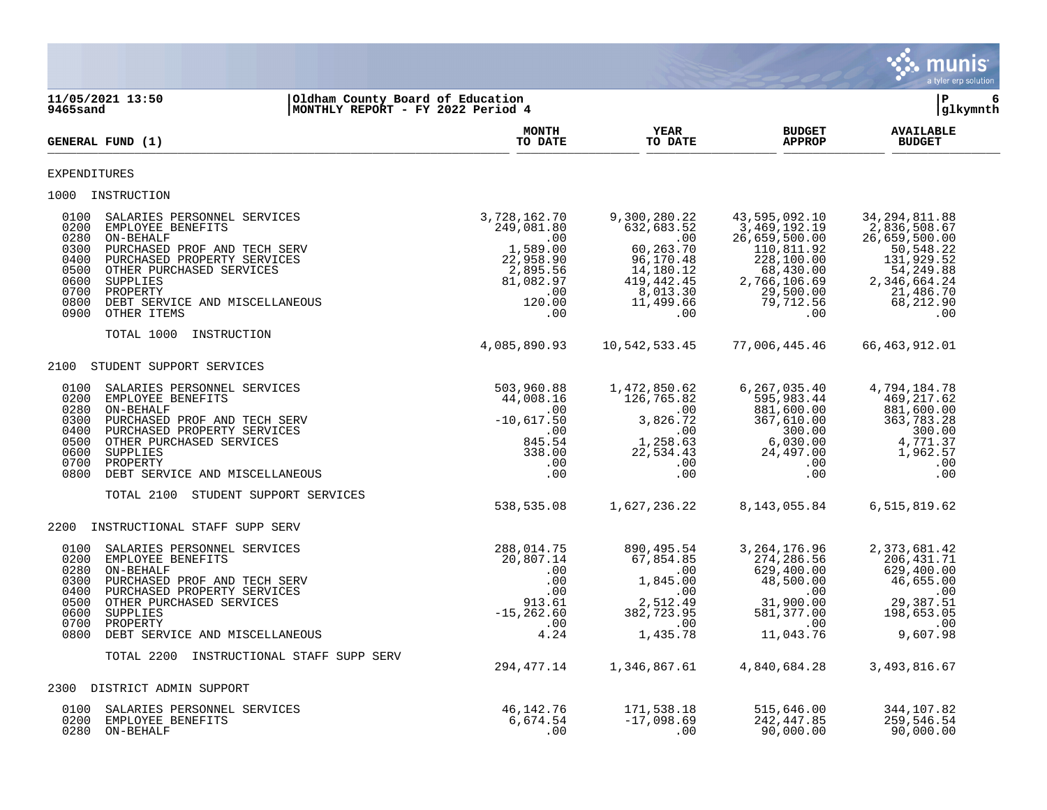Oldham County Board of Education
MONTHLY REPORT - FY 2022 Period 4

11/05/2021 13:50
9465sand

glkymnth

| GENERAL FUND (1) | MONTH TO DATE | YEAR TO DATE | BUDGET APPROP | AVAILABLE BUDGET |
|---|---|---|---|---|
| **EXPENDITURES** | | | | |
| **1000 INSTRUCTION** | | | | |
| 0100 SALARIES PERSONNEL SERVICES | 3,728,162.70 | 9,300,280.22 | 43,595,092.10 | 34,294,811.88 |
| 0200 EMPLOYEE BENEFITS | 249,081.80 | 632,683.52 | 3,469,192.19 | 2,836,508.67 |
| 0280 ON-BEHALF | .00 | .00 | 26,659,500.00 | 26,659,500.00 |
| 0300 PURCHASED PROF AND TECH SERV | 1,589.00 | 60,263.70 | 110,811.92 | 50,548.22 |
| 0400 PURCHASED PROPERTY SERVICES | 22,958.90 | 96,170.48 | 228,100.00 | 131,929.52 |
| 0500 OTHER PURCHASED SERVICES | 2,895.56 | 14,180.12 | 68,430.00 | 54,249.88 |
| 0600 SUPPLIES | 81,082.97 | 419,442.45 | 2,766,106.69 | 2,346,664.24 |
| 0700 PROPERTY | .00 | 8,013.30 | 29,500.00 | 21,486.70 |
| 0800 DEBT SERVICE AND MISCELLANEOUS | 120.00 | 11,499.66 | 79,712.56 | 68,212.90 |
| 0900 OTHER ITEMS | .00 | .00 | .00 | .00 |
| TOTAL 1000 INSTRUCTION | 4,085,890.93 | 10,542,533.45 | 77,006,445.46 | 66,463,912.01 |
| **2100 STUDENT SUPPORT SERVICES** | | | | |
| 0100 SALARIES PERSONNEL SERVICES | 503,960.88 | 1,472,850.62 | 6,267,035.40 | 4,794,184.78 |
| 0200 EMPLOYEE BENEFITS | 44,008.16 | 126,765.82 | 595,983.44 | 469,217.62 |
| 0280 ON-BEHALF | .00 | .00 | 881,600.00 | 881,600.00 |
| 0300 PURCHASED PROF AND TECH SERV | -10,617.50 | 3,826.72 | 367,610.00 | 363,783.28 |
| 0400 PURCHASED PROPERTY SERVICES | .00 | .00 | 300.00 | 300.00 |
| 0500 OTHER PURCHASED SERVICES | 845.54 | 1,258.63 | 6,030.00 | 4,771.37 |
| 0600 SUPPLIES | 338.00 | 22,534.43 | 24,497.00 | 1,962.57 |
| 0700 PROPERTY | .00 | .00 | .00 | .00 |
| 0800 DEBT SERVICE AND MISCELLANEOUS | .00 | .00 | .00 | .00 |
| TOTAL 2100 STUDENT SUPPORT SERVICES | 538,535.08 | 1,627,236.22 | 8,143,055.84 | 6,515,819.62 |
| **2200 INSTRUCTIONAL STAFF SUPP SERV** | | | | |
| 0100 SALARIES PERSONNEL SERVICES | 288,014.75 | 890,495.54 | 3,264,176.96 | 2,373,681.42 |
| 0200 EMPLOYEE BENEFITS | 20,807.14 | 67,854.85 | 274,286.56 | 206,431.71 |
| 0280 ON-BEHALF | .00 | .00 | 629,400.00 | 629,400.00 |
| 0300 PURCHASED PROF AND TECH SERV | .00 | 1,845.00 | 48,500.00 | 46,655.00 |
| 0400 PURCHASED PROPERTY SERVICES | .00 | .00 | .00 | .00 |
| 0500 OTHER PURCHASED SERVICES | 913.61 | 2,512.49 | 31,900.00 | 29,387.51 |
| 0600 SUPPLIES | -15,262.60 | 382,723.95 | 581,377.00 | 198,653.05 |
| 0700 PROPERTY | .00 | .00 | .00 | .00 |
| 0800 DEBT SERVICE AND MISCELLANEOUS | 4.24 | 1,435.78 | 11,043.76 | 9,607.98 |
| TOTAL 2200 INSTRUCTIONAL STAFF SUPP SERV | 294,477.14 | 1,346,867.61 | 4,840,684.28 | 3,493,816.67 |
| **2300 DISTRICT ADMIN SUPPORT** | | | | |
| 0100 SALARIES PERSONNEL SERVICES | 46,142.76 | 171,538.18 | 515,646.00 | 344,107.82 |
| 0200 EMPLOYEE BENEFITS | 6,674.54 | -17,098.69 | 242,447.85 | 259,546.54 |
| 0280 ON-BEHALF | .00 | .00 | 90,000.00 | 90,000.00 |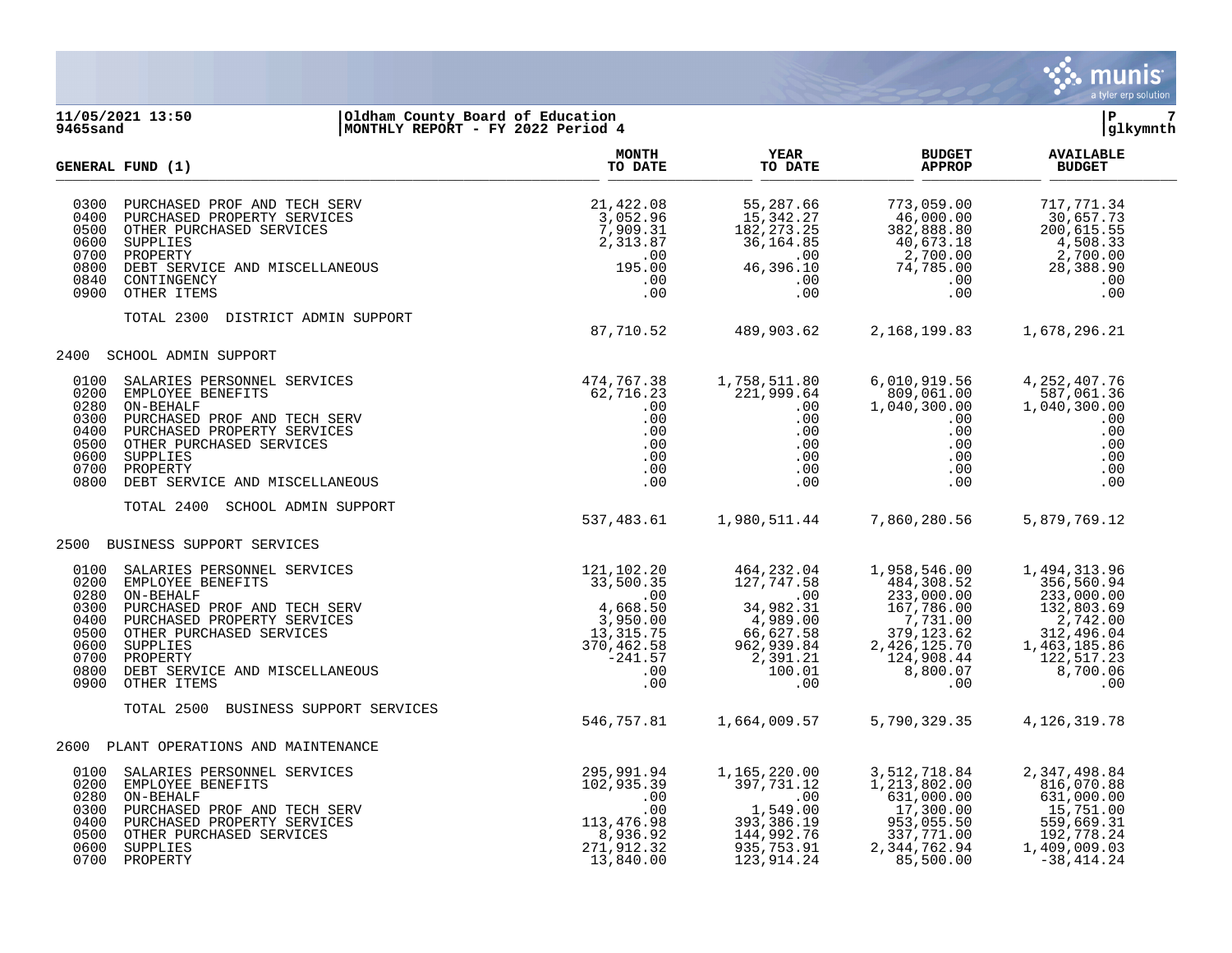**Oldham County Board of Education**
**MONTHLY REPORT - FY 2022 Period 4**

11/05/2021 13:50
9465sand

| GENERAL FUND (1) | MONTH TO DATE | YEAR TO DATE | BUDGET APPROP | AVAILABLE BUDGET |
|---|---|---|---|---|
| 0300 PURCHASED PROF AND TECH SERV | 21,422.08 | 55,287.66 | 773,059.00 | 717,771.34 |
| 0400 PURCHASED PROPERTY SERVICES | 3,052.96 | 15,342.27 | 46,000.00 | 30,657.73 |
| 0500 OTHER PURCHASED SERVICES | 7,909.31 | 182,273.25 | 382,888.80 | 200,615.55 |
| 0600 SUPPLIES | 2,313.87 | 36,164.85 | 40,673.18 | 4,508.33 |
| 0700 PROPERTY | .00 | .00 | 2,700.00 | 2,700.00 |
| 0800 DEBT SERVICE AND MISCELLANEOUS | 195.00 | 46,396.10 | 74,785.00 | 28,388.90 |
| 0840 CONTINGENCY | .00 | .00 | .00 | .00 |
| 0900 OTHER ITEMS | .00 | .00 | .00 | .00 |
| TOTAL 2300 DISTRICT ADMIN SUPPORT | 87,710.52 | 489,903.62 | 2,168,199.83 | 1,678,296.21 |
| **2400 SCHOOL ADMIN SUPPORT** | | | | |
| 0100 SALARIES PERSONNEL SERVICES | 474,767.38 | 1,758,511.80 | 6,010,919.56 | 4,252,407.76 |
| 0200 EMPLOYEE BENEFITS | 62,716.23 | 221,999.64 | 809,061.00 | 587,061.36 |
| 0280 ON-BEHALF | .00 | .00 | 1,040,300.00 | 1,040,300.00 |
| 0300 PURCHASED PROF AND TECH SERV | .00 | .00 | .00 | .00 |
| 0400 PURCHASED PROPERTY SERVICES | .00 | .00 | .00 | .00 |
| 0500 OTHER PURCHASED SERVICES | .00 | .00 | .00 | .00 |
| 0600 SUPPLIES | .00 | .00 | .00 | .00 |
| 0700 PROPERTY | .00 | .00 | .00 | .00 |
| 0800 DEBT SERVICE AND MISCELLANEOUS | .00 | .00 | .00 | .00 |
| TOTAL 2400 SCHOOL ADMIN SUPPORT | 537,483.61 | 1,980,511.44 | 7,860,280.56 | 5,879,769.12 |
| **2500 BUSINESS SUPPORT SERVICES** | | | | |
| 0100 SALARIES PERSONNEL SERVICES | 121,102.20 | 464,232.04 | 1,958,546.00 | 1,494,313.96 |
| 0200 EMPLOYEE BENEFITS | 33,500.35 | 127,747.58 | 484,308.52 | 356,560.94 |
| 0280 ON-BEHALF | .00 | .00 | 233,000.00 | 233,000.00 |
| 0300 PURCHASED PROF AND TECH SERV | 4,668.50 | 34,982.31 | 167,786.00 | 132,803.69 |
| 0400 PURCHASED PROPERTY SERVICES | 3,950.00 | 4,989.00 | 7,731.00 | 2,742.00 |
| 0500 OTHER PURCHASED SERVICES | 13,315.75 | 66,627.58 | 379,123.62 | 312,496.04 |
| 0600 SUPPLIES | 370,462.58 | 962,939.84 | 2,426,125.70 | 1,463,185.86 |
| 0700 PROPERTY | -241.57 | 2,391.21 | 124,908.44 | 122,517.23 |
| 0800 DEBT SERVICE AND MISCELLANEOUS | .00 | 100.01 | 8,800.07 | 8,700.06 |
| 0900 OTHER ITEMS | .00 | .00 | .00 | .00 |
| TOTAL 2500 BUSINESS SUPPORT SERVICES | 546,757.81 | 1,664,009.57 | 5,790,329.35 | 4,126,319.78 |
| **2600 PLANT OPERATIONS AND MAINTENANCE** | | | | |
| 0100 SALARIES PERSONNEL SERVICES | 295,991.94 | 1,165,220.00 | 3,512,718.84 | 2,347,498.84 |
| 0200 EMPLOYEE BENEFITS | 102,935.39 | 397,731.12 | 1,213,802.00 | 816,070.88 |
| 0280 ON-BEHALF | .00 | .00 | 631,000.00 | 631,000.00 |
| 0300 PURCHASED PROF AND TECH SERV | .00 | 1,549.00 | 17,300.00 | 15,751.00 |
| 0400 PURCHASED PROPERTY SERVICES | 113,476.98 | 393,386.19 | 953,055.50 | 559,669.31 |
| 0500 OTHER PURCHASED SERVICES | 8,936.92 | 144,992.76 | 337,771.00 | 192,778.24 |
| 0600 SUPPLIES | 271,912.32 | 935,753.91 | 2,344,762.94 | 1,409,009.03 |
| 0700 PROPERTY | 13,840.00 | 123,914.24 | 85,500.00 | -38,414.24 |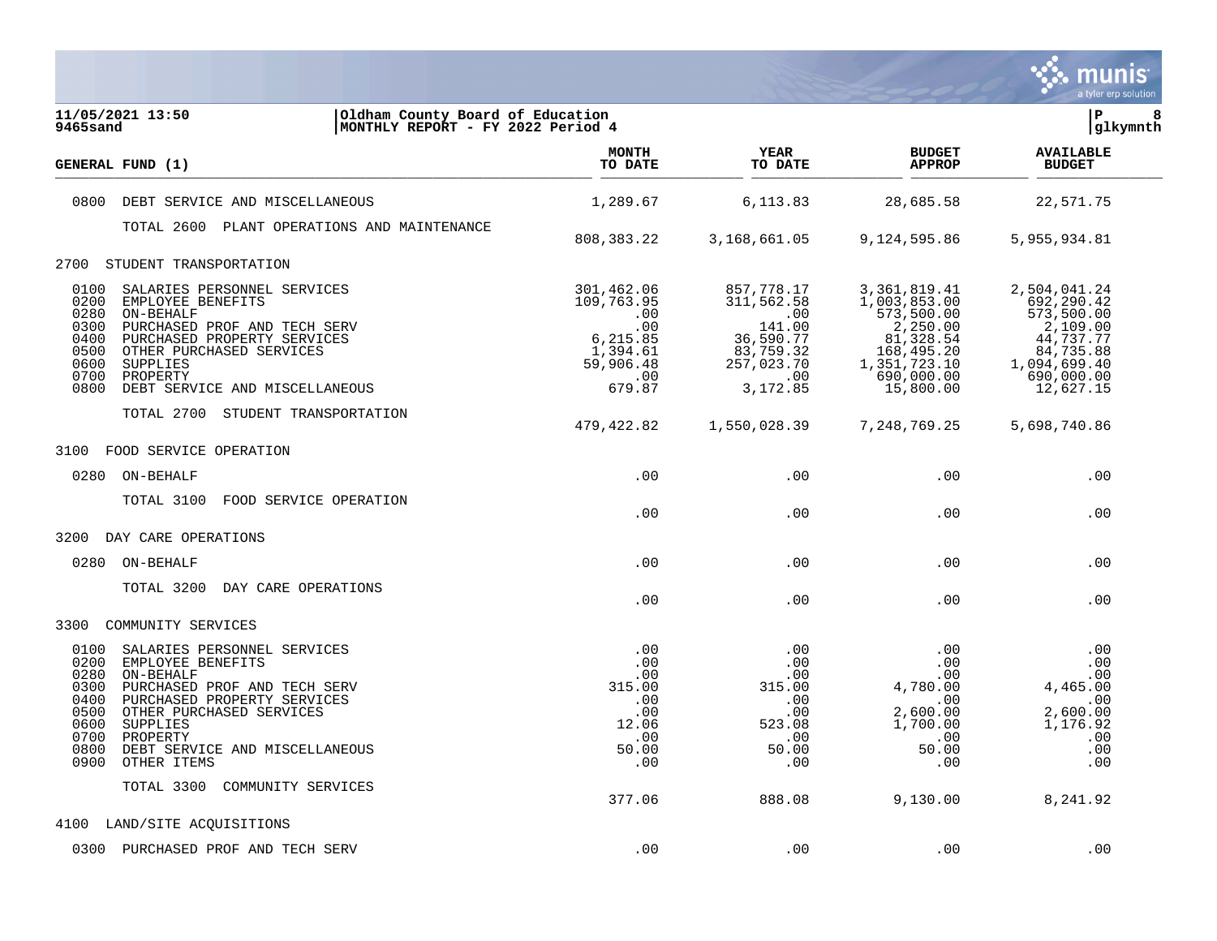| GENERAL FUND (1) | MONTH TO DATE | YEAR TO DATE | BUDGET APPROP | AVAILABLE BUDGET |
|---|---|---|---|---|
| 0800 DEBT SERVICE AND MISCELLANEOUS | 1,289.67 | 6,113.83 | 28,685.58 | 22,571.75 |
| TOTAL 2600 PLANT OPERATIONS AND MAINTENANCE | 808,383.22 | 3,168,661.05 | 9,124,595.86 | 5,955,934.81 |
| **2700 STUDENT TRANSPORTATION** | | | | |
| 0100 SALARIES PERSONNEL SERVICES | 301,462.06 | 857,778.17 | 3,361,819.41 | 2,504,041.24 |
| 0200 EMPLOYEE BENEFITS | 109,763.95 | 311,562.58 | 1,003,853.00 | 692,290.42 |
| 0280 ON-BEHALF | .00 | .00 | 573,500.00 | 573,500.00 |
| 0300 PURCHASED PROF AND TECH SERV | .00 | 141.00 | 2,250.00 | 2,109.00 |
| 0400 PURCHASED PROPERTY SERVICES | 6,215.85 | 36,590.77 | 81,328.54 | 44,737.77 |
| 0500 OTHER PURCHASED SERVICES | 1,394.61 | 83,759.32 | 168,495.20 | 84,735.88 |
| 0600 SUPPLIES | 59,906.48 | 257,023.70 | 1,351,723.10 | 1,094,699.40 |
| 0700 PROPERTY | .00 | .00 | 690,000.00 | 690,000.00 |
| 0800 DEBT SERVICE AND MISCELLANEOUS | 679.87 | 3,172.85 | 15,800.00 | 12,627.15 |
| TOTAL 2700 STUDENT TRANSPORTATION | 479,422.82 | 1,550,028.39 | 7,248,769.25 | 5,698,740.86 |
| **3100 FOOD SERVICE OPERATION** | | | | |
| 0280 ON-BEHALF | .00 | .00 | .00 | .00 |
| TOTAL 3100 FOOD SERVICE OPERATION | .00 | .00 | .00 | .00 |
| **3200 DAY CARE OPERATIONS** | | | | |
| 0280 ON-BEHALF | .00 | .00 | .00 | .00 |
| TOTAL 3200 DAY CARE OPERATIONS | .00 | .00 | .00 | .00 |
| **3300 COMMUNITY SERVICES** | | | | |
| 0100 SALARIES PERSONNEL SERVICES | .00 | .00 | .00 | .00 |
| 0200 EMPLOYEE BENEFITS | .00 | .00 | .00 | .00 |
| 0280 ON-BEHALF | .00 | .00 | .00 | .00 |
| 0300 PURCHASED PROF AND TECH SERV | 315.00 | 315.00 | 4,780.00 | 4,465.00 |
| 0400 PURCHASED PROPERTY SERVICES | .00 | .00 | .00 | .00 |
| 0500 OTHER PURCHASED SERVICES | .00 | .00 | 2,600.00 | 2,600.00 |
| 0600 SUPPLIES | 12.06 | 523.08 | 1,700.00 | 1,176.92 |
| 0700 PROPERTY | .00 | .00 | .00 | .00 |
| 0800 DEBT SERVICE AND MISCELLANEOUS | 50.00 | 50.00 | 50.00 | .00 |
| 0900 OTHER ITEMS | .00 | .00 | .00 | .00 |
| TOTAL 3300 COMMUNITY SERVICES | 377.06 | 888.08 | 9,130.00 | 8,241.92 |
| **4100 LAND/SITE ACQUISITIONS** | | | | |
| 0300 PURCHASED PROF AND TECH SERV | .00 | .00 | .00 | .00 |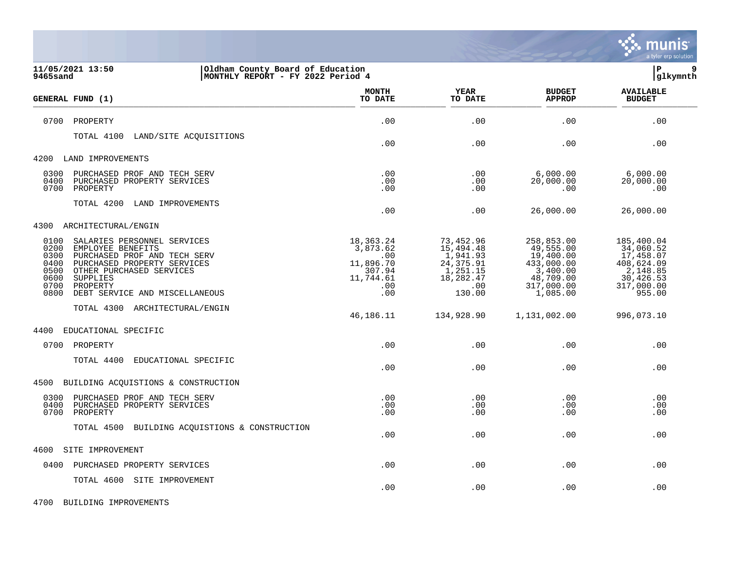**Oldham County Board of Education**
**MONTHLY REPORT - FY 2022 Period 4**

11/05/2021 13:50
9465sand

| GENERAL FUND (1) | MONTH TO DATE | YEAR TO DATE | BUDGET APPROP | AVAILABLE BUDGET |
|---|---|---|---|---|
| 0700 PROPERTY | .00 | .00 | .00 | .00 |
| TOTAL 4100 LAND/SITE ACQUISITIONS | .00 | .00 | .00 | .00 |
| **4200 LAND IMPROVEMENTS** | | | | |
| 0300 PURCHASED PROF AND TECH SERV | .00 | .00 | 6,000.00 | 6,000.00 |
| 0400 PURCHASED PROPERTY SERVICES | .00 | .00 | 20,000.00 | 20,000.00 |
| 0700 PROPERTY | .00 | .00 | .00 | .00 |
| TOTAL 4200 LAND IMPROVEMENTS | .00 | .00 | 26,000.00 | 26,000.00 |
| **4300 ARCHITECTURAL/ENGIN** | | | | |
| 0100 SALARIES PERSONNEL SERVICES | 18,363.24 | 73,452.96 | 258,853.00 | 185,400.04 |
| 0200 EMPLOYEE BENEFITS | 3,873.62 | 15,494.48 | 49,555.00 | 34,060.52 |
| 0300 PURCHASED PROF AND TECH SERV | .00 | 1,941.93 | 19,400.00 | 17,458.07 |
| 0400 PURCHASED PROPERTY SERVICES | 11,896.70 | 24,375.91 | 433,000.00 | 408,624.09 |
| 0500 OTHER PURCHASED SERVICES | 307.94 | 1,251.15 | 3,400.00 | 2,148.85 |
| 0600 SUPPLIES | 11,744.61 | 18,282.47 | 48,709.00 | 30,426.53 |
| 0700 PROPERTY | .00 | .00 | 317,000.00 | 317,000.00 |
| 0800 DEBT SERVICE AND MISCELLANEOUS | .00 | 130.00 | 1,085.00 | 955.00 |
| TOTAL 4300 ARCHITECTURAL/ENGIN | 46,186.11 | 134,928.90 | 1,131,002.00 | 996,073.10 |
| **4400 EDUCATIONAL SPECIFIC** | | | | |
| 0700 PROPERTY | .00 | .00 | .00 | .00 |
| TOTAL 4400 EDUCATIONAL SPECIFIC | .00 | .00 | .00 | .00 |
| **4500 BUILDING ACQUISTIONS & CONSTRUCTION** | | | | |
| 0300 PURCHASED PROF AND TECH SERV | .00 | .00 | .00 | .00 |
| 0400 PURCHASED PROPERTY SERVICES | .00 | .00 | .00 | .00 |
| 0700 PROPERTY | .00 | .00 | .00 | .00 |
| TOTAL 4500 BUILDING ACQUISTIONS & CONSTRUCTION | .00 | .00 | .00 | .00 |
| **4600 SITE IMPROVEMENT** | | | | |
| 0400 PURCHASED PROPERTY SERVICES | .00 | .00 | .00 | .00 |
| TOTAL 4600 SITE IMPROVEMENT | .00 | .00 | .00 | .00 |
| **4700 BUILDING IMPROVEMENTS** | | | | |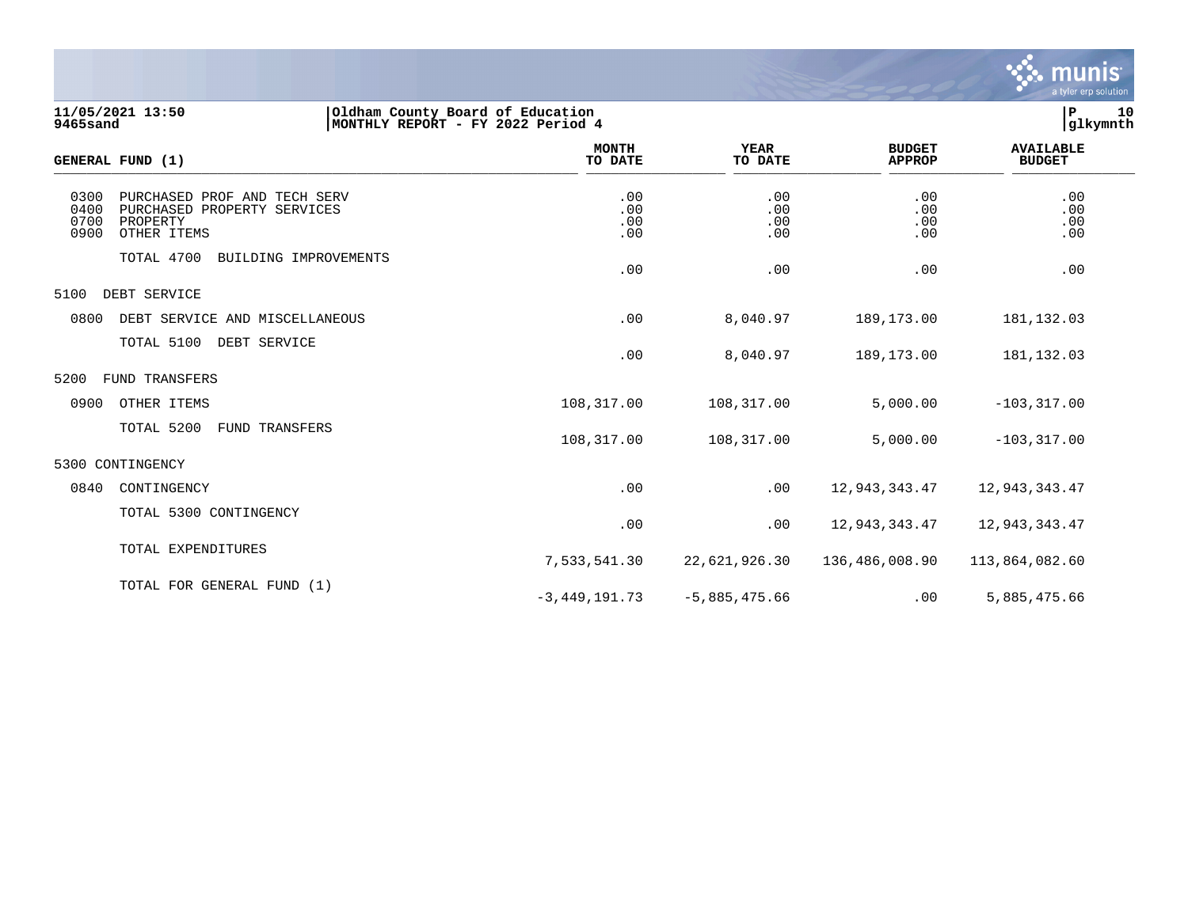11/05/2021 13:50
9465sand

Oldham County Board of Education
MONTHLY REPORT - FY 2022 Period 4

P 10
glkymnth

| GENERAL FUND (1) | MONTH TO DATE | YEAR TO DATE | BUDGET APPROP | AVAILABLE BUDGET |
|---|---|---|---|---|
| 0300 PURCHASED PROF AND TECH SERV | .00 | .00 | .00 | .00 |
| 0400 PURCHASED PROPERTY SERVICES | .00 | .00 | .00 | .00 |
| 0700 PROPERTY | .00 | .00 | .00 | .00 |
| 0900 OTHER ITEMS | .00 | .00 | .00 | .00 |
| TOTAL 4700 BUILDING IMPROVEMENTS | .00 | .00 | .00 | .00 |
| 5100 DEBT SERVICE | | | | |
| 0800 DEBT SERVICE AND MISCELLANEOUS | .00 | 8,040.97 | 189,173.00 | 181,132.03 |
| TOTAL 5100 DEBT SERVICE | .00 | 8,040.97 | 189,173.00 | 181,132.03 |
| 5200 FUND TRANSFERS | | | | |
| 0900 OTHER ITEMS | 108,317.00 | 108,317.00 | 5,000.00 | -103,317.00 |
| TOTAL 5200 FUND TRANSFERS | 108,317.00 | 108,317.00 | 5,000.00 | -103,317.00 |
| 5300 CONTINGENCY | | | | |
| 0840 CONTINGENCY | .00 | .00 | 12,943,343.47 | 12,943,343.47 |
| TOTAL 5300 CONTINGENCY | .00 | .00 | 12,943,343.47 | 12,943,343.47 |
| TOTAL EXPENDITURES | 7,533,541.30 | 22,621,926.30 | 136,486,008.90 | 113,864,082.60 |
| TOTAL FOR GENERAL FUND (1) | -3,449,191.73 | -5,885,475.66 | .00 | 5,885,475.66 |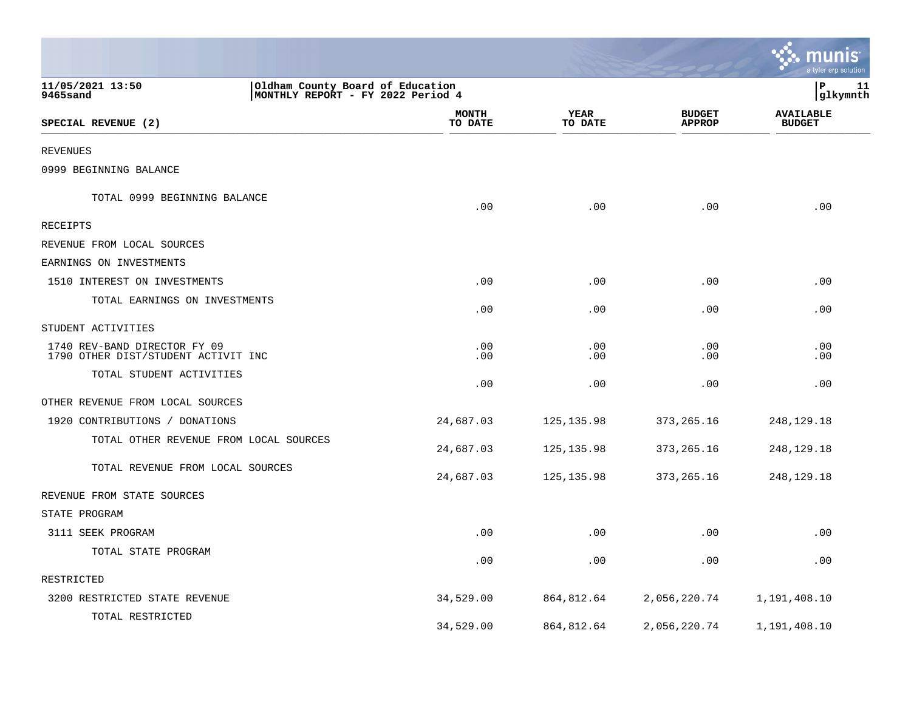11/05/2021 13:50 | Oldham County Board of Education
9465sand | MONTHLY REPORT - FY 2022 Period 4

| SPECIAL REVENUE (2) | MONTH TO DATE | YEAR TO DATE | BUDGET APPROP | AVAILABLE BUDGET |
|---|---|---|---|---|
| REVENUES | | | | |
| 0999 BEGINNING BALANCE | | | | |
| TOTAL 0999 BEGINNING BALANCE | .00 | .00 | .00 | .00 |
| RECEIPTS | | | | |
| REVENUE FROM LOCAL SOURCES | | | | |
| EARNINGS ON INVESTMENTS | | | | |
| 1510 INTEREST ON INVESTMENTS | .00 | .00 | .00 | .00 |
| TOTAL EARNINGS ON INVESTMENTS | .00 | .00 | .00 | .00 |
| STUDENT ACTIVITIES | | | | |
| 1740 REV-BAND DIRECTOR FY 09 | .00 | .00 | .00 | .00 |
| 1790 OTHER DIST/STUDENT ACTIVIT INC | .00 | .00 | .00 | .00 |
| TOTAL STUDENT ACTIVITIES | .00 | .00 | .00 | .00 |
| OTHER REVENUE FROM LOCAL SOURCES | | | | |
| 1920 CONTRIBUTIONS / DONATIONS | 24,687.03 | 125,135.98 | 373,265.16 | 248,129.18 |
| TOTAL OTHER REVENUE FROM LOCAL SOURCES | 24,687.03 | 125,135.98 | 373,265.16 | 248,129.18 |
| TOTAL REVENUE FROM LOCAL SOURCES | 24,687.03 | 125,135.98 | 373,265.16 | 248,129.18 |
| REVENUE FROM STATE SOURCES | | | | |
| STATE PROGRAM | | | | |
| 3111 SEEK PROGRAM | .00 | .00 | .00 | .00 |
| TOTAL STATE PROGRAM | .00 | .00 | .00 | .00 |
| RESTRICTED | | | | |
| 3200 RESTRICTED STATE REVENUE | 34,529.00 | 864,812.64 | 2,056,220.74 | 1,191,408.10 |
| TOTAL RESTRICTED | 34,529.00 | 864,812.64 | 2,056,220.74 | 1,191,408.10 |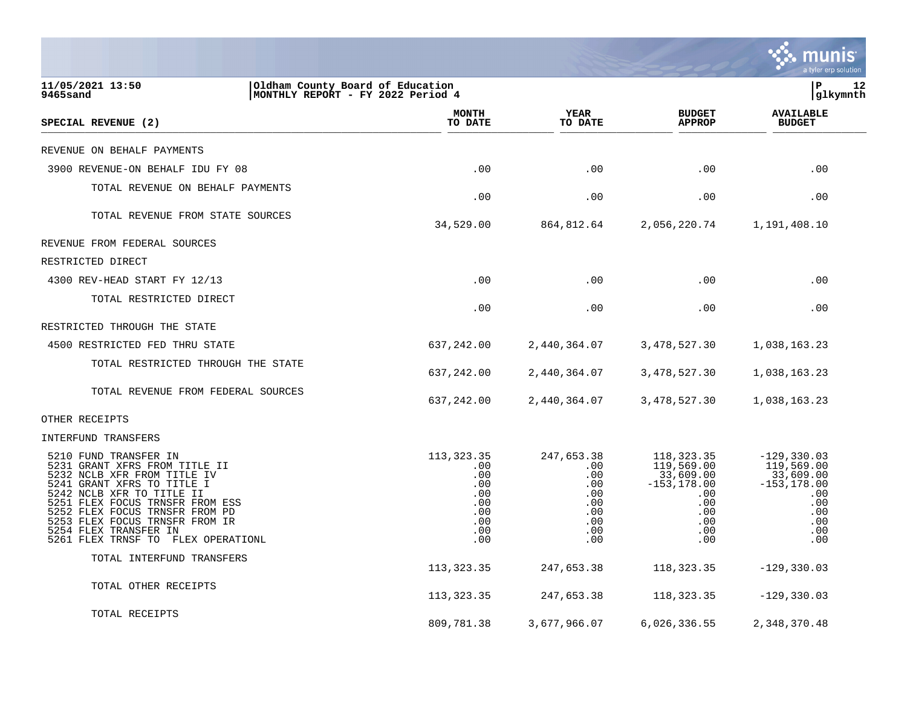11/05/2021 13:50 | Oldham County Board of Education
9465sand | MONTHLY REPORT - FY 2022 Period 4

| SPECIAL REVENUE (2) | MONTH TO DATE | YEAR TO DATE | BUDGET APPROP | AVAILABLE BUDGET |
|---|---|---|---|---|
| REVENUE ON BEHALF PAYMENTS | | | | |
| 3900 REVENUE-ON BEHALF IDU FY 08 | .00 | .00 | .00 | .00 |
| TOTAL REVENUE ON BEHALF PAYMENTS | .00 | .00 | .00 | .00 |
| TOTAL REVENUE FROM STATE SOURCES | 34,529.00 | 864,812.64 | 2,056,220.74 | 1,191,408.10 |
| REVENUE FROM FEDERAL SOURCES | | | | |
| RESTRICTED DIRECT | | | | |
| 4300 REV-HEAD START FY 12/13 | .00 | .00 | .00 | .00 |
| TOTAL RESTRICTED DIRECT | .00 | .00 | .00 | .00 |
| RESTRICTED THROUGH THE STATE | | | | |
| 4500 RESTRICTED FED THRU STATE | 637,242.00 | 2,440,364.07 | 3,478,527.30 | 1,038,163.23 |
| TOTAL RESTRICTED THROUGH THE STATE | 637,242.00 | 2,440,364.07 | 3,478,527.30 | 1,038,163.23 |
| TOTAL REVENUE FROM FEDERAL SOURCES | 637,242.00 | 2,440,364.07 | 3,478,527.30 | 1,038,163.23 |
| OTHER RECEIPTS | | | | |
| INTERFUND TRANSFERS | | | | |
| 5210 FUND TRANSFER IN | 113,323.35 | 247,653.38 | 118,323.35 | -129,330.03 |
| 5231 GRANT XFRS FROM TITLE II | .00 | .00 | 119,569.00 | 119,569.00 |
| 5232 NCLB XFR FROM TITLE IV | .00 | .00 | 33,609.00 | 33,609.00 |
| 5241 GRANT XFRS TO TITLE I | .00 | .00 | -153,178.00 | -153,178.00 |
| 5242 NCLB XFR TO TITLE II | .00 | .00 | .00 | .00 |
| 5251 FLEX FOCUS TRNSFR FROM ESS | .00 | .00 | .00 | .00 |
| 5252 FLEX FOCUS TRNSFR FROM PD | .00 | .00 | .00 | .00 |
| 5253 FLEX FOCUS TRNSFR FROM IR | .00 | .00 | .00 | .00 |
| 5254 FLEX TRANSFER IN | .00 | .00 | .00 | .00 |
| 5261 FLEX TRNSF TO FLEX OPERATIONL | .00 | .00 | .00 | .00 |
| TOTAL INTERFUND TRANSFERS | 113,323.35 | 247,653.38 | 118,323.35 | -129,330.03 |
| TOTAL OTHER RECEIPTS | 113,323.35 | 247,653.38 | 118,323.35 | -129,330.03 |
| TOTAL RECEIPTS | 809,781.38 | 3,677,966.07 | 6,026,336.55 | 2,348,370.48 |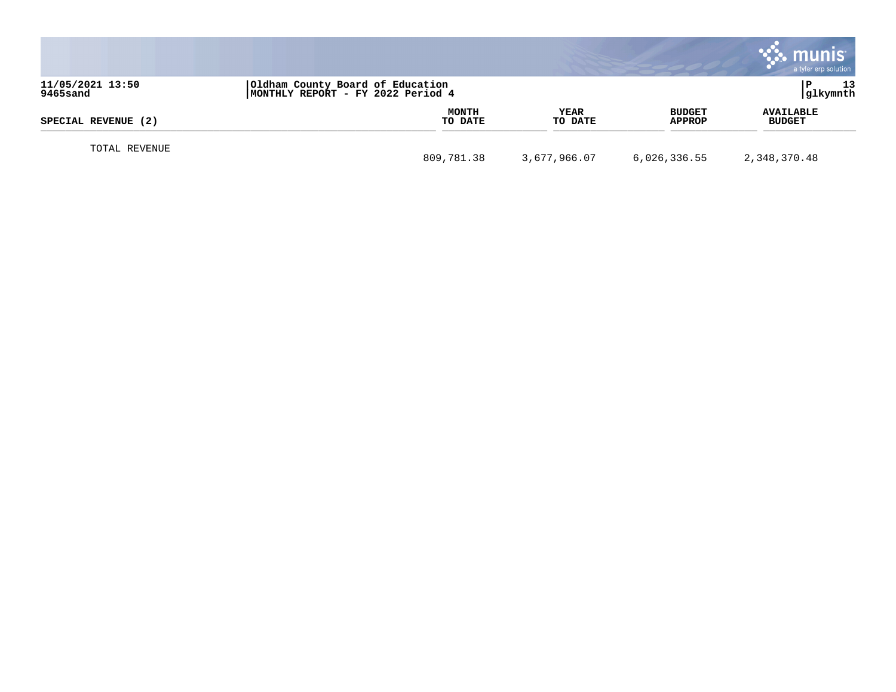11/05/2021 13:50
9465sand

Oldham County Board of Education
MONTHLY REPORT - FY 2022 Period 4

P 13
glkymnth

| SPECIAL REVENUE (2) | MONTH TO DATE | YEAR TO DATE | BUDGET APPROP | AVAILABLE BUDGET |
|---|---|---|---|---|
| TOTAL REVENUE | 809,781.38 | 3,677,966.07 | 6,026,336.55 | 2,348,370.48 |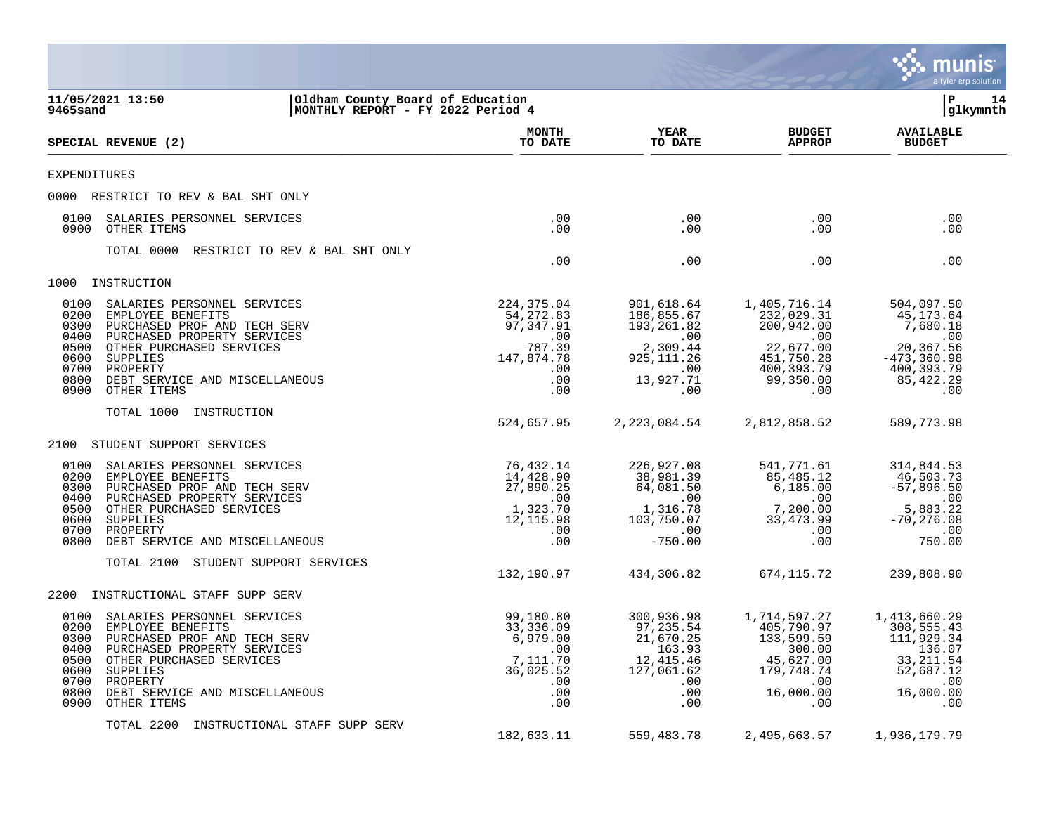11/05/2021 13:50
9465sand

Oldham County Board of Education
MONTHLY REPORT - FY 2022 Period 4

P 14
glkymnth

| SPECIAL REVENUE (2) | MONTH TO DATE | YEAR TO DATE | BUDGET APPROP | AVAILABLE BUDGET |
|---|---|---|---|---|
| **EXPENDITURES** | | | | |
| **0000 RESTRICT TO REV & BAL SHT ONLY** | | | | |
| 0100 SALARIES PERSONNEL SERVICES | .00 | .00 | .00 | .00 |
| 0900 OTHER ITEMS | .00 | .00 | .00 | .00 |
| TOTAL 0000 RESTRICT TO REV & BAL SHT ONLY | .00 | .00 | .00 | .00 |
| **1000 INSTRUCTION** | | | | |
| 0100 SALARIES PERSONNEL SERVICES | 224,375.04 | 901,618.64 | 1,405,716.14 | 504,097.50 |
| 0200 EMPLOYEE BENEFITS | 54,272.83 | 186,855.67 | 232,029.31 | 45,173.64 |
| 0300 PURCHASED PROF AND TECH SERV | 97,347.91 | 193,261.82 | 200,942.00 | 7,680.18 |
| 0400 PURCHASED PROPERTY SERVICES | .00 | .00 | .00 | .00 |
| 0500 OTHER PURCHASED SERVICES | 787.39 | 2,309.44 | 22,677.00 | 20,367.56 |
| 0600 SUPPLIES | 147,874.78 | 925,111.26 | 451,750.28 | -473,360.98 |
| 0700 PROPERTY | .00 | .00 | 400,393.79 | 400,393.79 |
| 0800 DEBT SERVICE AND MISCELLANEOUS | .00 | 13,927.71 | 99,350.00 | 85,422.29 |
| 0900 OTHER ITEMS | .00 | .00 | .00 | .00 |
| TOTAL 1000 INSTRUCTION | 524,657.95 | 2,223,084.54 | 2,812,858.52 | 589,773.98 |
| **2100 STUDENT SUPPORT SERVICES** | | | | |
| 0100 SALARIES PERSONNEL SERVICES | 76,432.14 | 226,927.08 | 541,771.61 | 314,844.53 |
| 0200 EMPLOYEE BENEFITS | 14,428.90 | 38,981.39 | 85,485.12 | 46,503.73 |
| 0300 PURCHASED PROF AND TECH SERV | 27,890.25 | 64,081.50 | 6,185.00 | -57,896.50 |
| 0400 PURCHASED PROPERTY SERVICES | .00 | .00 | .00 | .00 |
| 0500 OTHER PURCHASED SERVICES | 1,323.70 | 1,316.78 | 7,200.00 | 5,883.22 |
| 0600 SUPPLIES | 12,115.98 | 103,750.07 | 33,473.99 | -70,276.08 |
| 0700 PROPERTY | .00 | .00 | .00 | .00 |
| 0800 DEBT SERVICE AND MISCELLANEOUS | .00 | -750.00 | .00 | 750.00 |
| TOTAL 2100 STUDENT SUPPORT SERVICES | 132,190.97 | 434,306.82 | 674,115.72 | 239,808.90 |
| **2200 INSTRUCTIONAL STAFF SUPP SERV** | | | | |
| 0100 SALARIES PERSONNEL SERVICES | 99,180.80 | 300,936.98 | 1,714,597.27 | 1,413,660.29 |
| 0200 EMPLOYEE BENEFITS | 33,336.09 | 97,235.54 | 405,790.97 | 308,555.43 |
| 0300 PURCHASED PROF AND TECH SERV | 6,979.00 | 21,670.25 | 133,599.59 | 111,929.34 |
| 0400 PURCHASED PROPERTY SERVICES | .00 | 163.93 | 300.00 | 136.07 |
| 0500 OTHER PURCHASED SERVICES | 7,111.70 | 12,415.46 | 45,627.00 | 33,211.54 |
| 0600 SUPPLIES | 36,025.52 | 127,061.62 | 179,748.74 | 52,687.12 |
| 0700 PROPERTY | .00 | .00 | .00 | .00 |
| 0800 DEBT SERVICE AND MISCELLANEOUS | .00 | .00 | 16,000.00 | 16,000.00 |
| 0900 OTHER ITEMS | .00 | .00 | .00 | .00 |
| TOTAL 2200 INSTRUCTIONAL STAFF SUPP SERV | 182,633.11 | 559,483.78 | 2,495,663.57 | 1,936,179.79 |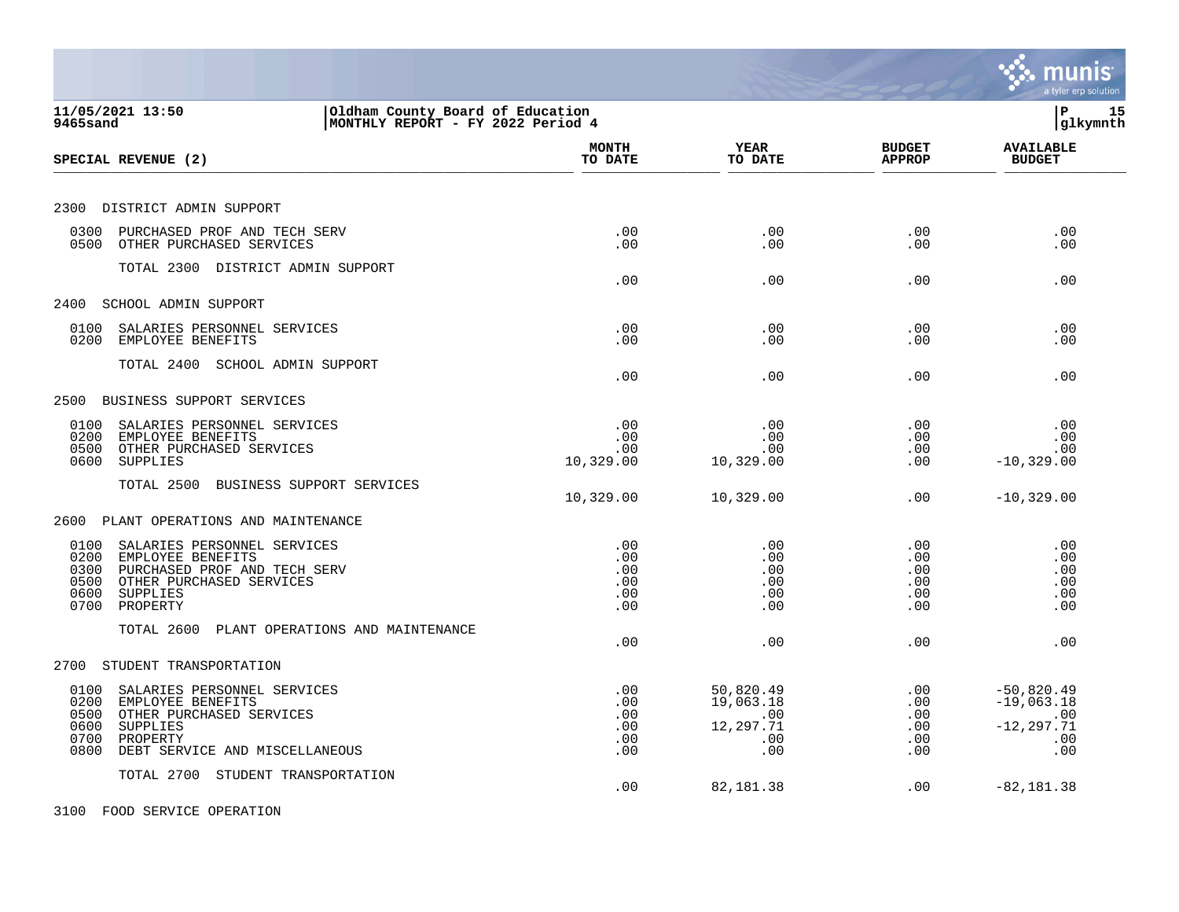11/05/2021 13:50 | Oldham County Board of Education
9465sand | MONTHLY REPORT - FY 2022 Period 4

| SPECIAL REVENUE (2) | MONTH TO DATE | YEAR TO DATE | BUDGET APPROP | AVAILABLE BUDGET |
|---|---|---|---|---|
| **2300 DISTRICT ADMIN SUPPORT** | | | | |
| 0300 PURCHASED PROF AND TECH SERV | .00 | .00 | .00 | .00 |
| 0500 OTHER PURCHASED SERVICES | .00 | .00 | .00 | .00 |
| TOTAL 2300 DISTRICT ADMIN SUPPORT | .00 | .00 | .00 | .00 |
| **2400 SCHOOL ADMIN SUPPORT** | | | | |
| 0100 SALARIES PERSONNEL SERVICES | .00 | .00 | .00 | .00 |
| 0200 EMPLOYEE BENEFITS | .00 | .00 | .00 | .00 |
| TOTAL 2400 SCHOOL ADMIN SUPPORT | .00 | .00 | .00 | .00 |
| **2500 BUSINESS SUPPORT SERVICES** | | | | |
| 0100 SALARIES PERSONNEL SERVICES | .00 | .00 | .00 | .00 |
| 0200 EMPLOYEE BENEFITS | .00 | .00 | .00 | .00 |
| 0500 OTHER PURCHASED SERVICES | .00 | .00 | .00 | .00 |
| 0600 SUPPLIES | 10,329.00 | 10,329.00 | .00 | -10,329.00 |
| TOTAL 2500 BUSINESS SUPPORT SERVICES | 10,329.00 | 10,329.00 | .00 | -10,329.00 |
| **2600 PLANT OPERATIONS AND MAINTENANCE** | | | | |
| 0100 SALARIES PERSONNEL SERVICES | .00 | .00 | .00 | .00 |
| 0200 EMPLOYEE BENEFITS | .00 | .00 | .00 | .00 |
| 0300 PURCHASED PROF AND TECH SERV | .00 | .00 | .00 | .00 |
| 0500 OTHER PURCHASED SERVICES | .00 | .00 | .00 | .00 |
| 0600 SUPPLIES | .00 | .00 | .00 | .00 |
| 0700 PROPERTY | .00 | .00 | .00 | .00 |
| TOTAL 2600 PLANT OPERATIONS AND MAINTENANCE | .00 | .00 | .00 | .00 |
| **2700 STUDENT TRANSPORTATION** | | | | |
| 0100 SALARIES PERSONNEL SERVICES | .00 | 50,820.49 | .00 | -50,820.49 |
| 0200 EMPLOYEE BENEFITS | .00 | 19,063.18 | .00 | -19,063.18 |
| 0500 OTHER PURCHASED SERVICES | .00 | .00 | .00 | .00 |
| 0600 SUPPLIES | .00 | 12,297.71 | .00 | -12,297.71 |
| 0700 PROPERTY | .00 | .00 | .00 | .00 |
| 0800 DEBT SERVICE AND MISCELLANEOUS | .00 | .00 | .00 | .00 |
| TOTAL 2700 STUDENT TRANSPORTATION | .00 | 82,181.38 | .00 | -82,181.38 |
| **3100 FOOD SERVICE OPERATION** | | | | |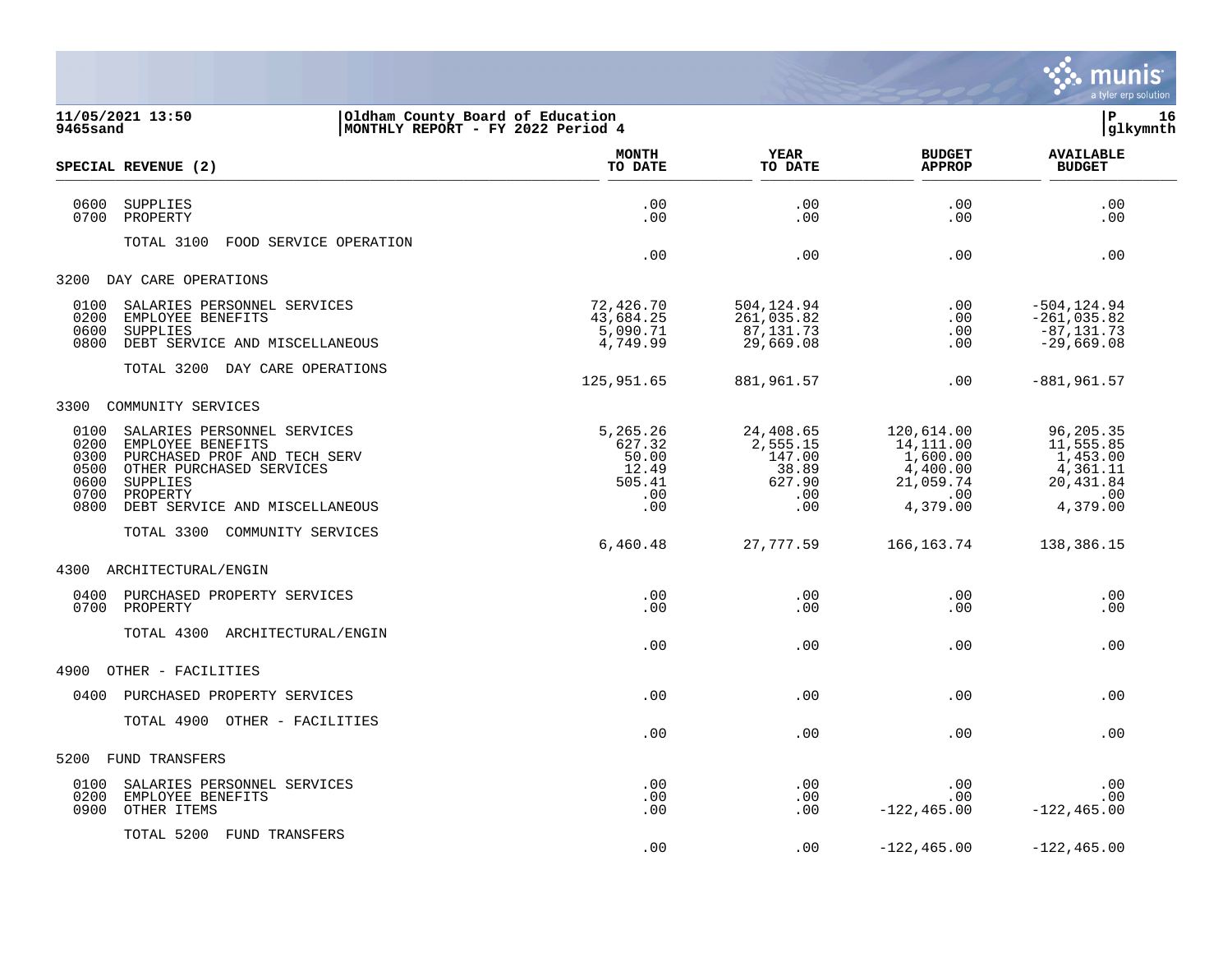**11/05/2021 13:50** | **Oldham County Board of Education**
**9465sand** | **MONTHLY REPORT - FY 2022 Period 4**

| SPECIAL REVENUE (2) | MONTH TO DATE | YEAR TO DATE | BUDGET APPROP | AVAILABLE BUDGET |
|---|---|---|---|---|
| 0600 SUPPLIES | .00 | .00 | .00 | .00 |
| 0700 PROPERTY | .00 | .00 | .00 | .00 |
| TOTAL 3100 FOOD SERVICE OPERATION | .00 | .00 | .00 | .00 |
| **3200 DAY CARE OPERATIONS** | | | | |
| 0100 SALARIES PERSONNEL SERVICES | 72,426.70 | 504,124.94 | .00 | -504,124.94 |
| 0200 EMPLOYEE BENEFITS | 43,684.25 | 261,035.82 | .00 | -261,035.82 |
| 0600 SUPPLIES | 5,090.71 | 87,131.73 | .00 | -87,131.73 |
| 0800 DEBT SERVICE AND MISCELLANEOUS | 4,749.99 | 29,669.08 | .00 | -29,669.08 |
| TOTAL 3200 DAY CARE OPERATIONS | 125,951.65 | 881,961.57 | .00 | -881,961.57 |
| **3300 COMMUNITY SERVICES** | | | | |
| 0100 SALARIES PERSONNEL SERVICES | 5,265.26 | 24,408.65 | 120,614.00 | 96,205.35 |
| 0200 EMPLOYEE BENEFITS | 627.32 | 2,555.15 | 14,111.00 | 11,555.85 |
| 0300 PURCHASED PROF AND TECH SERV | 50.00 | 147.00 | 1,600.00 | 1,453.00 |
| 0500 OTHER PURCHASED SERVICES | 12.49 | 38.89 | 4,400.00 | 4,361.11 |
| 0600 SUPPLIES | 505.41 | 627.90 | 21,059.74 | 20,431.84 |
| 0700 PROPERTY | .00 | .00 | .00 | .00 |
| 0800 DEBT SERVICE AND MISCELLANEOUS | .00 | .00 | 4,379.00 | 4,379.00 |
| TOTAL 3300 COMMUNITY SERVICES | 6,460.48 | 27,777.59 | 166,163.74 | 138,386.15 |
| **4300 ARCHITECTURAL/ENGIN** | | | | |
| 0400 PURCHASED PROPERTY SERVICES | .00 | .00 | .00 | .00 |
| 0700 PROPERTY | .00 | .00 | .00 | .00 |
| TOTAL 4300 ARCHITECTURAL/ENGIN | .00 | .00 | .00 | .00 |
| **4900 OTHER - FACILITIES** | | | | |
| 0400 PURCHASED PROPERTY SERVICES | .00 | .00 | .00 | .00 |
| TOTAL 4900 OTHER - FACILITIES | .00 | .00 | .00 | .00 |
| **5200 FUND TRANSFERS** | | | | |
| 0100 SALARIES PERSONNEL SERVICES | .00 | .00 | .00 | .00 |
| 0200 EMPLOYEE BENEFITS | .00 | .00 | .00 | .00 |
| 0900 OTHER ITEMS | .00 | .00 | -122,465.00 | -122,465.00 |
| TOTAL 5200 FUND TRANSFERS | .00 | .00 | -122,465.00 | -122,465.00 |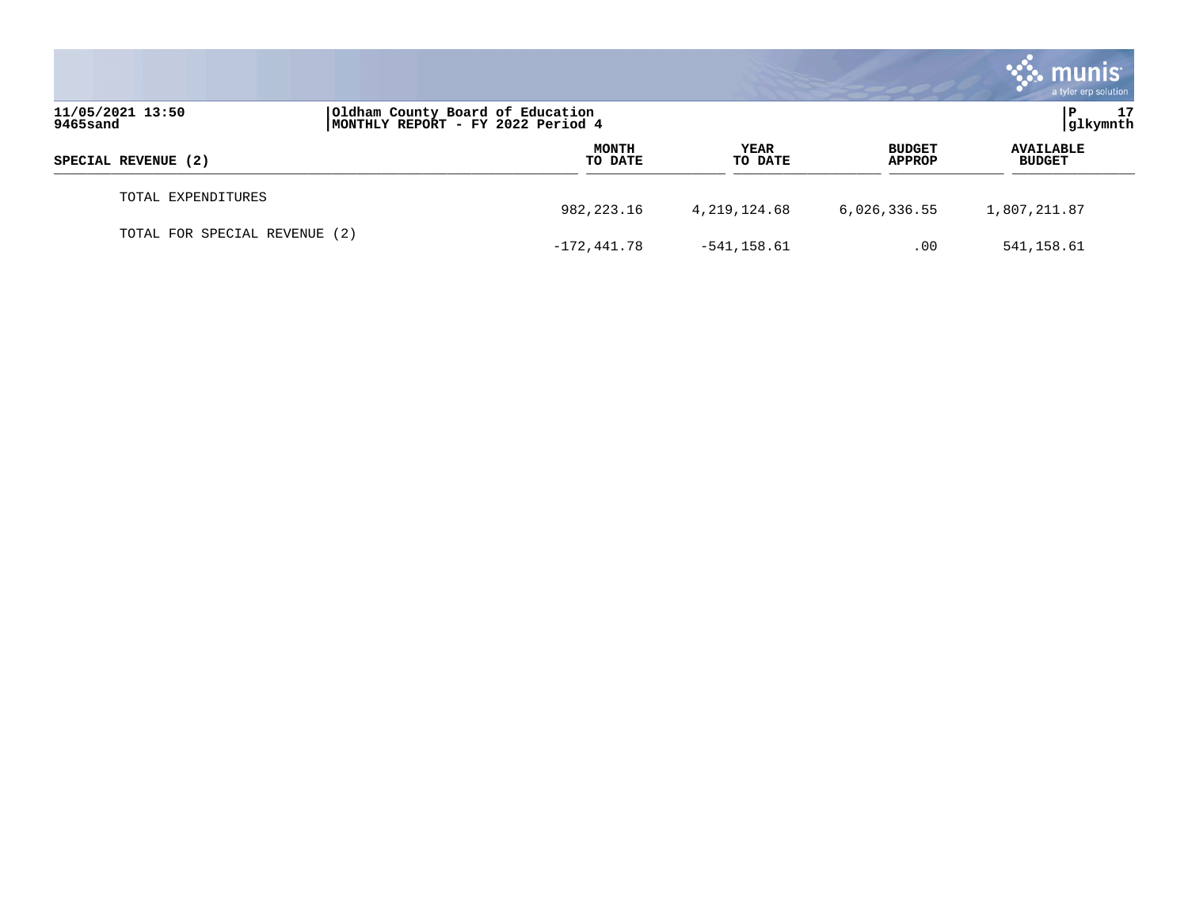| SPECIAL REVENUE (2) | MONTH TO DATE | YEAR TO DATE | BUDGET APPROP | AVAILABLE BUDGET |
|---|---|---|---|---|
| TOTAL EXPENDITURES | 982,223.16 | 4,219,124.68 | 6,026,336.55 | 1,807,211.87 |
| TOTAL FOR SPECIAL REVENUE (2) | -172,441.78 | -541,158.61 | .00 | 541,158.61 |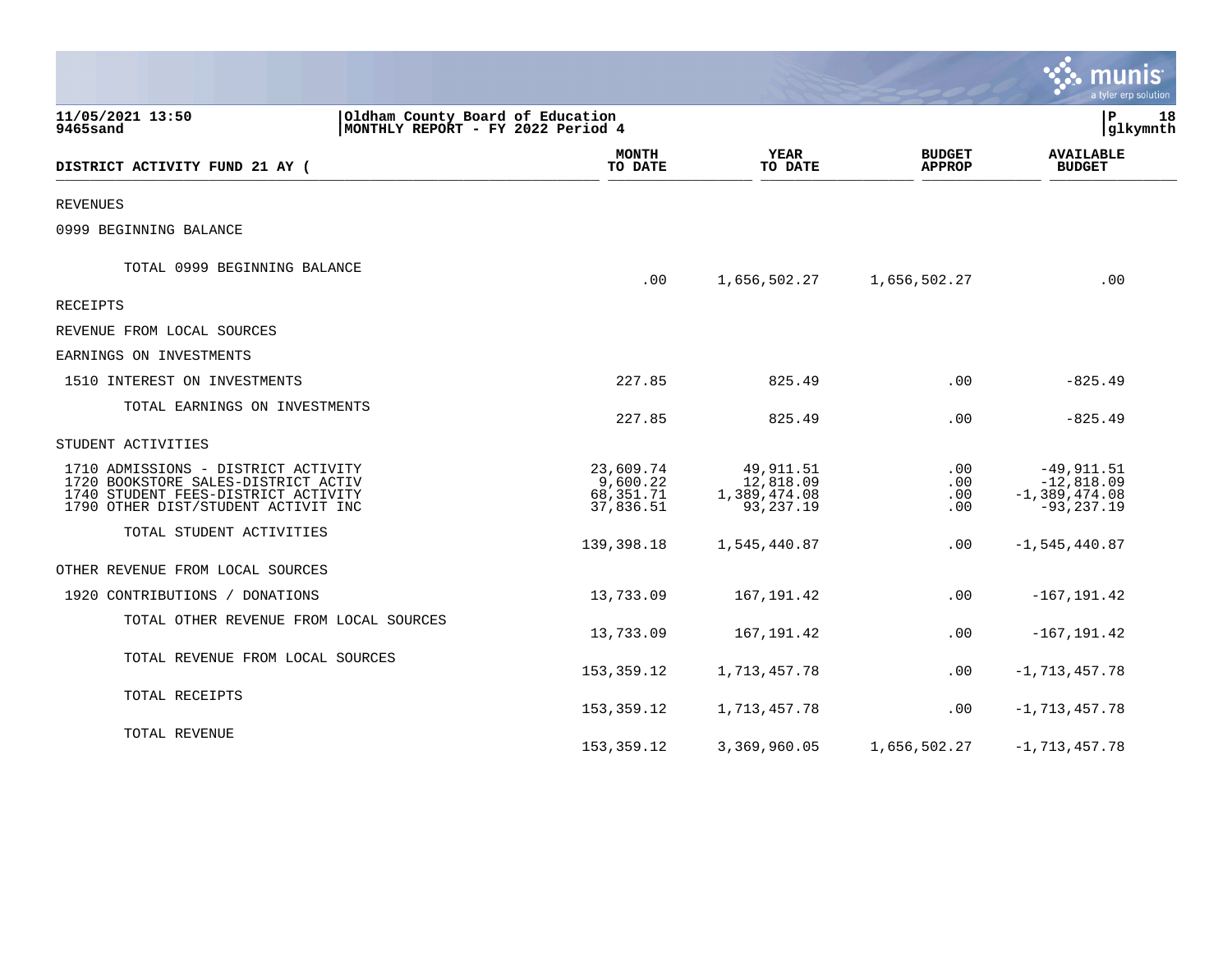11/05/2021 13:50
9465sand

Oldham County Board of Education
MONTHLY REPORT - FY 2022 Period 4

| DISTRICT ACTIVITY FUND 21 AY ( | MONTH TO DATE | YEAR TO DATE | BUDGET APPROP | AVAILABLE BUDGET |
|---|---|---|---|---|
| REVENUES | | | | |
| 0999 BEGINNING BALANCE | | | | |
| TOTAL 0999 BEGINNING BALANCE | .00 | 1,656,502.27 | 1,656,502.27 | .00 |
| RECEIPTS | | | | |
| REVENUE FROM LOCAL SOURCES | | | | |
| EARNINGS ON INVESTMENTS | | | | |
| 1510 INTEREST ON INVESTMENTS | 227.85 | 825.49 | .00 | -825.49 |
| TOTAL EARNINGS ON INVESTMENTS | 227.85 | 825.49 | .00 | -825.49 |
| STUDENT ACTIVITIES | | | | |
| 1710 ADMISSIONS - DISTRICT ACTIVITY | 23,609.74 | 49,911.51 | .00 | -49,911.51 |
| 1720 BOOKSTORE SALES-DISTRICT ACTIV | 9,600.22 | 12,818.09 | .00 | -12,818.09 |
| 1740 STUDENT FEES-DISTRICT ACTIVITY | 68,351.71 | 1,389,474.08 | .00 | -1,389,474.08 |
| 1790 OTHER DIST/STUDENT ACTIVIT INC | 37,836.51 | 93,237.19 | .00 | -93,237.19 |
| TOTAL STUDENT ACTIVITIES | 139,398.18 | 1,545,440.87 | .00 | -1,545,440.87 |
| OTHER REVENUE FROM LOCAL SOURCES | | | | |
| 1920 CONTRIBUTIONS / DONATIONS | 13,733.09 | 167,191.42 | .00 | -167,191.42 |
| TOTAL OTHER REVENUE FROM LOCAL SOURCES | 13,733.09 | 167,191.42 | .00 | -167,191.42 |
| TOTAL REVENUE FROM LOCAL SOURCES | 153,359.12 | 1,713,457.78 | .00 | -1,713,457.78 |
| TOTAL RECEIPTS | 153,359.12 | 1,713,457.78 | .00 | -1,713,457.78 |
| TOTAL REVENUE | 153,359.12 | 3,369,960.05 | 1,656,502.27 | -1,713,457.78 |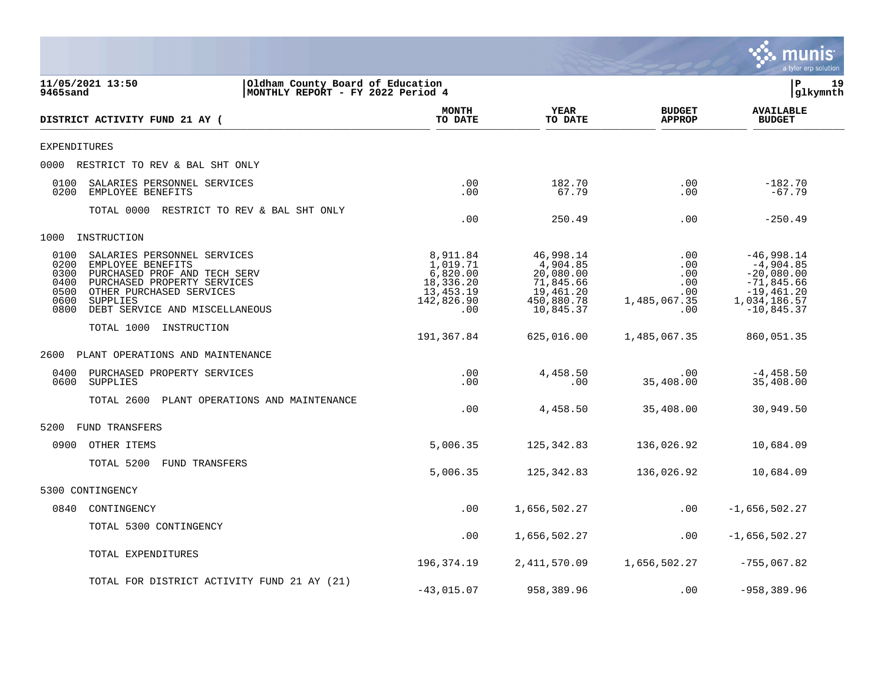11/05/2021 13:50
9465sand

Oldham County Board of Education
MONTHLY REPORT - FY 2022 Period 4

| DISTRICT ACTIVITY FUND 21 AY ( | MONTH TO DATE | YEAR TO DATE | BUDGET APPROP | AVAILABLE BUDGET |
|---|---|---|---|---|
| EXPENDITURES | | | | |
| 0000 RESTRICT TO REV & BAL SHT ONLY | | | | |
| 0100 SALARIES PERSONNEL SERVICES | .00 | 182.70 | .00 | -182.70 |
| 0200 EMPLOYEE BENEFITS | .00 | 67.79 | .00 | -67.79 |
| TOTAL 0000 RESTRICT TO REV & BAL SHT ONLY | .00 | 250.49 | .00 | -250.49 |
| 1000 INSTRUCTION | | | | |
| 0100 SALARIES PERSONNEL SERVICES | 8,911.84 | 46,998.14 | .00 | -46,998.14 |
| 0200 EMPLOYEE BENEFITS | 1,019.71 | 4,904.85 | .00 | -4,904.85 |
| 0300 PURCHASED PROF AND TECH SERV | 6,820.00 | 20,080.00 | .00 | -20,080.00 |
| 0400 PURCHASED PROPERTY SERVICES | 18,336.20 | 71,845.66 | .00 | -71,845.66 |
| 0500 OTHER PURCHASED SERVICES | 13,453.19 | 19,461.20 | .00 | -19,461.20 |
| 0600 SUPPLIES | 142,826.90 | 450,880.78 | 1,485,067.35 | 1,034,186.57 |
| 0800 DEBT SERVICE AND MISCELLANEOUS | .00 | 10,845.37 | .00 | -10,845.37 |
| TOTAL 1000 INSTRUCTION | 191,367.84 | 625,016.00 | 1,485,067.35 | 860,051.35 |
| 2600 PLANT OPERATIONS AND MAINTENANCE | | | | |
| 0400 PURCHASED PROPERTY SERVICES | .00 | 4,458.50 | .00 | -4,458.50 |
| 0600 SUPPLIES | .00 | .00 | 35,408.00 | 35,408.00 |
| TOTAL 2600 PLANT OPERATIONS AND MAINTENANCE | .00 | 4,458.50 | 35,408.00 | 30,949.50 |
| 5200 FUND TRANSFERS | | | | |
| 0900 OTHER ITEMS | 5,006.35 | 125,342.83 | 136,026.92 | 10,684.09 |
| TOTAL 5200 FUND TRANSFERS | 5,006.35 | 125,342.83 | 136,026.92 | 10,684.09 |
| 5300 CONTINGENCY | | | | |
| 0840 CONTINGENCY | .00 | 1,656,502.27 | .00 | -1,656,502.27 |
| TOTAL 5300 CONTINGENCY | .00 | 1,656,502.27 | .00 | -1,656,502.27 |
| TOTAL EXPENDITURES | 196,374.19 | 2,411,570.09 | 1,656,502.27 | -755,067.82 |
| TOTAL FOR DISTRICT ACTIVITY FUND 21 AY (21) | -43,015.07 | 958,389.96 | .00 | -958,389.96 |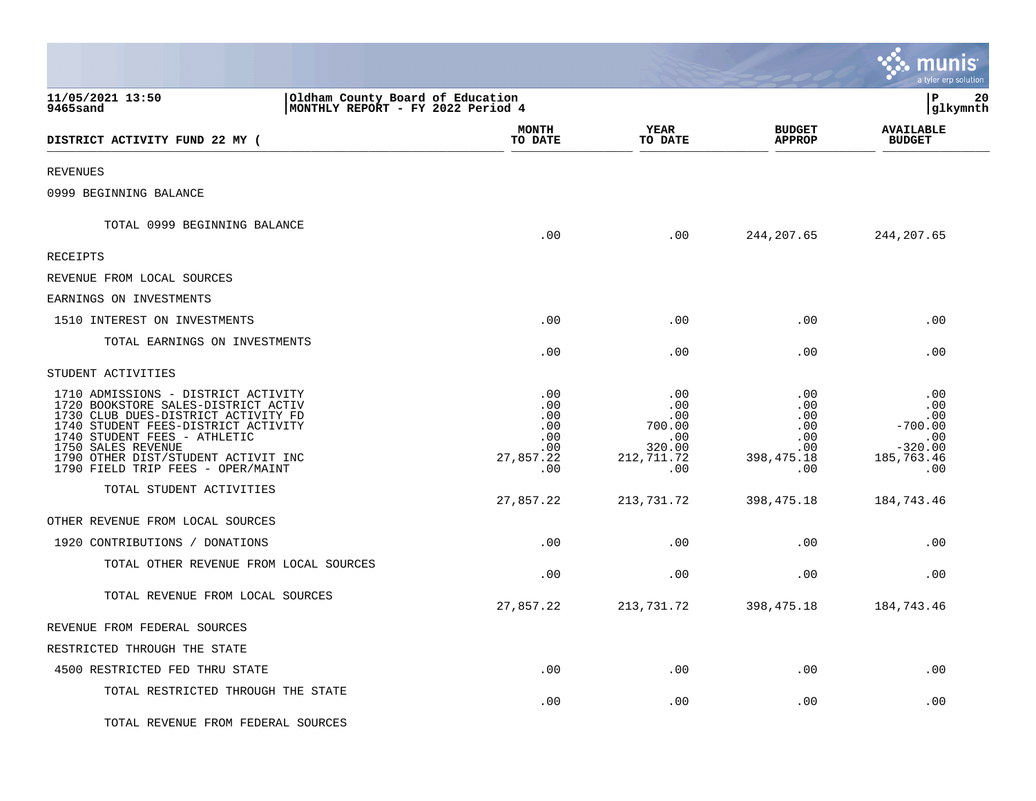11/05/2021 13:50
9465sand

Oldham County Board of Education
MONTHLY REPORT - FY 2022 Period 4

P 20
glkymnth

| DISTRICT ACTIVITY FUND 22 MY ( | MONTH TO DATE | YEAR TO DATE | BUDGET APPROP | AVAILABLE BUDGET |
|---|---|---|---|---|
| REVENUES | | | | |
| 0999 BEGINNING BALANCE | | | | |
| TOTAL 0999 BEGINNING BALANCE | .00 | .00 | 244,207.65 | 244,207.65 |
| RECEIPTS | | | | |
| REVENUE FROM LOCAL SOURCES | | | | |
| EARNINGS ON INVESTMENTS | | | | |
| 1510 INTEREST ON INVESTMENTS | .00 | .00 | .00 | .00 |
| TOTAL EARNINGS ON INVESTMENTS | .00 | .00 | .00 | .00 |
| STUDENT ACTIVITIES | | | | |
| 1710 ADMISSIONS - DISTRICT ACTIVITY | .00 | .00 | .00 | .00 |
| 1720 BOOKSTORE SALES-DISTRICT ACTIV | .00 | .00 | .00 | .00 |
| 1730 CLUB DUES-DISTRICT ACTIVITY FD | .00 | .00 | .00 | .00 |
| 1740 STUDENT FEES-DISTRICT ACTIVITY | .00 | 700.00 | .00 | -700.00 |
| 1740 STUDENT FEES - ATHLETIC | .00 | .00 | .00 | .00 |
| 1750 SALES REVENUE | .00 | 320.00 | .00 | -320.00 |
| 1790 OTHER DIST/STUDENT ACTIVIT INC | 27,857.22 | 212,711.72 | 398,475.18 | 185,763.46 |
| 1790 FIELD TRIP FEES - OPER/MAINT | .00 | .00 | .00 | .00 |
| TOTAL STUDENT ACTIVITIES | 27,857.22 | 213,731.72 | 398,475.18 | 184,743.46 |
| OTHER REVENUE FROM LOCAL SOURCES | | | | |
| 1920 CONTRIBUTIONS / DONATIONS | .00 | .00 | .00 | .00 |
| TOTAL OTHER REVENUE FROM LOCAL SOURCES | .00 | .00 | .00 | .00 |
| TOTAL REVENUE FROM LOCAL SOURCES | 27,857.22 | 213,731.72 | 398,475.18 | 184,743.46 |
| REVENUE FROM FEDERAL SOURCES | | | | |
| RESTRICTED THROUGH THE STATE | | | | |
| 4500 RESTRICTED FED THRU STATE | .00 | .00 | .00 | .00 |
| TOTAL RESTRICTED THROUGH THE STATE | .00 | .00 | .00 | .00 |
| TOTAL REVENUE FROM FEDERAL SOURCES | | | | |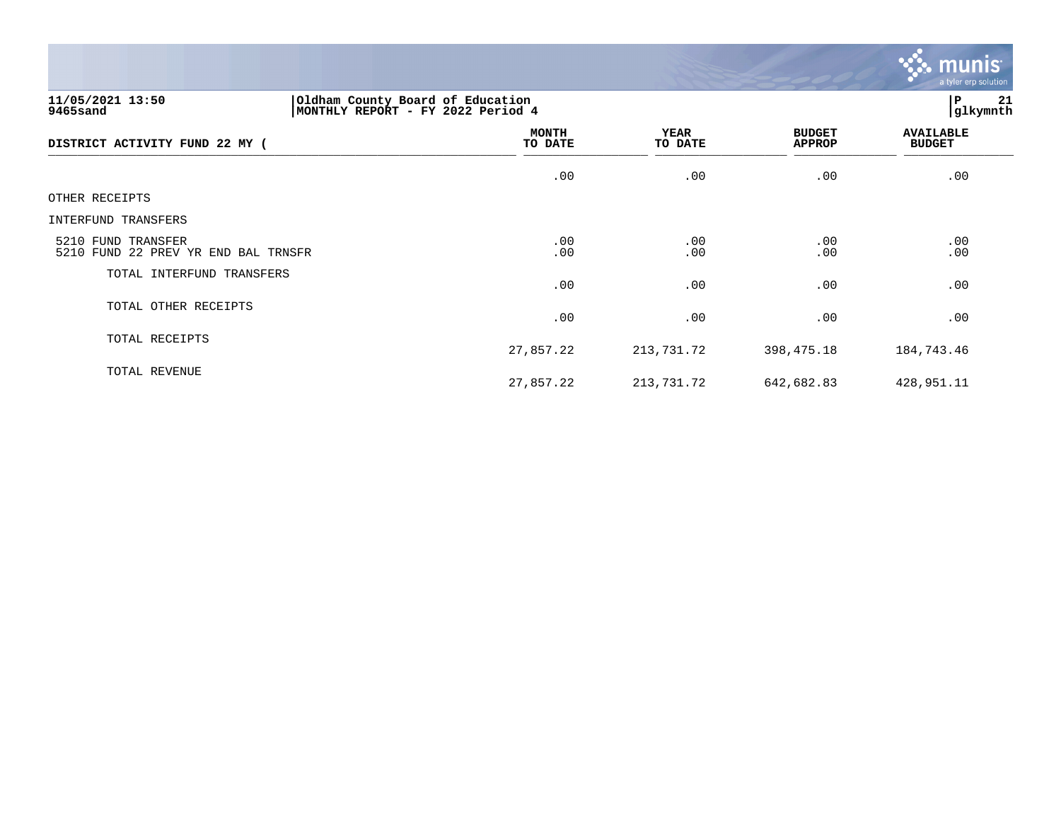11/05/2021 13:50
9465sand

Oldham County Board of Education
MONTHLY REPORT - FY 2022 Period 4

| DISTRICT ACTIVITY FUND 22 MY ( | MONTH TO DATE | YEAR TO DATE | BUDGET APPROP | AVAILABLE BUDGET |
|---|---|---|---|---|
| | .00 | .00 | .00 | .00 |
| OTHER RECEIPTS | | | | |
| INTERFUND TRANSFERS | | | | |
| 5210 FUND TRANSFER | .00 | .00 | .00 | .00 |
| 5210 FUND 22 PREV YR END BAL TRNSFR | .00 | .00 | .00 | .00 |
| TOTAL INTERFUND TRANSFERS | .00 | .00 | .00 | .00 |
| TOTAL OTHER RECEIPTS | .00 | .00 | .00 | .00 |
| TOTAL RECEIPTS | 27,857.22 | 213,731.72 | 398,475.18 | 184,743.46 |
| TOTAL REVENUE | 27,857.22 | 213,731.72 | 642,682.83 | 428,951.11 |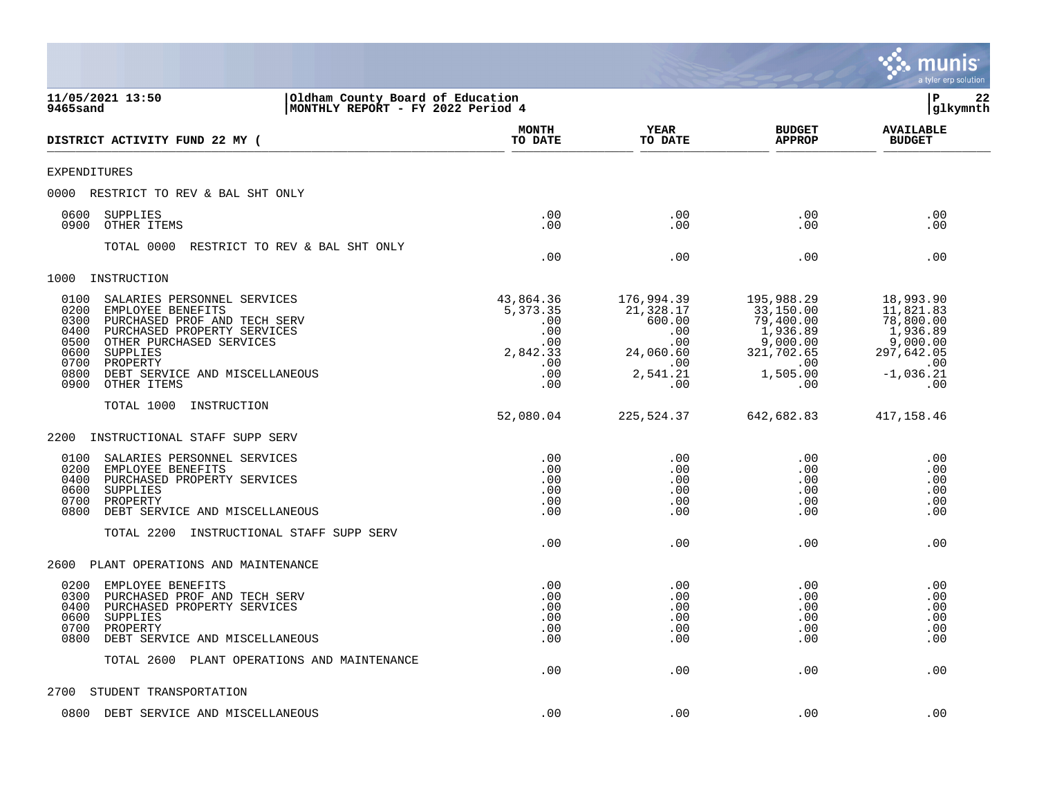11/05/2021 13:50
9465sand

Oldham County Board of Education
MONTHLY REPORT - FY 2022 Period 4

| DISTRICT ACTIVITY FUND 22 MY ( | MONTH TO DATE | YEAR TO DATE | BUDGET APPROP | AVAILABLE BUDGET |
|---|---|---|---|---|
| EXPENDITURES | | | | |
| 0000 RESTRICT TO REV & BAL SHT ONLY | | | | |
| 0600 SUPPLIES | .00 | .00 | .00 | .00 |
| 0900 OTHER ITEMS | .00 | .00 | .00 | .00 |
| TOTAL 0000 RESTRICT TO REV & BAL SHT ONLY | .00 | .00 | .00 | .00 |
| 1000 INSTRUCTION | | | | |
| 0100 SALARIES PERSONNEL SERVICES | 43,864.36 | 176,994.39 | 195,988.29 | 18,993.90 |
| 0200 EMPLOYEE BENEFITS | 5,373.35 | 21,328.17 | 33,150.00 | 11,821.83 |
| 0300 PURCHASED PROF AND TECH SERV | .00 | 600.00 | 79,400.00 | 78,800.00 |
| 0400 PURCHASED PROPERTY SERVICES | .00 | .00 | 1,936.89 | 1,936.89 |
| 0500 OTHER PURCHASED SERVICES | .00 | .00 | 9,000.00 | 9,000.00 |
| 0600 SUPPLIES | 2,842.33 | 24,060.60 | 321,702.65 | 297,642.05 |
| 0700 PROPERTY | .00 | .00 | .00 | .00 |
| 0800 DEBT SERVICE AND MISCELLANEOUS | .00 | 2,541.21 | 1,505.00 | -1,036.21 |
| 0900 OTHER ITEMS | .00 | .00 | .00 | .00 |
| TOTAL 1000 INSTRUCTION | 52,080.04 | 225,524.37 | 642,682.83 | 417,158.46 |
| 2200 INSTRUCTIONAL STAFF SUPP SERV | | | | |
| 0100 SALARIES PERSONNEL SERVICES | .00 | .00 | .00 | .00 |
| 0200 EMPLOYEE BENEFITS | .00 | .00 | .00 | .00 |
| 0400 PURCHASED PROPERTY SERVICES | .00 | .00 | .00 | .00 |
| 0600 SUPPLIES | .00 | .00 | .00 | .00 |
| 0700 PROPERTY | .00 | .00 | .00 | .00 |
| 0800 DEBT SERVICE AND MISCELLANEOUS | .00 | .00 | .00 | .00 |
| TOTAL 2200 INSTRUCTIONAL STAFF SUPP SERV | .00 | .00 | .00 | .00 |
| 2600 PLANT OPERATIONS AND MAINTENANCE | | | | |
| 0200 EMPLOYEE BENEFITS | .00 | .00 | .00 | .00 |
| 0300 PURCHASED PROF AND TECH SERV | .00 | .00 | .00 | .00 |
| 0400 PURCHASED PROPERTY SERVICES | .00 | .00 | .00 | .00 |
| 0600 SUPPLIES | .00 | .00 | .00 | .00 |
| 0700 PROPERTY | .00 | .00 | .00 | .00 |
| 0800 DEBT SERVICE AND MISCELLANEOUS | .00 | .00 | .00 | .00 |
| TOTAL 2600 PLANT OPERATIONS AND MAINTENANCE | .00 | .00 | .00 | .00 |
| 2700 STUDENT TRANSPORTATION | | | | |
| 0800 DEBT SERVICE AND MISCELLANEOUS | .00 | .00 | .00 | .00 |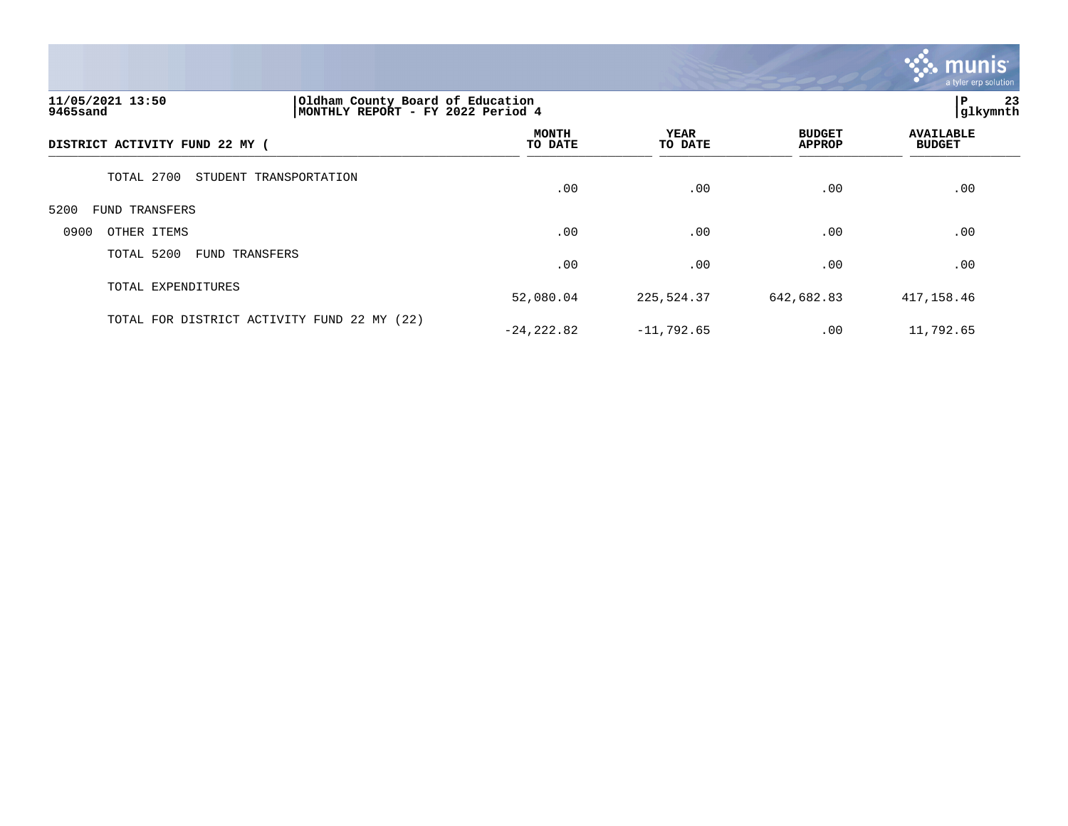| DISTRICT ACTIVITY FUND 22 MY ( | MONTH TO DATE | YEAR TO DATE | BUDGET APPROP | AVAILABLE BUDGET |
|---|---|---|---|---|
| TOTAL 2700 STUDENT TRANSPORTATION | .00 | .00 | .00 | .00 |
| 5200 FUND TRANSFERS | | | | |
| 0900 OTHER ITEMS | .00 | .00 | .00 | .00 |
| TOTAL 5200 FUND TRANSFERS | .00 | .00 | .00 | .00 |
| TOTAL EXPENDITURES | 52,080.04 | 225,524.37 | 642,682.83 | 417,158.46 |
| TOTAL FOR DISTRICT ACTIVITY FUND 22 MY (22) | -24,222.82 | -11,792.65 | .00 | 11,792.65 |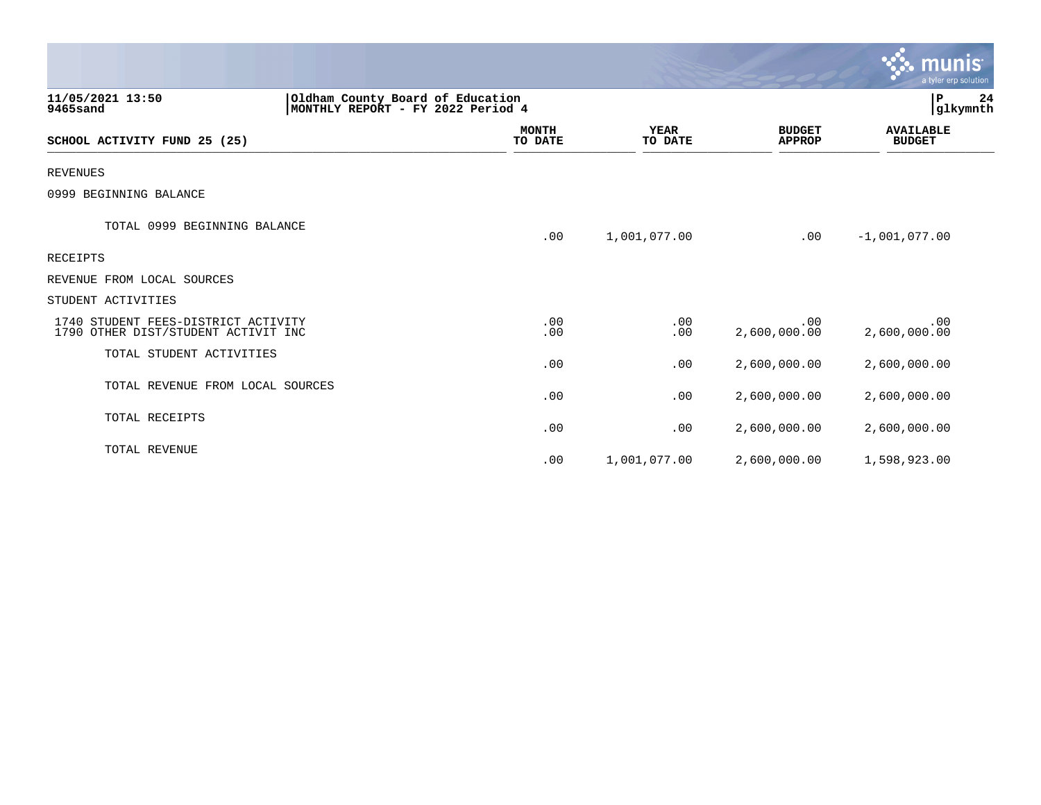11/05/2021 13:50 | Oldham County Board of Education
9465sand | MONTHLY REPORT - FY 2022 Period 4

| SCHOOL ACTIVITY FUND 25 (25) | MONTH TO DATE | YEAR TO DATE | BUDGET APPROP | AVAILABLE BUDGET |
|---|---|---|---|---|
| REVENUES | | | | |
| 0999 BEGINNING BALANCE | | | | |
| TOTAL 0999 BEGINNING BALANCE | .00 | 1,001,077.00 | .00 | -1,001,077.00 |
| RECEIPTS | | | | |
| REVENUE FROM LOCAL SOURCES | | | | |
| STUDENT ACTIVITIES | | | | |
| 1740 STUDENT FEES-DISTRICT ACTIVITY | .00 | .00 | .00 | .00 |
| 1790 OTHER DIST/STUDENT ACTIVIT INC | .00 | .00 | 2,600,000.00 | 2,600,000.00 |
| TOTAL STUDENT ACTIVITIES | .00 | .00 | 2,600,000.00 | 2,600,000.00 |
| TOTAL REVENUE FROM LOCAL SOURCES | .00 | .00 | 2,600,000.00 | 2,600,000.00 |
| TOTAL RECEIPTS | .00 | .00 | 2,600,000.00 | 2,600,000.00 |
| TOTAL REVENUE | .00 | 1,001,077.00 | 2,600,000.00 | 1,598,923.00 |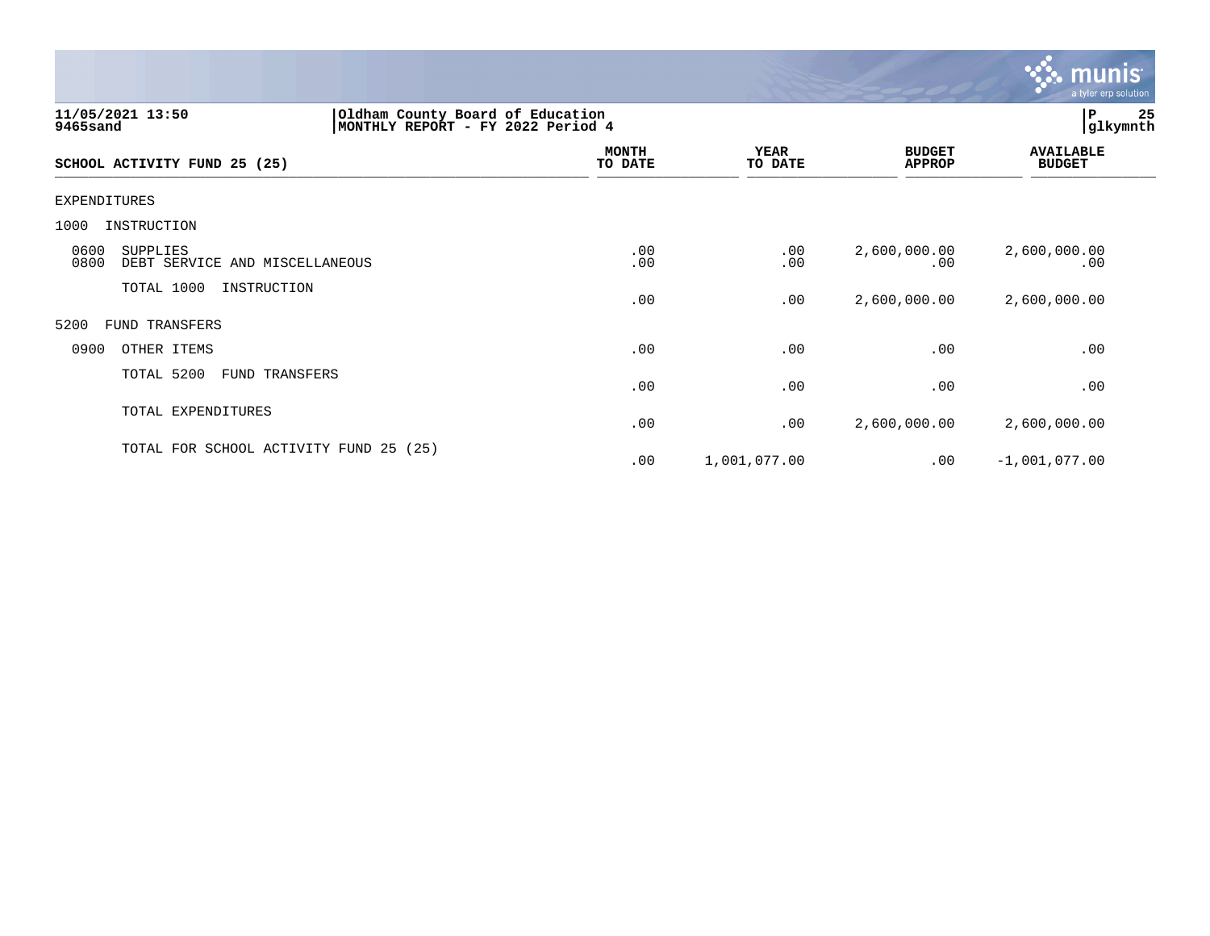11/05/2021 13:50
9465sand

Oldham County Board of Education
MONTHLY REPORT - FY 2022 Period 4

P 25
glkymnth

| SCHOOL ACTIVITY FUND 25 (25) | MONTH TO DATE | YEAR TO DATE | BUDGET APPROP | AVAILABLE BUDGET |
|---|---|---|---|---|
| EXPENDITURES | | | | |
| 1000 INSTRUCTION | | | | |
| 0600 SUPPLIES | .00 | .00 | 2,600,000.00 | 2,600,000.00 |
| 0800 DEBT SERVICE AND MISCELLANEOUS | .00 | .00 | .00 | .00 |
| TOTAL 1000 INSTRUCTION | .00 | .00 | 2,600,000.00 | 2,600,000.00 |
| 5200 FUND TRANSFERS | | | | |
| 0900 OTHER ITEMS | .00 | .00 | .00 | .00 |
| TOTAL 5200 FUND TRANSFERS | .00 | .00 | .00 | .00 |
| TOTAL EXPENDITURES | .00 | .00 | 2,600,000.00 | 2,600,000.00 |
| TOTAL FOR SCHOOL ACTIVITY FUND 25 (25) | .00 | 1,001,077.00 | .00 | -1,001,077.00 |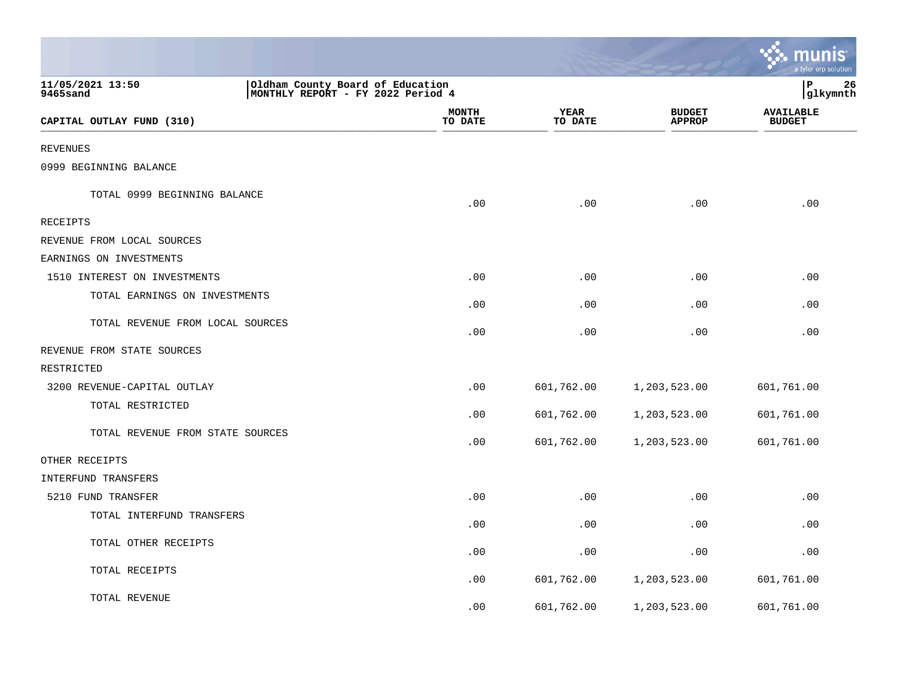11/05/2021 13:50
9465sand

Oldham County Board of Education
MONTHLY REPORT - FY 2022 Period 4

glkymnth

| CAPITAL OUTLAY FUND (310) | MONTH TO DATE | YEAR TO DATE | BUDGET APPROP | AVAILABLE BUDGET |
|---|---|---|---|---|
| REVENUES | | | | |
| 0999 BEGINNING BALANCE | | | | |
| TOTAL 0999 BEGINNING BALANCE | .00 | .00 | .00 | .00 |
| RECEIPTS | | | | |
| REVENUE FROM LOCAL SOURCES | | | | |
| EARNINGS ON INVESTMENTS | | | | |
| 1510 INTEREST ON INVESTMENTS | .00 | .00 | .00 | .00 |
| TOTAL EARNINGS ON INVESTMENTS | .00 | .00 | .00 | .00 |
| TOTAL REVENUE FROM LOCAL SOURCES | .00 | .00 | .00 | .00 |
| REVENUE FROM STATE SOURCES | | | | |
| RESTRICTED | | | | |
| 3200 REVENUE-CAPITAL OUTLAY | .00 | 601,762.00 | 1,203,523.00 | 601,761.00 |
| TOTAL RESTRICTED | .00 | 601,762.00 | 1,203,523.00 | 601,761.00 |
| TOTAL REVENUE FROM STATE SOURCES | .00 | 601,762.00 | 1,203,523.00 | 601,761.00 |
| OTHER RECEIPTS | | | | |
| INTERFUND TRANSFERS | | | | |
| 5210 FUND TRANSFER | .00 | .00 | .00 | .00 |
| TOTAL INTERFUND TRANSFERS | .00 | .00 | .00 | .00 |
| TOTAL OTHER RECEIPTS | .00 | .00 | .00 | .00 |
| TOTAL RECEIPTS | .00 | 601,762.00 | 1,203,523.00 | 601,761.00 |
| TOTAL REVENUE | .00 | 601,762.00 | 1,203,523.00 | 601,761.00 |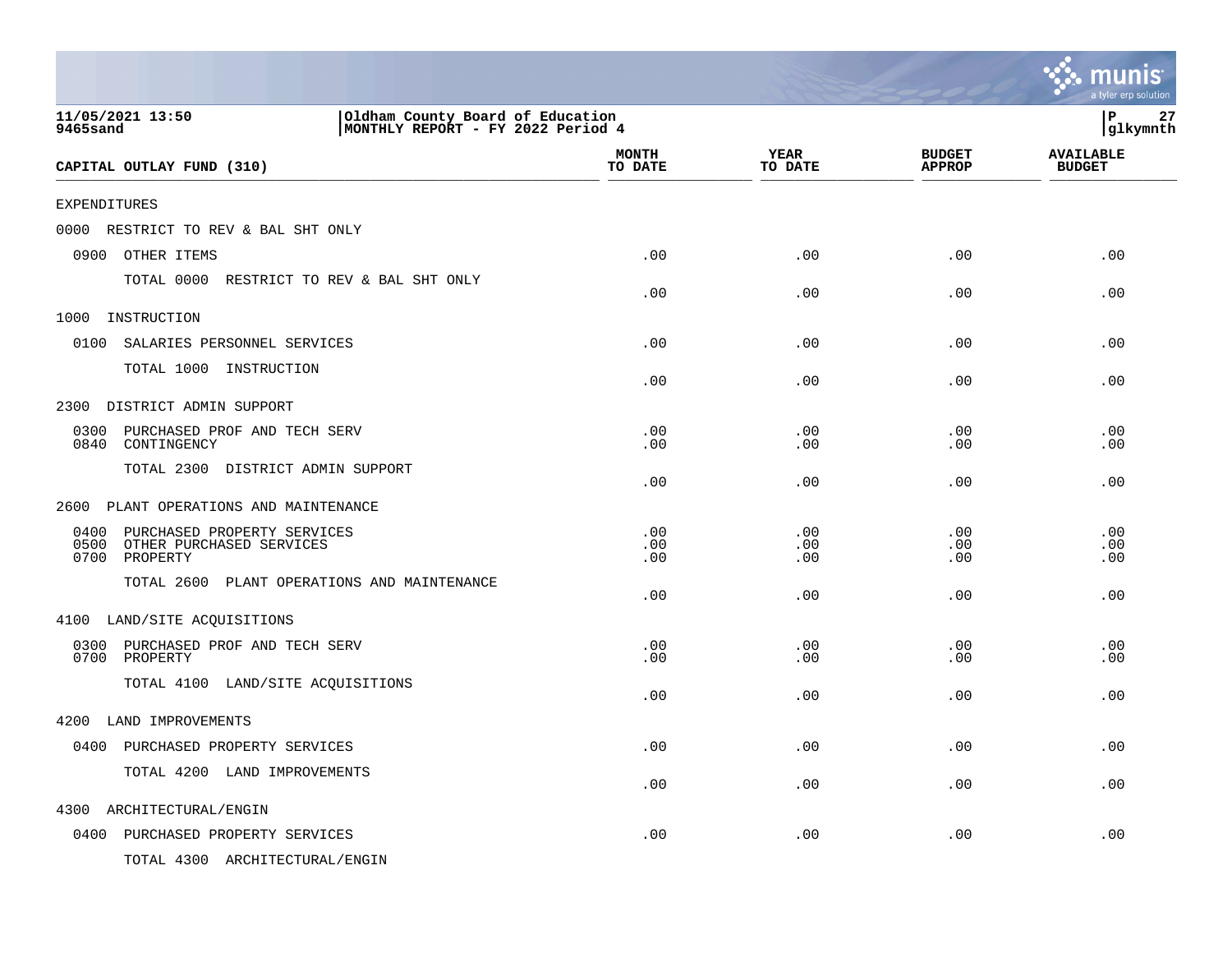11/05/2021 13:50
9465sand

Oldham County Board of Education
MONTHLY REPORT - FY 2022 Period 4

P 27
glkymnth

| CAPITAL OUTLAY FUND (310) | MONTH TO DATE | YEAR TO DATE | BUDGET APPROP | AVAILABLE BUDGET |
|---|---|---|---|---|
| EXPENDITURES | | | | |
| 0000 RESTRICT TO REV & BAL SHT ONLY | | | | |
| 0900 OTHER ITEMS | .00 | .00 | .00 | .00 |
| TOTAL 0000 RESTRICT TO REV & BAL SHT ONLY | .00 | .00 | .00 | .00 |
| 1000 INSTRUCTION | | | | |
| 0100 SALARIES PERSONNEL SERVICES | .00 | .00 | .00 | .00 |
| TOTAL 1000 INSTRUCTION | .00 | .00 | .00 | .00 |
| 2300 DISTRICT ADMIN SUPPORT | | | | |
| 0300 PURCHASED PROF AND TECH SERV | .00 | .00 | .00 | .00 |
| 0840 CONTINGENCY | .00 | .00 | .00 | .00 |
| TOTAL 2300 DISTRICT ADMIN SUPPORT | .00 | .00 | .00 | .00 |
| 2600 PLANT OPERATIONS AND MAINTENANCE | | | | |
| 0400 PURCHASED PROPERTY SERVICES | .00 | .00 | .00 | .00 |
| 0500 OTHER PURCHASED SERVICES | .00 | .00 | .00 | .00 |
| 0700 PROPERTY | .00 | .00 | .00 | .00 |
| TOTAL 2600 PLANT OPERATIONS AND MAINTENANCE | .00 | .00 | .00 | .00 |
| 4100 LAND/SITE ACQUISITIONS | | | | |
| 0300 PURCHASED PROF AND TECH SERV | .00 | .00 | .00 | .00 |
| 0700 PROPERTY | .00 | .00 | .00 | .00 |
| TOTAL 4100 LAND/SITE ACQUISITIONS | .00 | .00 | .00 | .00 |
| 4200 LAND IMPROVEMENTS | | | | |
| 0400 PURCHASED PROPERTY SERVICES | .00 | .00 | .00 | .00 |
| TOTAL 4200 LAND IMPROVEMENTS | .00 | .00 | .00 | .00 |
| 4300 ARCHITECTURAL/ENGIN | | | | |
| 0400 PURCHASED PROPERTY SERVICES | .00 | .00 | .00 | .00 |
| TOTAL 4300 ARCHITECTURAL/ENGIN | | | | |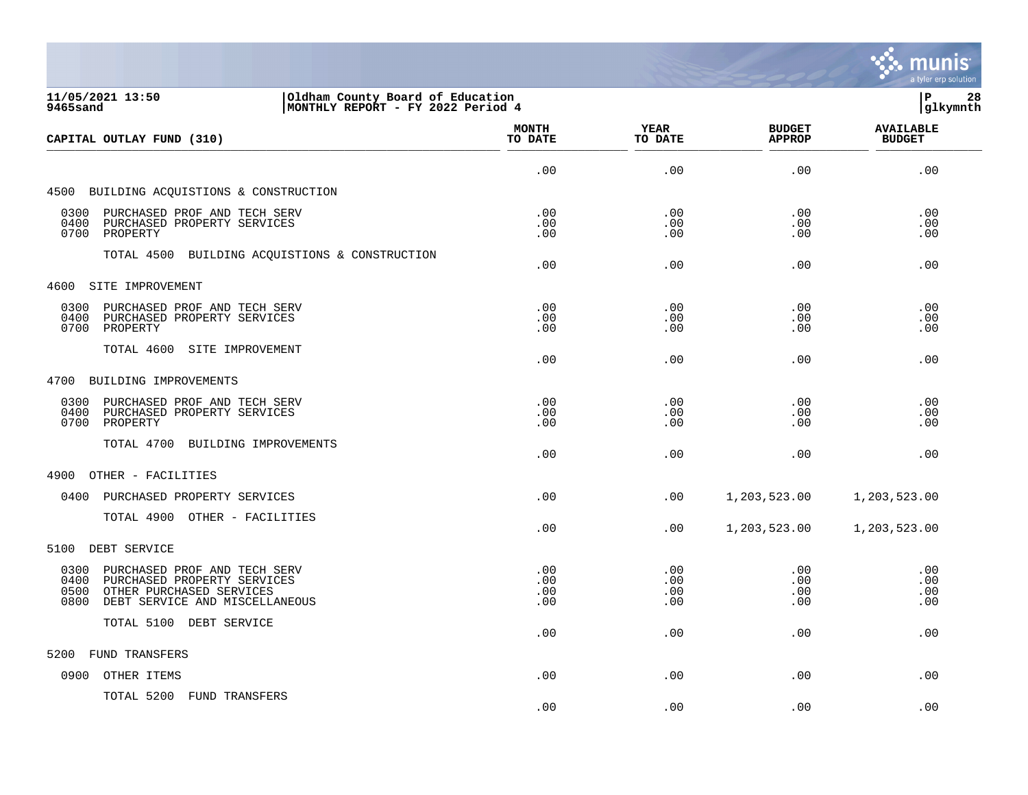11/05/2021 13:50 | Oldham County Board of Education
9465sand | MONTHLY REPORT - FY 2022 Period 4

glkymnth

| CAPITAL OUTLAY FUND (310) | MONTH TO DATE | YEAR TO DATE | BUDGET APPROP | AVAILABLE BUDGET |
|---|---|---|---|---|
| | .00 | .00 | .00 | .00 |
| **4500 BUILDING ACQUISTIONS & CONSTRUCTION** | | | | |
| 0300 PURCHASED PROF AND TECH SERV | .00 | .00 | .00 | .00 |
| 0400 PURCHASED PROPERTY SERVICES | .00 | .00 | .00 | .00 |
| 0700 PROPERTY | .00 | .00 | .00 | .00 |
| TOTAL 4500 BUILDING ACQUISTIONS & CONSTRUCTION | .00 | .00 | .00 | .00 |
| **4600 SITE IMPROVEMENT** | | | | |
| 0300 PURCHASED PROF AND TECH SERV | .00 | .00 | .00 | .00 |
| 0400 PURCHASED PROPERTY SERVICES | .00 | .00 | .00 | .00 |
| 0700 PROPERTY | .00 | .00 | .00 | .00 |
| TOTAL 4600 SITE IMPROVEMENT | .00 | .00 | .00 | .00 |
| **4700 BUILDING IMPROVEMENTS** | | | | |
| 0300 PURCHASED PROF AND TECH SERV | .00 | .00 | .00 | .00 |
| 0400 PURCHASED PROPERTY SERVICES | .00 | .00 | .00 | .00 |
| 0700 PROPERTY | .00 | .00 | .00 | .00 |
| TOTAL 4700 BUILDING IMPROVEMENTS | .00 | .00 | .00 | .00 |
| **4900 OTHER - FACILITIES** | | | | |
| 0400 PURCHASED PROPERTY SERVICES | .00 | .00 | 1,203,523.00 | 1,203,523.00 |
| TOTAL 4900 OTHER - FACILITIES | .00 | .00 | 1,203,523.00 | 1,203,523.00 |
| **5100 DEBT SERVICE** | | | | |
| 0300 PURCHASED PROF AND TECH SERV | .00 | .00 | .00 | .00 |
| 0400 PURCHASED PROPERTY SERVICES | .00 | .00 | .00 | .00 |
| 0500 OTHER PURCHASED SERVICES | .00 | .00 | .00 | .00 |
| 0800 DEBT SERVICE AND MISCELLANEOUS | .00 | .00 | .00 | .00 |
| TOTAL 5100 DEBT SERVICE | .00 | .00 | .00 | .00 |
| **5200 FUND TRANSFERS** | | | | |
| 0900 OTHER ITEMS | .00 | .00 | .00 | .00 |
| TOTAL 5200 FUND TRANSFERS | .00 | .00 | .00 | .00 |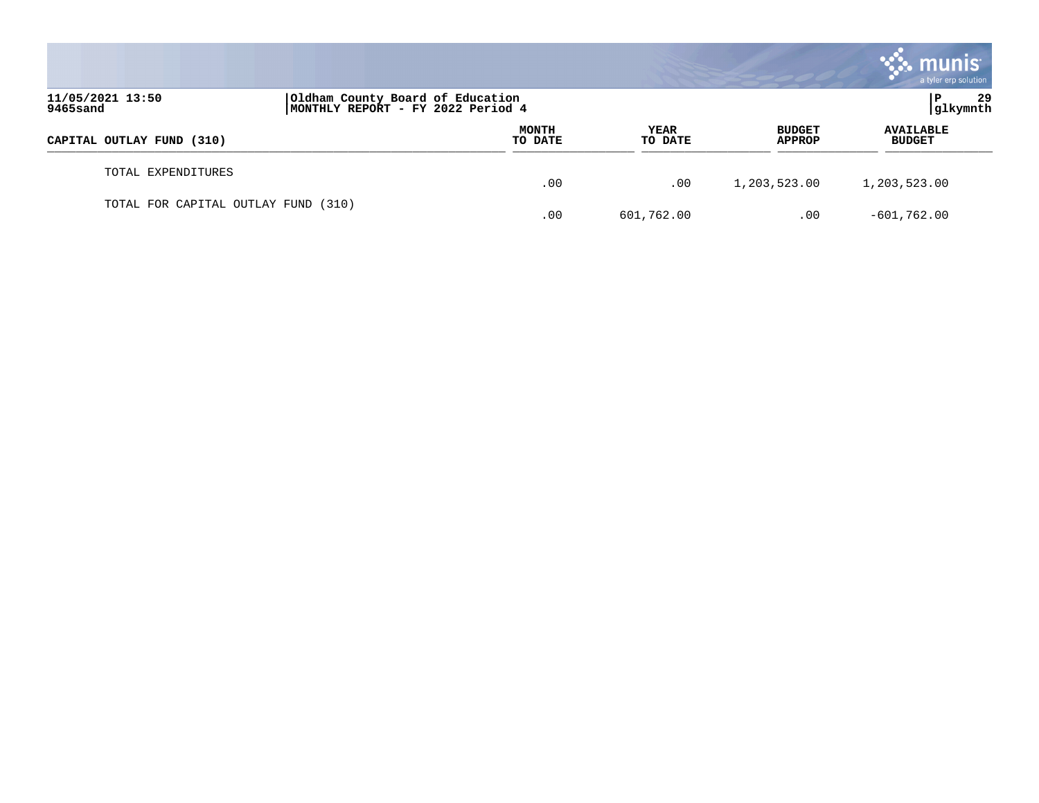| CAPITAL OUTLAY FUND (310) | MONTH TO DATE | YEAR TO DATE | BUDGET APPROP | AVAILABLE BUDGET |
|---|---|---|---|---|
| TOTAL EXPENDITURES | .00 | .00 | 1,203,523.00 | 1,203,523.00 |
| TOTAL FOR CAPITAL OUTLAY FUND (310) | .00 | 601,762.00 | .00 | -601,762.00 |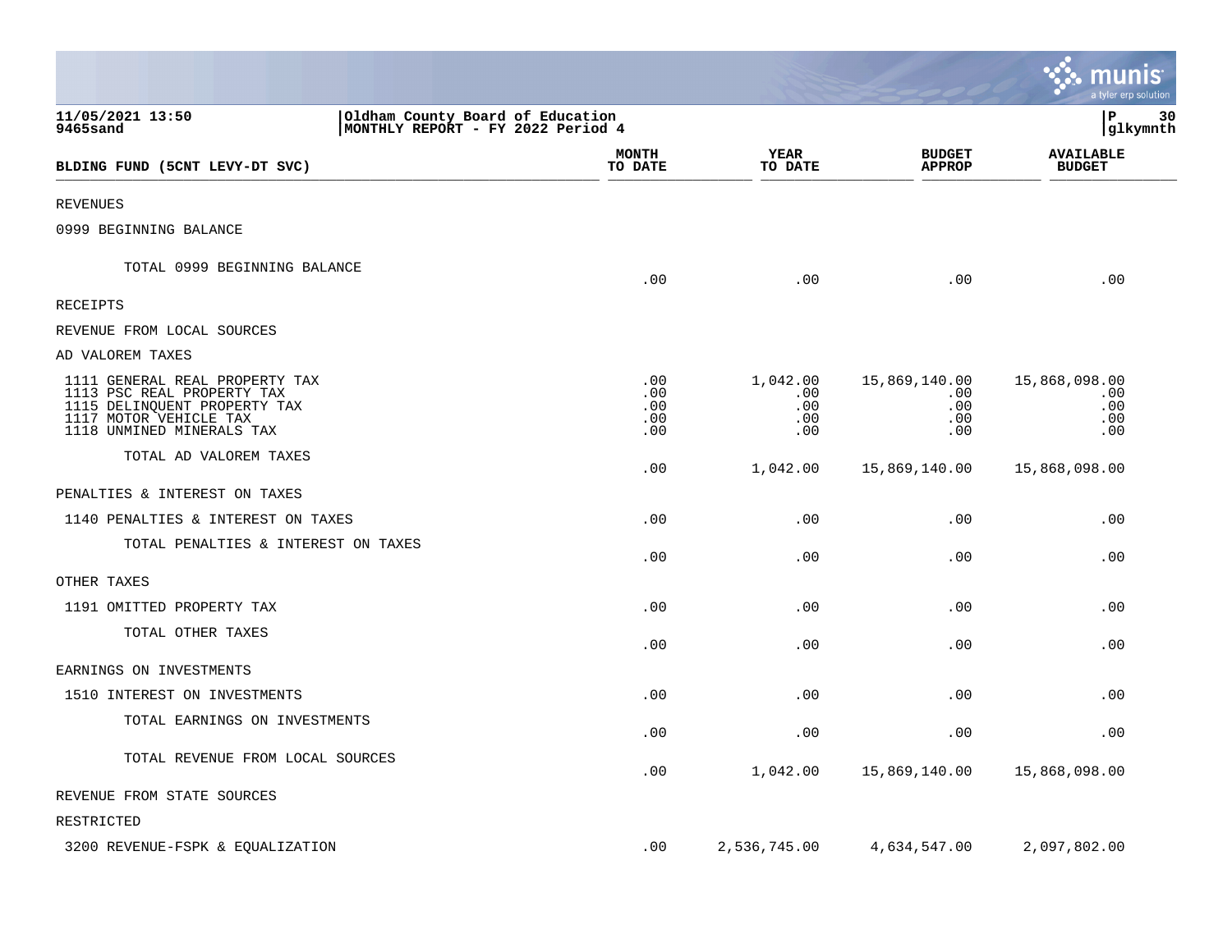Oldham County Board of Education
MONTHLY REPORT - FY 2022 Period 4

11/05/2021 13:50
9465sand

glkymnth

| BLDING FUND (5CNT LEVY-DT SVC) | MONTH TO DATE | YEAR TO DATE | BUDGET APPROP | AVAILABLE BUDGET |
|---|---|---|---|---|
| REVENUES | | | | |
| 0999 BEGINNING BALANCE | | | | |
| TOTAL 0999 BEGINNING BALANCE | .00 | .00 | .00 | .00 |
| RECEIPTS | | | | |
| REVENUE FROM LOCAL SOURCES | | | | |
| AD VALOREM TAXES | | | | |
| 1111 GENERAL REAL PROPERTY TAX | .00 | 1,042.00 | 15,869,140.00 | 15,868,098.00 |
| 1113 PSC REAL PROPERTY TAX | .00 | .00 | .00 | .00 |
| 1115 DELINQUENT PROPERTY TAX | .00 | .00 | .00 | .00 |
| 1117 MOTOR VEHICLE TAX | .00 | .00 | .00 | .00 |
| 1118 UNMINED MINERALS TAX | .00 | .00 | .00 | .00 |
| TOTAL AD VALOREM TAXES | .00 | 1,042.00 | 15,869,140.00 | 15,868,098.00 |
| PENALTIES & INTEREST ON TAXES | | | | |
| 1140 PENALTIES & INTEREST ON TAXES | .00 | .00 | .00 | .00 |
| TOTAL PENALTIES & INTEREST ON TAXES | .00 | .00 | .00 | .00 |
| OTHER TAXES | | | | |
| 1191 OMITTED PROPERTY TAX | .00 | .00 | .00 | .00 |
| TOTAL OTHER TAXES | .00 | .00 | .00 | .00 |
| EARNINGS ON INVESTMENTS | | | | |
| 1510 INTEREST ON INVESTMENTS | .00 | .00 | .00 | .00 |
| TOTAL EARNINGS ON INVESTMENTS | .00 | .00 | .00 | .00 |
| TOTAL REVENUE FROM LOCAL SOURCES | .00 | 1,042.00 | 15,869,140.00 | 15,868,098.00 |
| REVENUE FROM STATE SOURCES | | | | |
| RESTRICTED | | | | |
| 3200 REVENUE-FSPK & EQUALIZATION | .00 | 2,536,745.00 | 4,634,547.00 | 2,097,802.00 |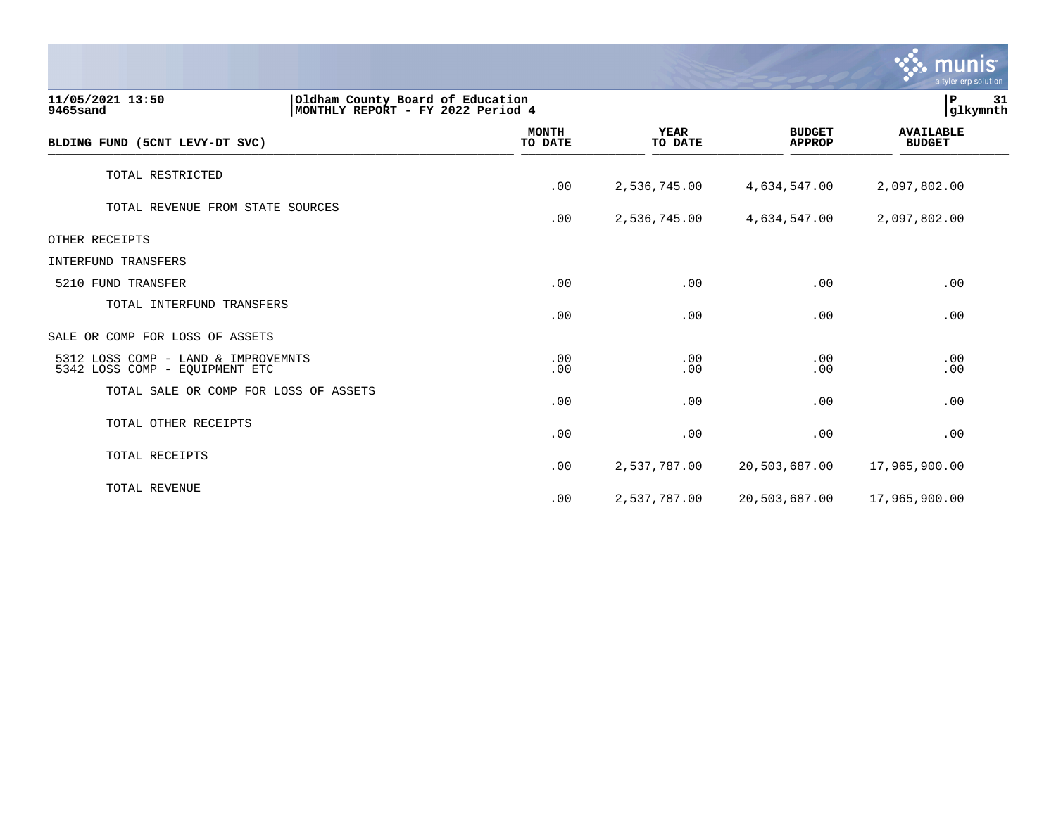| BLDING FUND (5CNT LEVY-DT SVC) | MONTH TO DATE | YEAR TO DATE | BUDGET APPROP | AVAILABLE BUDGET |
|---|---|---|---|---|
| TOTAL RESTRICTED | .00 | 2,536,745.00 | 4,634,547.00 | 2,097,802.00 |
| TOTAL REVENUE FROM STATE SOURCES | .00 | 2,536,745.00 | 4,634,547.00 | 2,097,802.00 |
| OTHER RECEIPTS | | | | |
| INTERFUND TRANSFERS | | | | |
| 5210 FUND TRANSFER | .00 | .00 | .00 | .00 |
| TOTAL INTERFUND TRANSFERS | .00 | .00 | .00 | .00 |
| SALE OR COMP FOR LOSS OF ASSETS | | | | |
| 5312 LOSS COMP - LAND & IMPROVEMNTS | .00 | .00 | .00 | .00 |
| 5342 LOSS COMP - EQUIPMENT ETC | .00 | .00 | .00 | .00 |
| TOTAL SALE OR COMP FOR LOSS OF ASSETS | .00 | .00 | .00 | .00 |
| TOTAL OTHER RECEIPTS | .00 | .00 | .00 | .00 |
| TOTAL RECEIPTS | .00 | 2,537,787.00 | 20,503,687.00 | 17,965,900.00 |
| TOTAL REVENUE | .00 | 2,537,787.00 | 20,503,687.00 | 17,965,900.00 |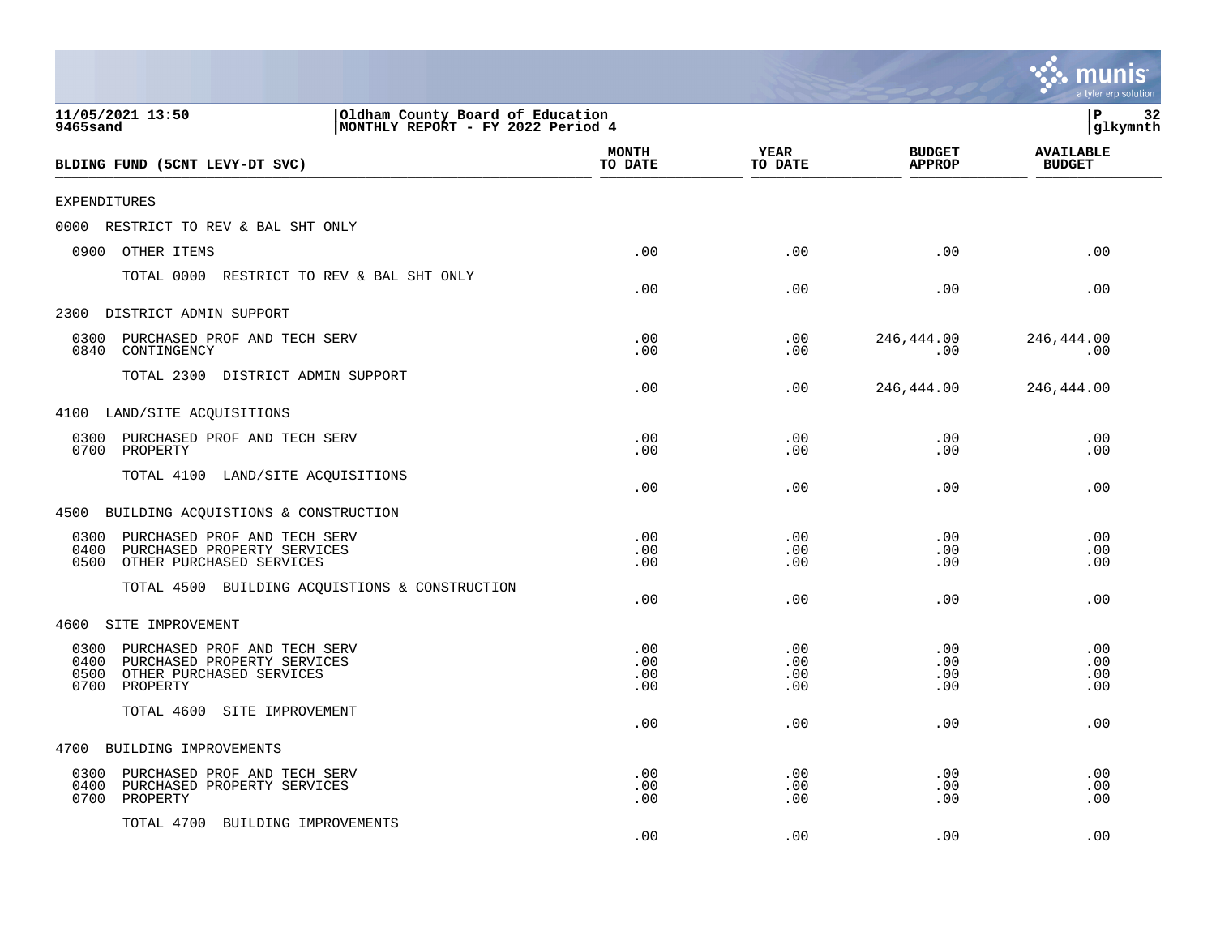11/05/2021 13:50 | Oldham County Board of Education | P 32
9465sand | MONTHLY REPORT - FY 2022 Period 4 | glkymnth

| BLDING FUND (5CNT LEVY-DT SVC) | MONTH TO DATE | YEAR TO DATE | BUDGET APPROP | AVAILABLE BUDGET |
|---|---|---|---|---|
| EXPENDITURES | | | | |
| 0000 RESTRICT TO REV & BAL SHT ONLY | | | | |
| 0900 OTHER ITEMS | .00 | .00 | .00 | .00 |
| TOTAL 0000 RESTRICT TO REV & BAL SHT ONLY | .00 | .00 | .00 | .00 |
| 2300 DISTRICT ADMIN SUPPORT | | | | |
| 0300 PURCHASED PROF AND TECH SERV | .00 | .00 | 246,444.00 | 246,444.00 |
| 0840 CONTINGENCY | .00 | .00 | .00 | .00 |
| TOTAL 2300 DISTRICT ADMIN SUPPORT | .00 | .00 | 246,444.00 | 246,444.00 |
| 4100 LAND/SITE ACQUISITIONS | | | | |
| 0300 PURCHASED PROF AND TECH SERV | .00 | .00 | .00 | .00 |
| 0700 PROPERTY | .00 | .00 | .00 | .00 |
| TOTAL 4100 LAND/SITE ACQUISITIONS | .00 | .00 | .00 | .00 |
| 4500 BUILDING ACQUISTIONS & CONSTRUCTION | | | | |
| 0300 PURCHASED PROF AND TECH SERV | .00 | .00 | .00 | .00 |
| 0400 PURCHASED PROPERTY SERVICES | .00 | .00 | .00 | .00 |
| 0500 OTHER PURCHASED SERVICES | .00 | .00 | .00 | .00 |
| TOTAL 4500 BUILDING ACQUISTIONS & CONSTRUCTION | .00 | .00 | .00 | .00 |
| 4600 SITE IMPROVEMENT | | | | |
| 0300 PURCHASED PROF AND TECH SERV | .00 | .00 | .00 | .00 |
| 0400 PURCHASED PROPERTY SERVICES | .00 | .00 | .00 | .00 |
| 0500 OTHER PURCHASED SERVICES | .00 | .00 | .00 | .00 |
| 0700 PROPERTY | .00 | .00 | .00 | .00 |
| TOTAL 4600 SITE IMPROVEMENT | .00 | .00 | .00 | .00 |
| 4700 BUILDING IMPROVEMENTS | | | | |
| 0300 PURCHASED PROF AND TECH SERV | .00 | .00 | .00 | .00 |
| 0400 PURCHASED PROPERTY SERVICES | .00 | .00 | .00 | .00 |
| 0700 PROPERTY | .00 | .00 | .00 | .00 |
| TOTAL 4700 BUILDING IMPROVEMENTS | .00 | .00 | .00 | .00 |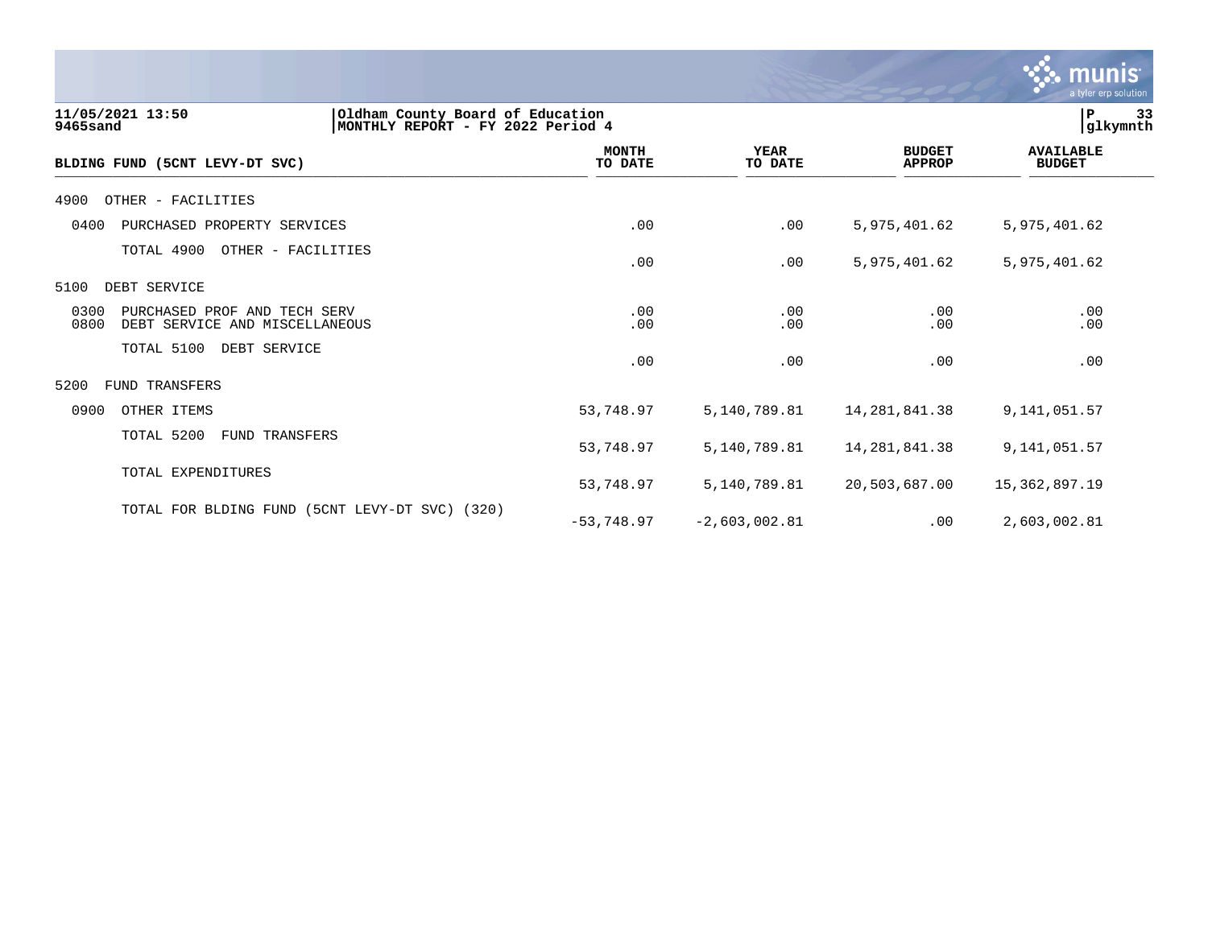11/05/2021 13:50 | Oldham County Board of Education
9465sand | MONTHLY REPORT - FY 2022 Period 4

| BLDING FUND (5CNT LEVY-DT SVC) | MONTH TO DATE | YEAR TO DATE | BUDGET APPROP | AVAILABLE BUDGET |
|---|---|---|---|---|
| 4900 OTHER - FACILITIES | | | | |
| 0400 PURCHASED PROPERTY SERVICES | .00 | .00 | 5,975,401.62 | 5,975,401.62 |
| TOTAL 4900 OTHER - FACILITIES | .00 | .00 | 5,975,401.62 | 5,975,401.62 |
| 5100 DEBT SERVICE | | | | |
| 0300 PURCHASED PROF AND TECH SERV | .00 | .00 | .00 | .00 |
| 0800 DEBT SERVICE AND MISCELLANEOUS | .00 | .00 | .00 | .00 |
| TOTAL 5100 DEBT SERVICE | .00 | .00 | .00 | .00 |
| 5200 FUND TRANSFERS | | | | |
| 0900 OTHER ITEMS | 53,748.97 | 5,140,789.81 | 14,281,841.38 | 9,141,051.57 |
| TOTAL 5200 FUND TRANSFERS | 53,748.97 | 5,140,789.81 | 14,281,841.38 | 9,141,051.57 |
| TOTAL EXPENDITURES | 53,748.97 | 5,140,789.81 | 20,503,687.00 | 15,362,897.19 |
| TOTAL FOR BLDING FUND (5CNT LEVY-DT SVC) (320) | -53,748.97 | -2,603,002.81 | .00 | 2,603,002.81 |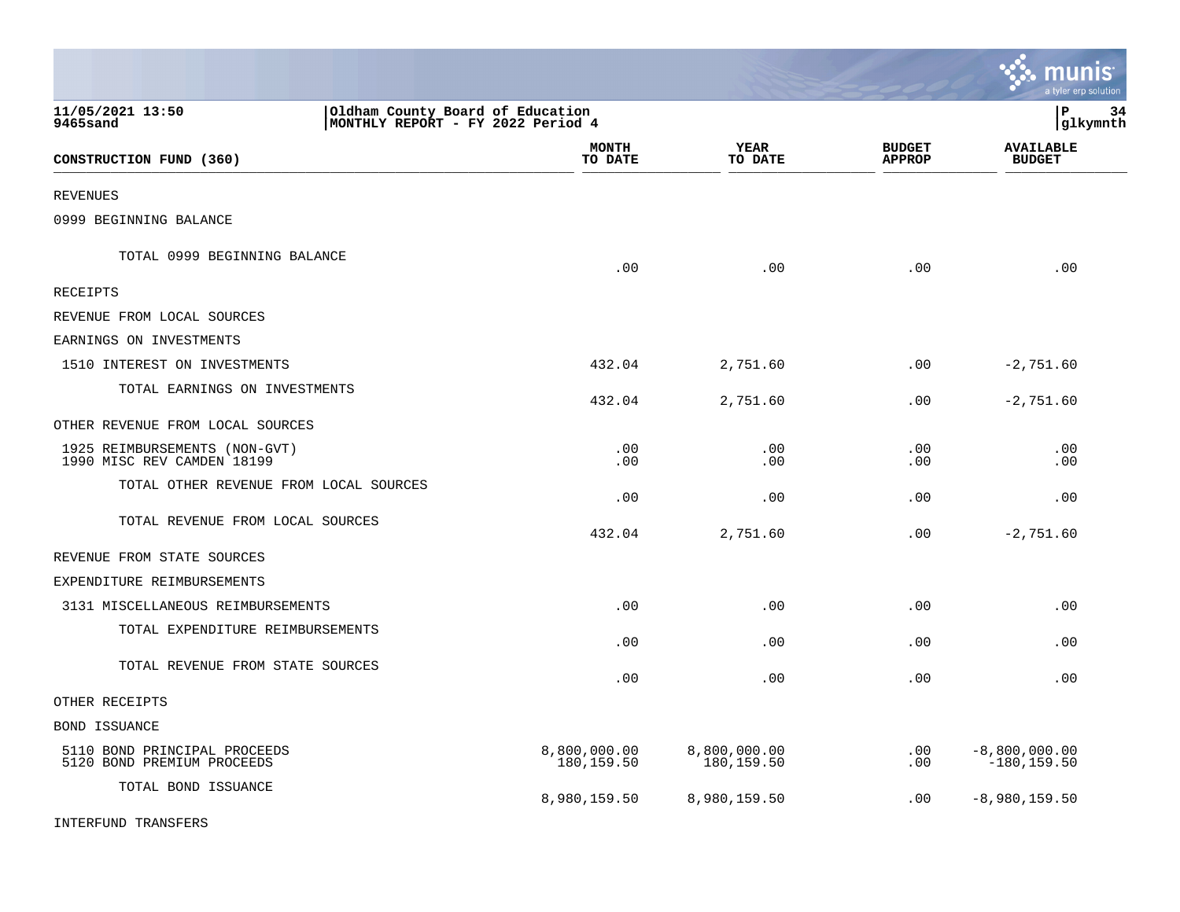11/05/2021 13:50
9465sand

Oldham County Board of Education
MONTHLY REPORT - FY 2022 Period 4

| CONSTRUCTION FUND (360) | MONTH TO DATE | YEAR TO DATE | BUDGET APPROP | AVAILABLE BUDGET |
|---|---|---|---|---|
| REVENUES | | | | |
| 0999 BEGINNING BALANCE | | | | |
| TOTAL 0999 BEGINNING BALANCE | .00 | .00 | .00 | .00 |
| RECEIPTS | | | | |
| REVENUE FROM LOCAL SOURCES | | | | |
| EARNINGS ON INVESTMENTS | | | | |
| 1510 INTEREST ON INVESTMENTS | 432.04 | 2,751.60 | .00 | -2,751.60 |
| TOTAL EARNINGS ON INVESTMENTS | 432.04 | 2,751.60 | .00 | -2,751.60 |
| OTHER REVENUE FROM LOCAL SOURCES | | | | |
| 1925 REIMBURSEMENTS (NON-GVT) | .00 | .00 | .00 | .00 |
| 1990 MISC REV CAMDEN 18199 | .00 | .00 | .00 | .00 |
| TOTAL OTHER REVENUE FROM LOCAL SOURCES | .00 | .00 | .00 | .00 |
| TOTAL REVENUE FROM LOCAL SOURCES | 432.04 | 2,751.60 | .00 | -2,751.60 |
| REVENUE FROM STATE SOURCES | | | | |
| EXPENDITURE REIMBURSEMENTS | | | | |
| 3131 MISCELLANEOUS REIMBURSEMENTS | .00 | .00 | .00 | .00 |
| TOTAL EXPENDITURE REIMBURSEMENTS | .00 | .00 | .00 | .00 |
| TOTAL REVENUE FROM STATE SOURCES | .00 | .00 | .00 | .00 |
| OTHER RECEIPTS | | | | |
| BOND ISSUANCE | | | | |
| 5110 BOND PRINCIPAL PROCEEDS | 8,800,000.00 | 8,800,000.00 | .00 | -8,800,000.00 |
| 5120 BOND PREMIUM PROCEEDS | 180,159.50 | 180,159.50 | .00 | -180,159.50 |
| TOTAL BOND ISSUANCE | 8,980,159.50 | 8,980,159.50 | .00 | -8,980,159.50 |
| INTERFUND TRANSFERS | | | | |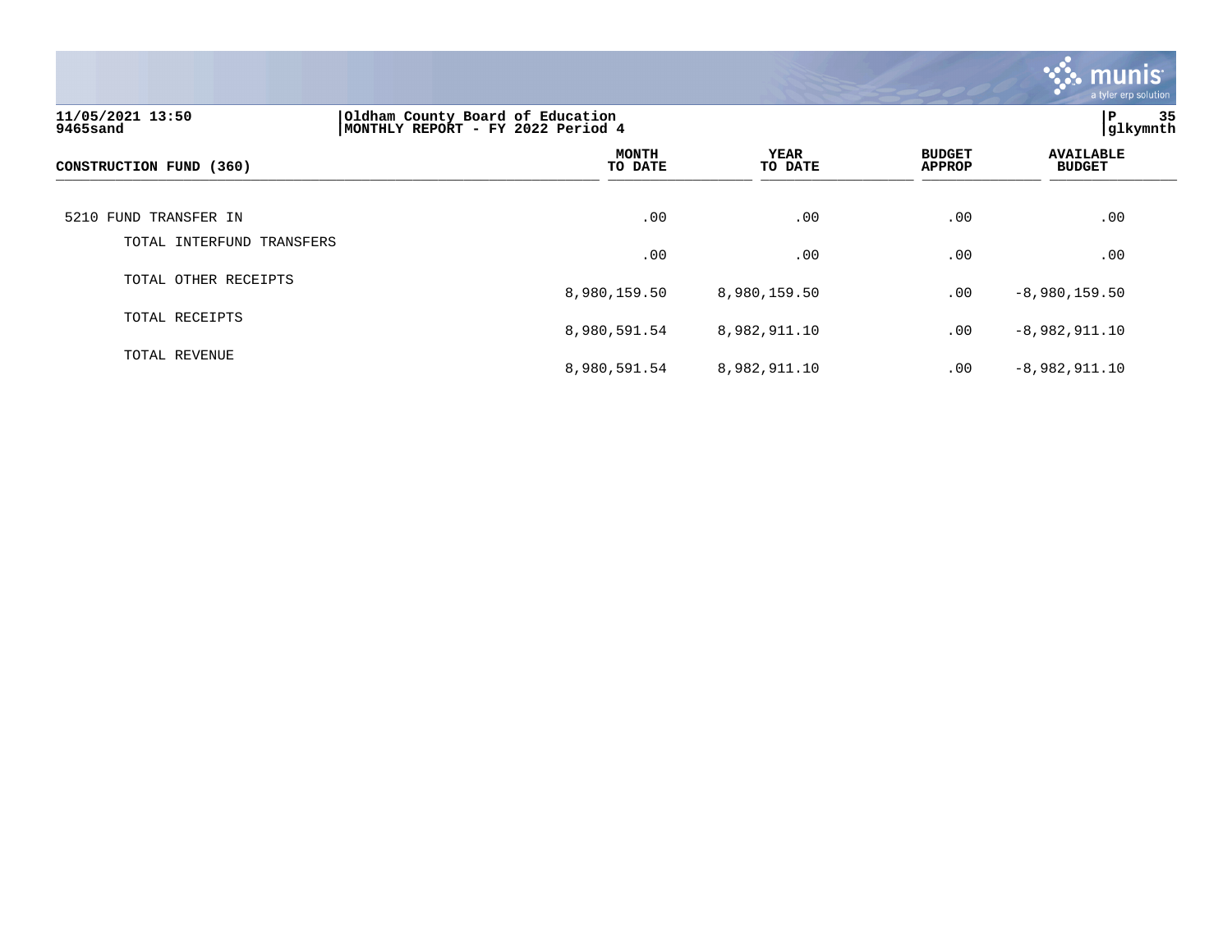| CONSTRUCTION FUND (360) | MONTH TO DATE | YEAR TO DATE | BUDGET APPROP | AVAILABLE BUDGET |
|---|---|---|---|---|
| 5210 FUND TRANSFER IN | .00 | .00 | .00 | .00 |
| TOTAL INTERFUND TRANSFERS | .00 | .00 | .00 | .00 |
| TOTAL OTHER RECEIPTS | 8,980,159.50 | 8,980,159.50 | .00 | -8,980,159.50 |
| TOTAL RECEIPTS | 8,980,591.54 | 8,982,911.10 | .00 | -8,982,911.10 |
| TOTAL REVENUE | 8,980,591.54 | 8,982,911.10 | .00 | -8,982,911.10 |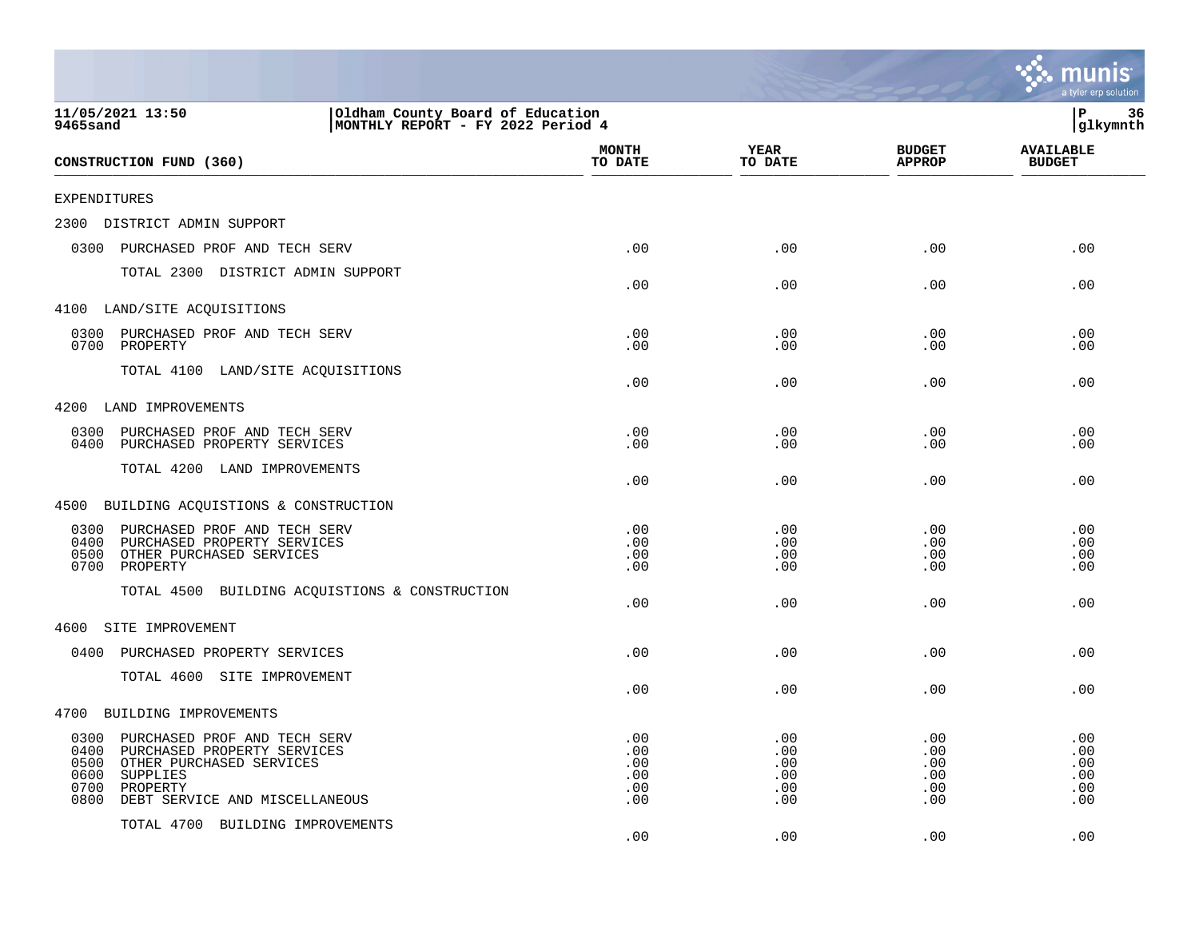11/05/2021 13:50 | Oldham County Board of Education
9465sand | MONTHLY REPORT - FY 2022 Period 4

| CONSTRUCTION FUND (360) | MONTH TO DATE | YEAR TO DATE | BUDGET APPROP | AVAILABLE BUDGET |
|---|---|---|---|---|
| EXPENDITURES | | | | |
| 2300 DISTRICT ADMIN SUPPORT | | | | |
| 0300 PURCHASED PROF AND TECH SERV | .00 | .00 | .00 | .00 |
| TOTAL 2300 DISTRICT ADMIN SUPPORT | .00 | .00 | .00 | .00 |
| 4100 LAND/SITE ACQUISITIONS | | | | |
| 0300 PURCHASED PROF AND TECH SERV | .00 | .00 | .00 | .00 |
| 0700 PROPERTY | .00 | .00 | .00 | .00 |
| TOTAL 4100 LAND/SITE ACQUISITIONS | .00 | .00 | .00 | .00 |
| 4200 LAND IMPROVEMENTS | | | | |
| 0300 PURCHASED PROF AND TECH SERV | .00 | .00 | .00 | .00 |
| 0400 PURCHASED PROPERTY SERVICES | .00 | .00 | .00 | .00 |
| TOTAL 4200 LAND IMPROVEMENTS | .00 | .00 | .00 | .00 |
| 4500 BUILDING ACQUISTIONS & CONSTRUCTION | | | | |
| 0300 PURCHASED PROF AND TECH SERV | .00 | .00 | .00 | .00 |
| 0400 PURCHASED PROPERTY SERVICES | .00 | .00 | .00 | .00 |
| 0500 OTHER PURCHASED SERVICES | .00 | .00 | .00 | .00 |
| 0700 PROPERTY | .00 | .00 | .00 | .00 |
| TOTAL 4500 BUILDING ACQUISTIONS & CONSTRUCTION | .00 | .00 | .00 | .00 |
| 4600 SITE IMPROVEMENT | | | | |
| 0400 PURCHASED PROPERTY SERVICES | .00 | .00 | .00 | .00 |
| TOTAL 4600 SITE IMPROVEMENT | .00 | .00 | .00 | .00 |
| 4700 BUILDING IMPROVEMENTS | | | | |
| 0300 PURCHASED PROF AND TECH SERV | .00 | .00 | .00 | .00 |
| 0400 PURCHASED PROPERTY SERVICES | .00 | .00 | .00 | .00 |
| 0500 OTHER PURCHASED SERVICES | .00 | .00 | .00 | .00 |
| 0600 SUPPLIES | .00 | .00 | .00 | .00 |
| 0700 PROPERTY | .00 | .00 | .00 | .00 |
| 0800 DEBT SERVICE AND MISCELLANEOUS | .00 | .00 | .00 | .00 |
| TOTAL 4700 BUILDING IMPROVEMENTS | .00 | .00 | .00 | .00 |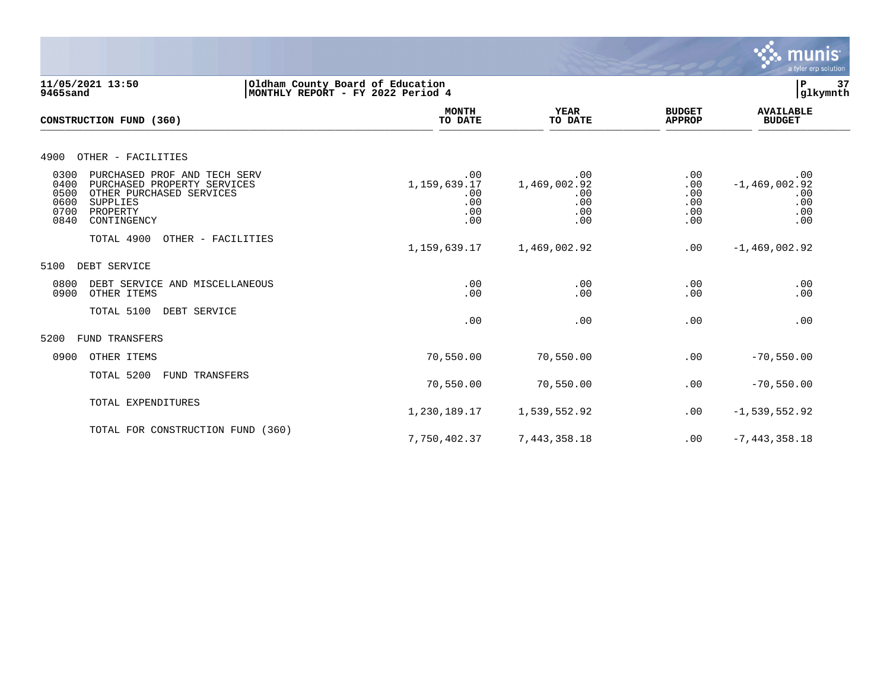**Oldham County Board of Education**
**MONTHLY REPORT - FY 2022 Period 4**

| CONSTRUCTION FUND (360) | MONTH TO DATE | YEAR TO DATE | BUDGET APPROP | AVAILABLE BUDGET |
|---|---|---|---|---|
| **4900 OTHER - FACILITIES** | | | | |
| 0300 PURCHASED PROF AND TECH SERV | .00 | .00 | .00 | .00 |
| 0400 PURCHASED PROPERTY SERVICES | 1,159,639.17 | 1,469,002.92 | .00 | -1,469,002.92 |
| 0500 OTHER PURCHASED SERVICES | .00 | .00 | .00 | .00 |
| 0600 SUPPLIES | .00 | .00 | .00 | .00 |
| 0700 PROPERTY | .00 | .00 | .00 | .00 |
| 0840 CONTINGENCY | .00 | .00 | .00 | .00 |
| TOTAL 4900 OTHER - FACILITIES | 1,159,639.17 | 1,469,002.92 | .00 | -1,469,002.92 |
| **5100 DEBT SERVICE** | | | | |
| 0800 DEBT SERVICE AND MISCELLANEOUS | .00 | .00 | .00 | .00 |
| 0900 OTHER ITEMS | .00 | .00 | .00 | .00 |
| TOTAL 5100 DEBT SERVICE | .00 | .00 | .00 | .00 |
| **5200 FUND TRANSFERS** | | | | |
| 0900 OTHER ITEMS | 70,550.00 | 70,550.00 | .00 | -70,550.00 |
| TOTAL 5200 FUND TRANSFERS | 70,550.00 | 70,550.00 | .00 | -70,550.00 |
| TOTAL EXPENDITURES | 1,230,189.17 | 1,539,552.92 | .00 | -1,539,552.92 |
| TOTAL FOR CONSTRUCTION FUND (360) | 7,750,402.37 | 7,443,358.18 | .00 | -7,443,358.18 |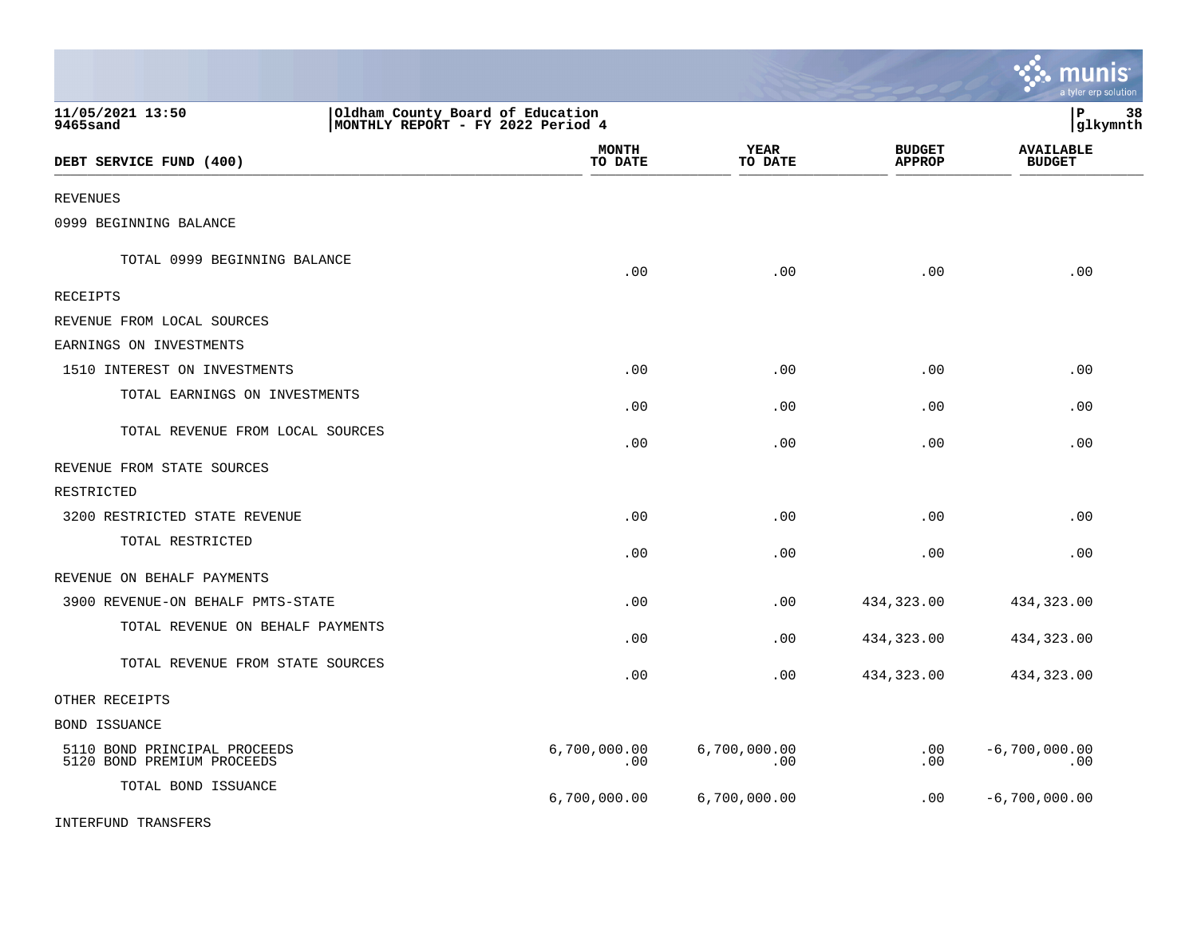11/05/2021 13:50 | Oldham County Board of Education
9465sand | MONTHLY REPORT - FY 2022 Period 4 | glkymnth

| DEBT SERVICE FUND (400) | MONTH TO DATE | YEAR TO DATE | BUDGET APPROP | AVAILABLE BUDGET |
|---|---|---|---|---|
| REVENUES | | | | |
| 0999 BEGINNING BALANCE | | | | |
| TOTAL 0999 BEGINNING BALANCE | .00 | .00 | .00 | .00 |
| RECEIPTS | | | | |
| REVENUE FROM LOCAL SOURCES | | | | |
| EARNINGS ON INVESTMENTS | | | | |
| 1510 INTEREST ON INVESTMENTS | .00 | .00 | .00 | .00 |
| TOTAL EARNINGS ON INVESTMENTS | .00 | .00 | .00 | .00 |
| TOTAL REVENUE FROM LOCAL SOURCES | .00 | .00 | .00 | .00 |
| REVENUE FROM STATE SOURCES | | | | |
| RESTRICTED | | | | |
| 3200 RESTRICTED STATE REVENUE | .00 | .00 | .00 | .00 |
| TOTAL RESTRICTED | .00 | .00 | .00 | .00 |
| REVENUE ON BEHALF PAYMENTS | | | | |
| 3900 REVENUE-ON BEHALF PMTS-STATE | .00 | .00 | 434,323.00 | 434,323.00 |
| TOTAL REVENUE ON BEHALF PAYMENTS | .00 | .00 | 434,323.00 | 434,323.00 |
| TOTAL REVENUE FROM STATE SOURCES | .00 | .00 | 434,323.00 | 434,323.00 |
| OTHER RECEIPTS | | | | |
| BOND ISSUANCE | | | | |
| 5110 BOND PRINCIPAL PROCEEDS | 6,700,000.00 | 6,700,000.00 | .00 | -6,700,000.00 |
| 5120 BOND PREMIUM PROCEEDS | .00 | .00 | .00 | .00 |
| TOTAL BOND ISSUANCE | 6,700,000.00 | 6,700,000.00 | .00 | -6,700,000.00 |
| INTERFUND TRANSFERS | | | | |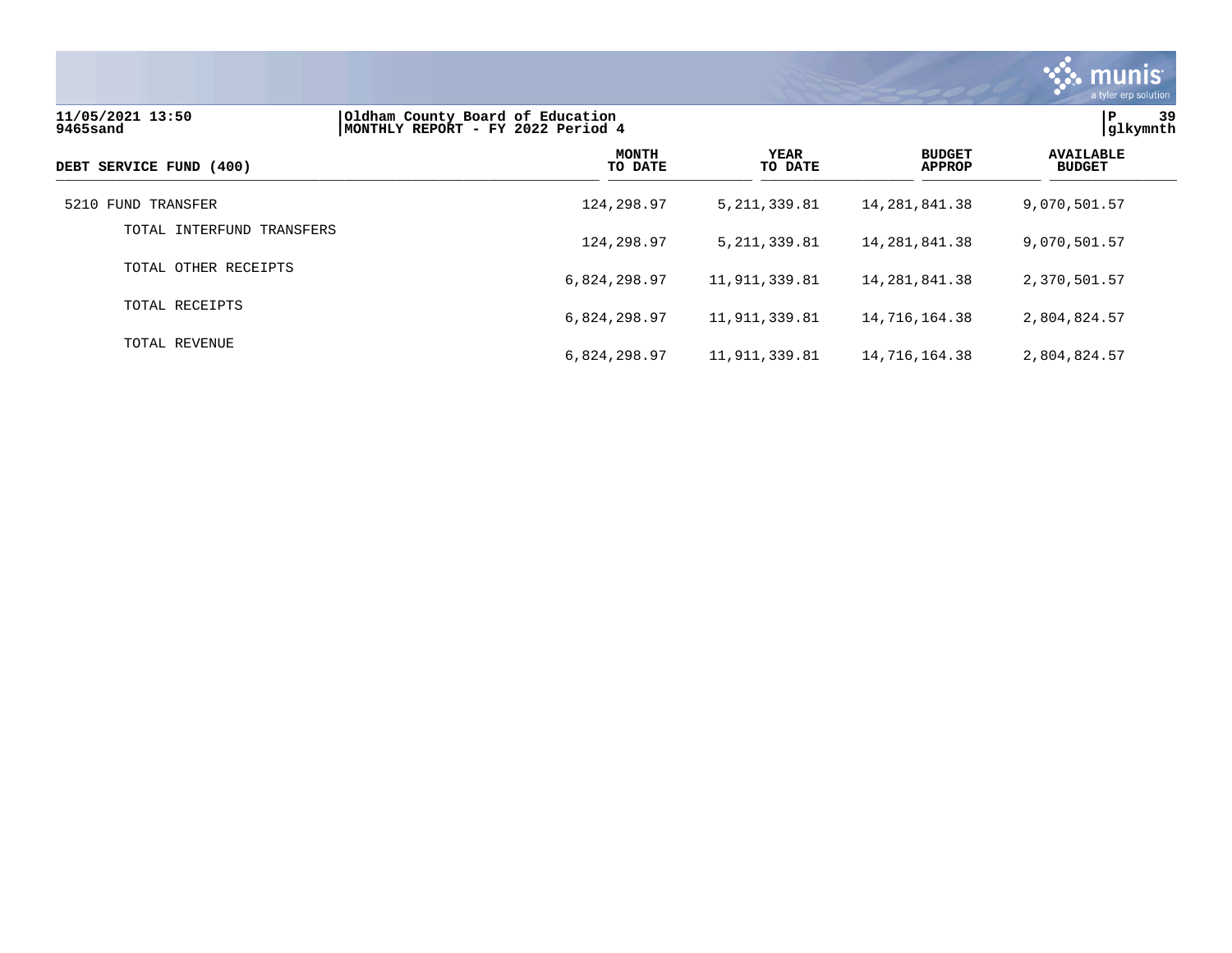**Oldham County Board of Education**
**MONTHLY REPORT - FY 2022 Period 4**

11/05/2021 13:50
9465sand

| DEBT SERVICE FUND (400) | MONTH TO DATE | YEAR TO DATE | BUDGET APPROP | AVAILABLE BUDGET |
|---|---|---|---|---|
| 5210 FUND TRANSFER | 124,298.97 | 5,211,339.81 | 14,281,841.38 | 9,070,501.57 |
| TOTAL INTERFUND TRANSFERS | 124,298.97 | 5,211,339.81 | 14,281,841.38 | 9,070,501.57 |
| TOTAL OTHER RECEIPTS | 6,824,298.97 | 11,911,339.81 | 14,281,841.38 | 2,370,501.57 |
| TOTAL RECEIPTS | 6,824,298.97 | 11,911,339.81 | 14,716,164.38 | 2,804,824.57 |
| TOTAL REVENUE | 6,824,298.97 | 11,911,339.81 | 14,716,164.38 | 2,804,824.57 |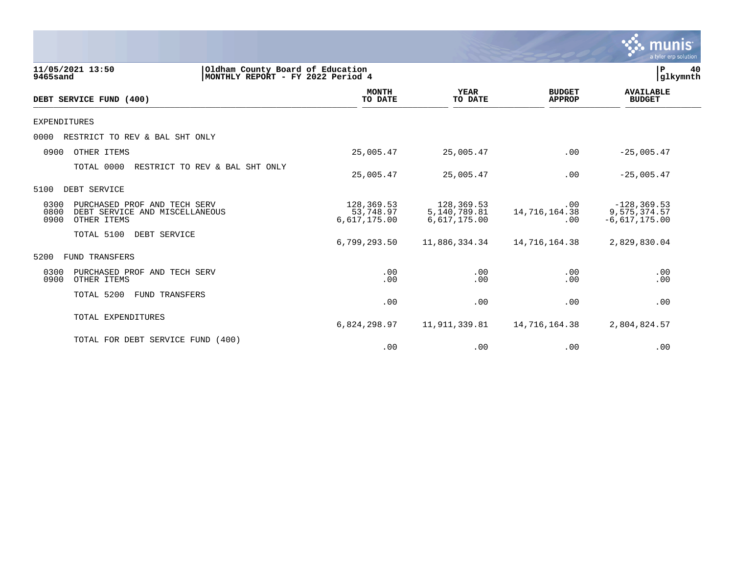11/05/2021 13:50 | Oldham County Board of Education | P 40
9465sand | MONTHLY REPORT - FY 2022 Period 4 | glkymnth

| DEBT SERVICE FUND (400) | MONTH TO DATE | YEAR TO DATE | BUDGET APPROP | AVAILABLE BUDGET |
|---|---|---|---|---|
| EXPENDITURES | | | | |
| 0000 RESTRICT TO REV & BAL SHT ONLY | | | | |
| 0900 OTHER ITEMS | 25,005.47 | 25,005.47 | .00 | -25,005.47 |
| TOTAL 0000 RESTRICT TO REV & BAL SHT ONLY | 25,005.47 | 25,005.47 | .00 | -25,005.47 |
| 5100 DEBT SERVICE | | | | |
| 0300 PURCHASED PROF AND TECH SERV | 128,369.53 | 128,369.53 | .00 | -128,369.53 |
| 0800 DEBT SERVICE AND MISCELLANEOUS | 53,748.97 | 5,140,789.81 | 14,716,164.38 | 9,575,374.57 |
| 0900 OTHER ITEMS | 6,617,175.00 | 6,617,175.00 | .00 | -6,617,175.00 |
| TOTAL 5100 DEBT SERVICE | 6,799,293.50 | 11,886,334.34 | 14,716,164.38 | 2,829,830.04 |
| 5200 FUND TRANSFERS | | | | |
| 0300 PURCHASED PROF AND TECH SERV | .00 | .00 | .00 | .00 |
| 0900 OTHER ITEMS | .00 | .00 | .00 | .00 |
| TOTAL 5200 FUND TRANSFERS | .00 | .00 | .00 | .00 |
| TOTAL EXPENDITURES | 6,824,298.97 | 11,911,339.81 | 14,716,164.38 | 2,804,824.57 |
| TOTAL FOR DEBT SERVICE FUND (400) | .00 | .00 | .00 | .00 |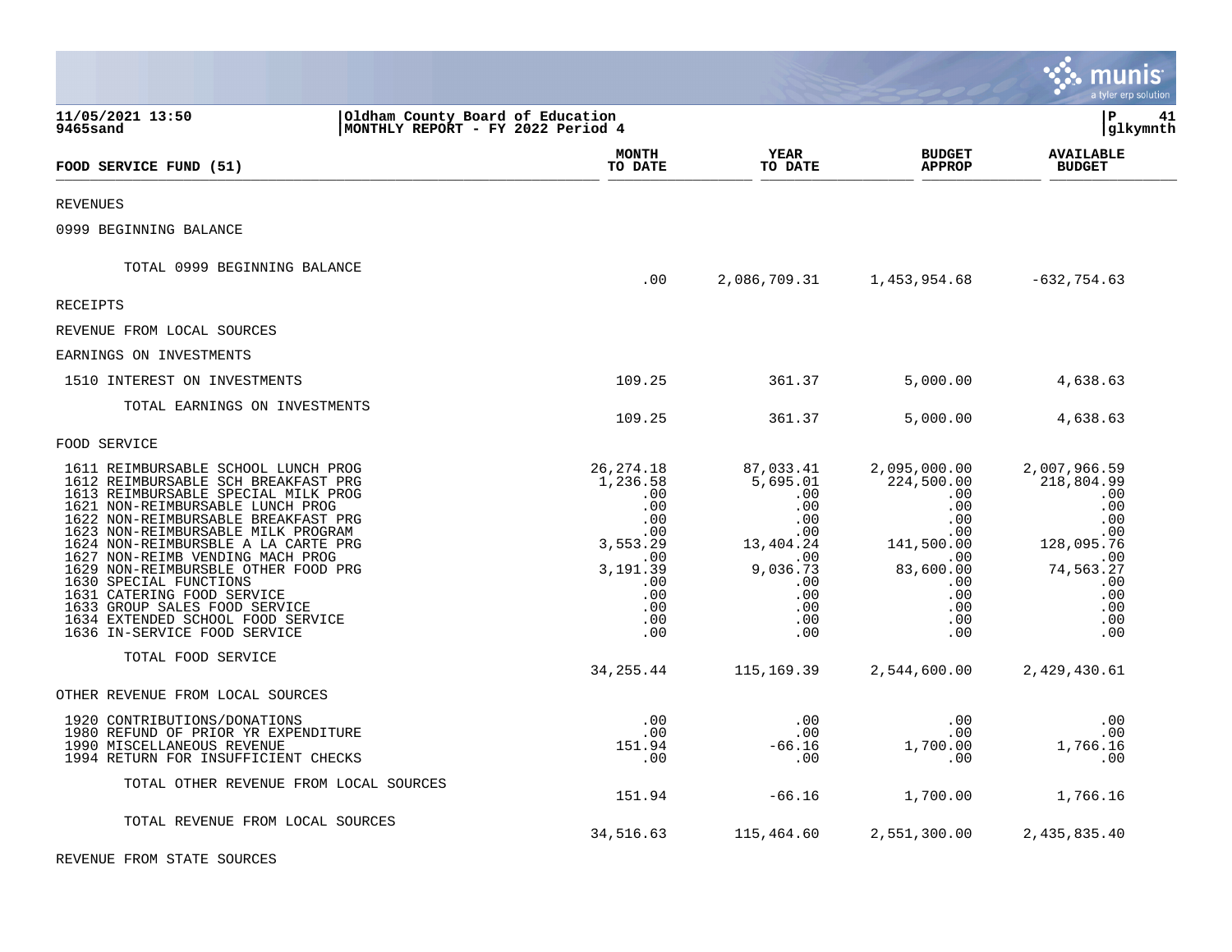11/05/2021 13:50
9465sand

Oldham County Board of Education
MONTHLY REPORT - FY 2022 Period 4

| FOOD SERVICE FUND (51) | MONTH TO DATE | YEAR TO DATE | BUDGET APPROP | AVAILABLE BUDGET |
|---|---|---|---|---|
| REVENUES | | | | |
| 0999 BEGINNING BALANCE | | | | |
| TOTAL 0999 BEGINNING BALANCE | .00 | 2,086,709.31 | 1,453,954.68 | -632,754.63 |
| RECEIPTS | | | | |
| REVENUE FROM LOCAL SOURCES | | | | |
| EARNINGS ON INVESTMENTS | | | | |
| 1510 INTEREST ON INVESTMENTS | 109.25 | 361.37 | 5,000.00 | 4,638.63 |
| TOTAL EARNINGS ON INVESTMENTS | 109.25 | 361.37 | 5,000.00 | 4,638.63 |
| FOOD SERVICE | | | | |
| 1611 REIMBURSABLE SCHOOL LUNCH PROG | 26,274.18 | 87,033.41 | 2,095,000.00 | 2,007,966.59 |
| 1612 REIMBURSABLE SCH BREAKFAST PRG | 1,236.58 | 5,695.01 | 224,500.00 | 218,804.99 |
| 1613 REIMBURSABLE SPECIAL MILK PROG | .00 | .00 | .00 | .00 |
| 1621 NON-REIMBURSABLE LUNCH PROG | .00 | .00 | .00 | .00 |
| 1622 NON-REIMBURSABLE BREAKFAST PRG | .00 | .00 | .00 | .00 |
| 1623 NON-REIMBURSABLE MILK PROGRAM | .00 | .00 | .00 | .00 |
| 1624 NON-REIMBURSBLE A LA CARTE PRG | 3,553.29 | 13,404.24 | 141,500.00 | 128,095.76 |
| 1627 NON-REIMB VENDING MACH PROG | .00 | .00 | .00 | .00 |
| 1629 NON-REIMBURSBLE OTHER FOOD PRG | 3,191.39 | 9,036.73 | 83,600.00 | 74,563.27 |
| 1630 SPECIAL FUNCTIONS | .00 | .00 | .00 | .00 |
| 1631 CATERING FOOD SERVICE | .00 | .00 | .00 | .00 |
| 1633 GROUP SALES FOOD SERVICE | .00 | .00 | .00 | .00 |
| 1634 EXTENDED SCHOOL FOOD SERVICE | .00 | .00 | .00 | .00 |
| 1636 IN-SERVICE FOOD SERVICE | .00 | .00 | .00 | .00 |
| TOTAL FOOD SERVICE | 34,255.44 | 115,169.39 | 2,544,600.00 | 2,429,430.61 |
| OTHER REVENUE FROM LOCAL SOURCES | | | | |
| 1920 CONTRIBUTIONS/DONATIONS | .00 | .00 | .00 | .00 |
| 1980 REFUND OF PRIOR YR EXPENDITURE | .00 | .00 | .00 | .00 |
| 1990 MISCELLANEOUS REVENUE | 151.94 | -66.16 | 1,700.00 | 1,766.16 |
| 1994 RETURN FOR INSUFFICIENT CHECKS | .00 | .00 | .00 | .00 |
| TOTAL OTHER REVENUE FROM LOCAL SOURCES | 151.94 | -66.16 | 1,700.00 | 1,766.16 |
| TOTAL REVENUE FROM LOCAL SOURCES | 34,516.63 | 115,464.60 | 2,551,300.00 | 2,435,835.40 |
| REVENUE FROM STATE SOURCES | | | | |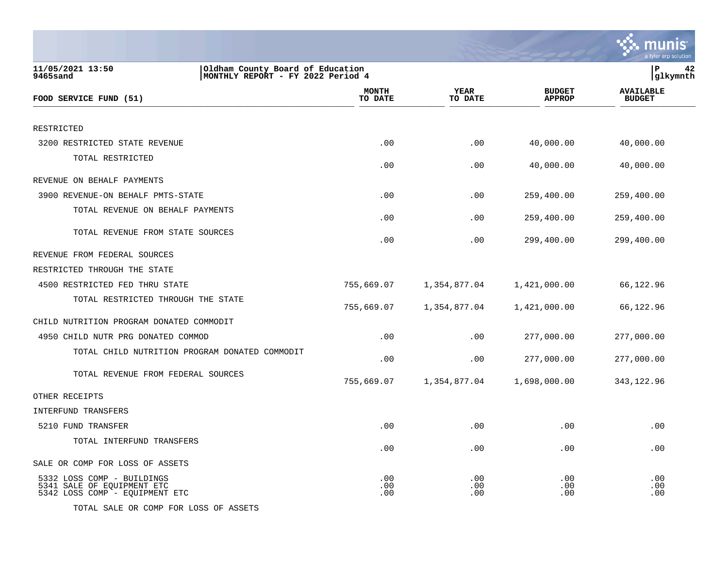11/05/2021 13:50 | Oldham County Board of Education
9465sand | MONTHLY REPORT - FY 2022 Period 4

| FOOD SERVICE FUND (51) | MONTH TO DATE | YEAR TO DATE | BUDGET APPROP | AVAILABLE BUDGET |
|---|---|---|---|---|
| RESTRICTED | | | | |
| 3200 RESTRICTED STATE REVENUE | .00 | .00 | 40,000.00 | 40,000.00 |
| TOTAL RESTRICTED | .00 | .00 | 40,000.00 | 40,000.00 |
| REVENUE ON BEHALF PAYMENTS | | | | |
| 3900 REVENUE-ON BEHALF PMTS-STATE | .00 | .00 | 259,400.00 | 259,400.00 |
| TOTAL REVENUE ON BEHALF PAYMENTS | .00 | .00 | 259,400.00 | 259,400.00 |
| TOTAL REVENUE FROM STATE SOURCES | .00 | .00 | 299,400.00 | 299,400.00 |
| REVENUE FROM FEDERAL SOURCES | | | | |
| RESTRICTED THROUGH THE STATE | | | | |
| 4500 RESTRICTED FED THRU STATE | 755,669.07 | 1,354,877.04 | 1,421,000.00 | 66,122.96 |
| TOTAL RESTRICTED THROUGH THE STATE | 755,669.07 | 1,354,877.04 | 1,421,000.00 | 66,122.96 |
| CHILD NUTRITION PROGRAM DONATED COMMODIT | | | | |
| 4950 CHILD NUTR PRG DONATED COMMOD | .00 | .00 | 277,000.00 | 277,000.00 |
| TOTAL CHILD NUTRITION PROGRAM DONATED COMMODIT | .00 | .00 | 277,000.00 | 277,000.00 |
| TOTAL REVENUE FROM FEDERAL SOURCES | 755,669.07 | 1,354,877.04 | 1,698,000.00 | 343,122.96 |
| OTHER RECEIPTS | | | | |
| INTERFUND TRANSFERS | | | | |
| 5210 FUND TRANSFER | .00 | .00 | .00 | .00 |
| TOTAL INTERFUND TRANSFERS | .00 | .00 | .00 | .00 |
| SALE OR COMP FOR LOSS OF ASSETS | | | | |
| 5332 LOSS COMP - BUILDINGS | .00 | .00 | .00 | .00 |
| 5341 SALE OF EQUIPMENT ETC | .00 | .00 | .00 | .00 |
| 5342 LOSS COMP - EQUIPMENT ETC | .00 | .00 | .00 | .00 |
| TOTAL SALE OR COMP FOR LOSS OF ASSETS | | | | |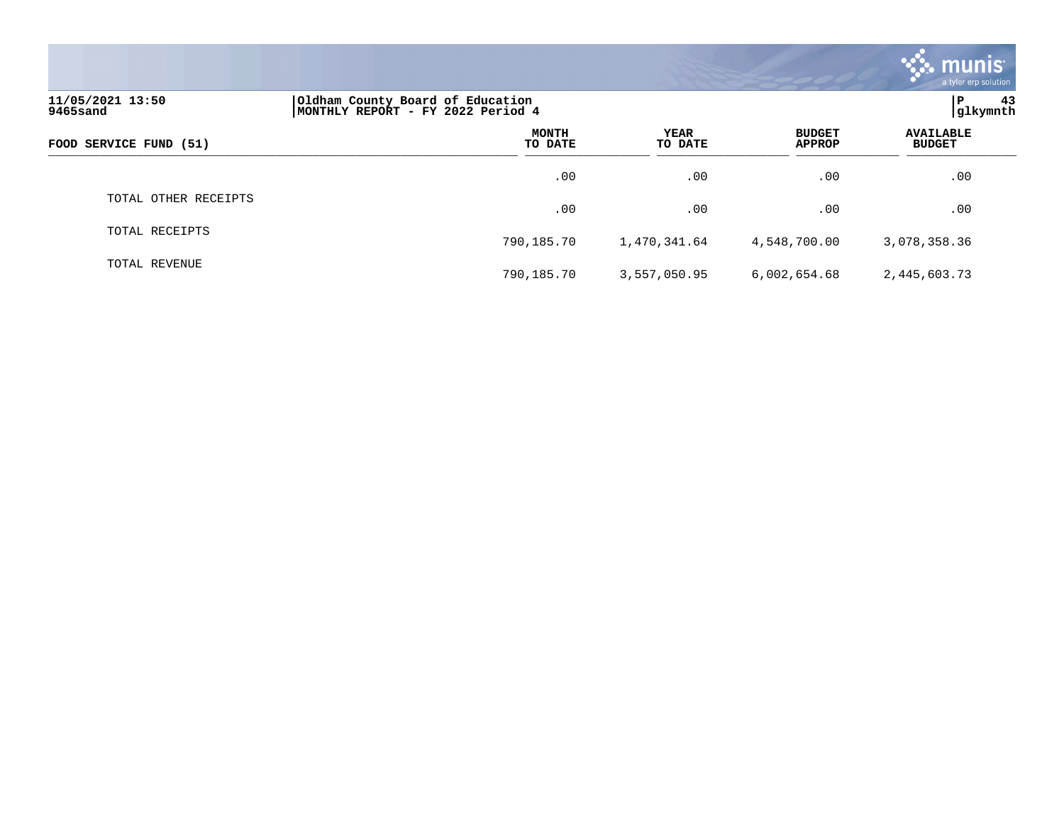11/05/2021 13:50
9465sand

Oldham County Board of Education
MONTHLY REPORT - FY 2022 Period 4

P 43
glkymnth

| FOOD SERVICE FUND (51) | MONTH TO DATE | YEAR TO DATE | BUDGET APPROP | AVAILABLE BUDGET |
|---|---|---|---|---|
| | .00 | .00 | .00 | .00 |
| TOTAL OTHER RECEIPTS | .00 | .00 | .00 | .00 |
| TOTAL RECEIPTS | 790,185.70 | 1,470,341.64 | 4,548,700.00 | 3,078,358.36 |
| TOTAL REVENUE | 790,185.70 | 3,557,050.95 | 6,002,654.68 | 2,445,603.73 |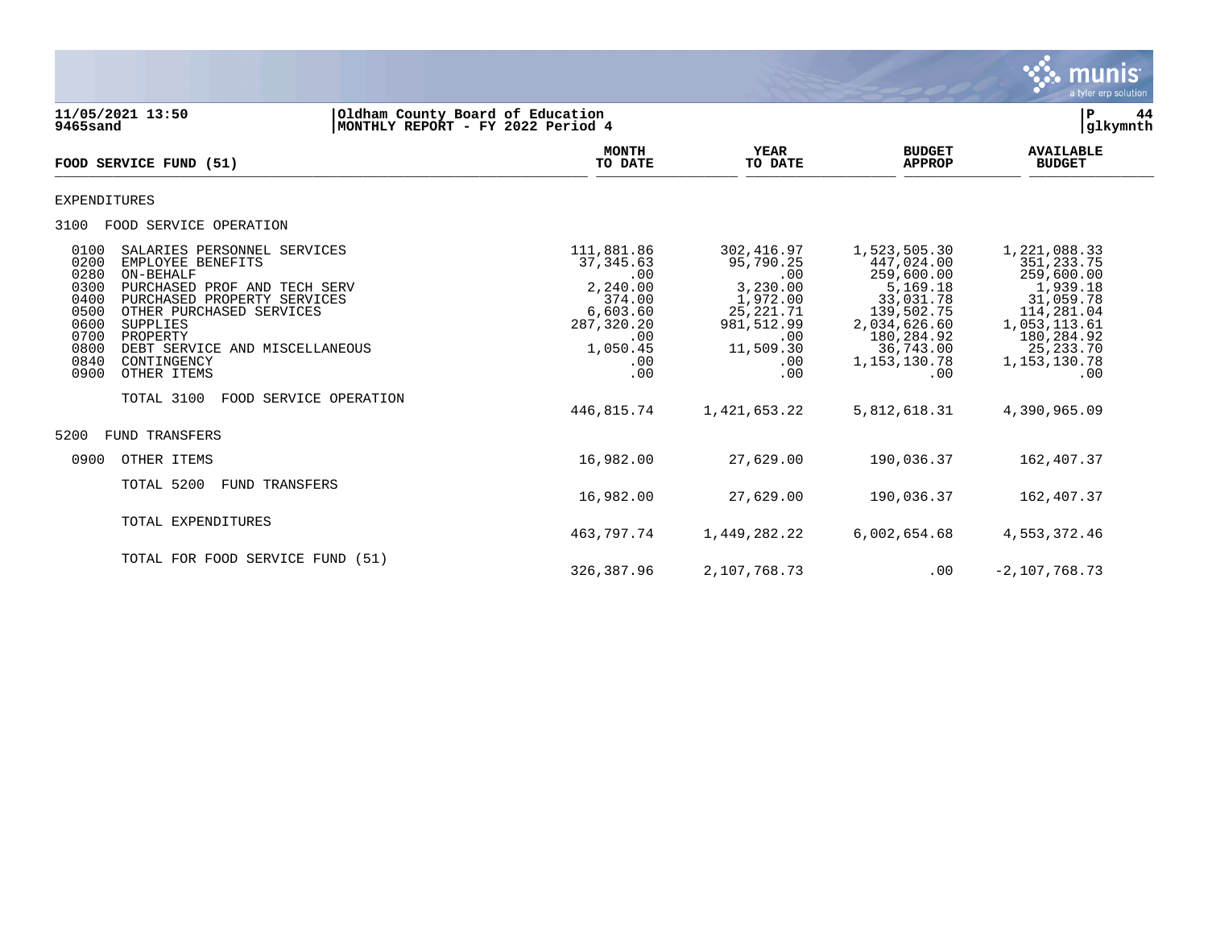**11/05/2021 13:50** | **Oldham County Board of Education**
**9465sand** | **MONTHLY REPORT - FY 2022 Period 4**

| FOOD SERVICE FUND (51) | MONTH TO DATE | YEAR TO DATE | BUDGET APPROP | AVAILABLE BUDGET |
|---|---|---|---|---|
| EXPENDITURES | | | | |
| 3100 FOOD SERVICE OPERATION | | | | |
| 0100 SALARIES PERSONNEL SERVICES | 111,881.86 | 302,416.97 | 1,523,505.30 | 1,221,088.33 |
| 0200 EMPLOYEE BENEFITS | 37,345.63 | 95,790.25 | 447,024.00 | 351,233.75 |
| 0280 ON-BEHALF | .00 | .00 | 259,600.00 | 259,600.00 |
| 0300 PURCHASED PROF AND TECH SERV | 2,240.00 | 3,230.00 | 5,169.18 | 1,939.18 |
| 0400 PURCHASED PROPERTY SERVICES | 374.00 | 1,972.00 | 33,031.78 | 31,059.78 |
| 0500 OTHER PURCHASED SERVICES | 6,603.60 | 25,221.71 | 139,502.75 | 114,281.04 |
| 0600 SUPPLIES | 287,320.20 | 981,512.99 | 2,034,626.60 | 1,053,113.61 |
| 0700 PROPERTY | .00 | .00 | 180,284.92 | 180,284.92 |
| 0800 DEBT SERVICE AND MISCELLANEOUS | 1,050.45 | 11,509.30 | 36,743.00 | 25,233.70 |
| 0840 CONTINGENCY | .00 | .00 | 1,153,130.78 | 1,153,130.78 |
| 0900 OTHER ITEMS | .00 | .00 | .00 | .00 |
| TOTAL 3100 FOOD SERVICE OPERATION | 446,815.74 | 1,421,653.22 | 5,812,618.31 | 4,390,965.09 |
| 5200 FUND TRANSFERS | | | | |
| 0900 OTHER ITEMS | 16,982.00 | 27,629.00 | 190,036.37 | 162,407.37 |
| TOTAL 5200 FUND TRANSFERS | 16,982.00 | 27,629.00 | 190,036.37 | 162,407.37 |
| TOTAL EXPENDITURES | 463,797.74 | 1,449,282.22 | 6,002,654.68 | 4,553,372.46 |
| TOTAL FOR FOOD SERVICE FUND (51) | 326,387.96 | 2,107,768.73 | .00 | -2,107,768.73 |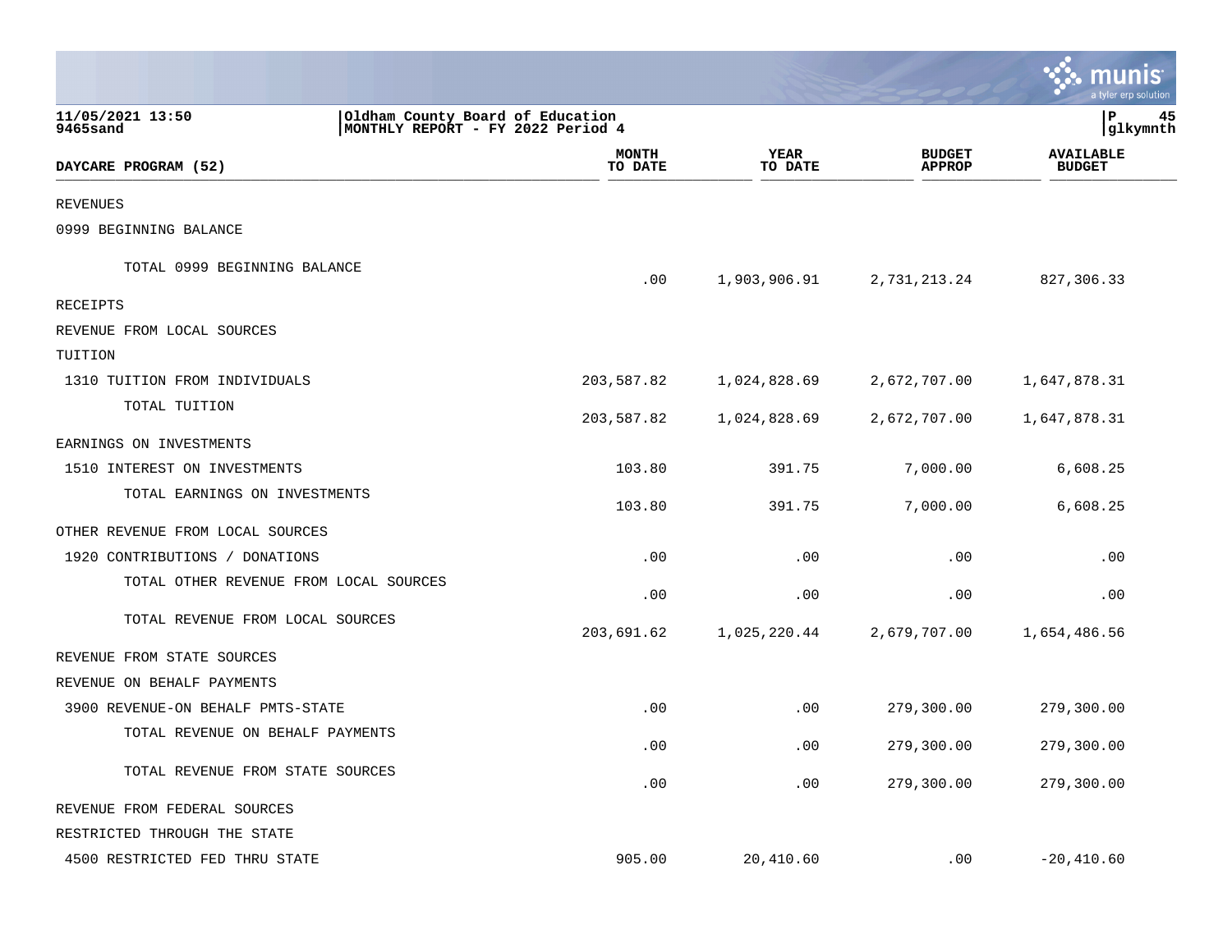11/05/2021 13:50 | Oldham County Board of Education
9465sand | MONTHLY REPORT - FY 2022 Period 4

| DAYCARE PROGRAM (52) | MONTH TO DATE | YEAR TO DATE | BUDGET APPROP | AVAILABLE BUDGET |
|---|---|---|---|---|
| REVENUES | | | | |
| 0999 BEGINNING BALANCE | | | | |
| TOTAL 0999 BEGINNING BALANCE | .00 | 1,903,906.91 | 2,731,213.24 | 827,306.33 |
| RECEIPTS | | | | |
| REVENUE FROM LOCAL SOURCES | | | | |
| TUITION | | | | |
| 1310 TUITION FROM INDIVIDUALS | 203,587.82 | 1,024,828.69 | 2,672,707.00 | 1,647,878.31 |
| TOTAL TUITION | 203,587.82 | 1,024,828.69 | 2,672,707.00 | 1,647,878.31 |
| EARNINGS ON INVESTMENTS | | | | |
| 1510 INTEREST ON INVESTMENTS | 103.80 | 391.75 | 7,000.00 | 6,608.25 |
| TOTAL EARNINGS ON INVESTMENTS | 103.80 | 391.75 | 7,000.00 | 6,608.25 |
| OTHER REVENUE FROM LOCAL SOURCES | | | | |
| 1920 CONTRIBUTIONS / DONATIONS | .00 | .00 | .00 | .00 |
| TOTAL OTHER REVENUE FROM LOCAL SOURCES | .00 | .00 | .00 | .00 |
| TOTAL REVENUE FROM LOCAL SOURCES | 203,691.62 | 1,025,220.44 | 2,679,707.00 | 1,654,486.56 |
| REVENUE FROM STATE SOURCES | | | | |
| REVENUE ON BEHALF PAYMENTS | | | | |
| 3900 REVENUE-ON BEHALF PMTS-STATE | .00 | .00 | 279,300.00 | 279,300.00 |
| TOTAL REVENUE ON BEHALF PAYMENTS | .00 | .00 | 279,300.00 | 279,300.00 |
| TOTAL REVENUE FROM STATE SOURCES | .00 | .00 | 279,300.00 | 279,300.00 |
| REVENUE FROM FEDERAL SOURCES | | | | |
| RESTRICTED THROUGH THE STATE | | | | |
| 4500 RESTRICTED FED THRU STATE | 905.00 | 20,410.60 | .00 | -20,410.60 |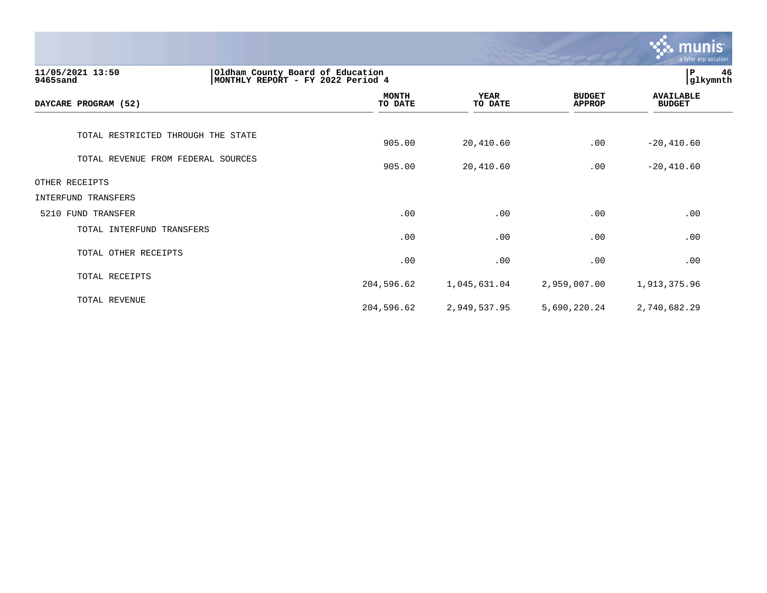**11/05/2021 13:50**
**9465sand**

**Oldham County Board of Education**
**MONTHLY REPORT - FY 2022 Period 4**

**P 46**
**glkymnth**

| DAYCARE PROGRAM (52) | MONTH TO DATE | YEAR TO DATE | BUDGET APPROP | AVAILABLE BUDGET |
|---|---|---|---|---|
| TOTAL RESTRICTED THROUGH THE STATE | 905.00 | 20,410.60 | .00 | -20,410.60 |
| TOTAL REVENUE FROM FEDERAL SOURCES | 905.00 | 20,410.60 | .00 | -20,410.60 |
| OTHER RECEIPTS | | | | |
| INTERFUND TRANSFERS | | | | |
| 5210 FUND TRANSFER | .00 | .00 | .00 | .00 |
| TOTAL INTERFUND TRANSFERS | .00 | .00 | .00 | .00 |
| TOTAL OTHER RECEIPTS | .00 | .00 | .00 | .00 |
| TOTAL RECEIPTS | 204,596.62 | 1,045,631.04 | 2,959,007.00 | 1,913,375.96 |
| TOTAL REVENUE | 204,596.62 | 2,949,537.95 | 5,690,220.24 | 2,740,682.29 |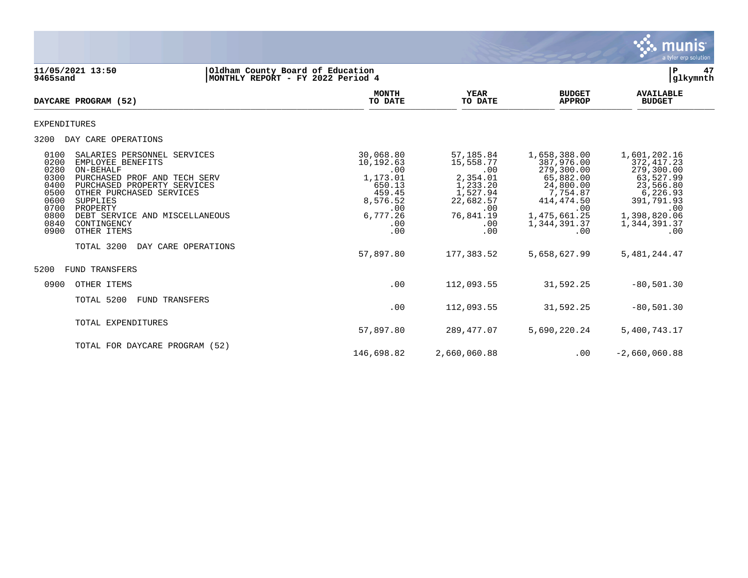**11/05/2021 13:50** | **Oldham County Board of Education**
**9465sand** | **MONTHLY REPORT - FY 2022 Period 4**

| DAYCARE PROGRAM (52) | MONTH TO DATE | YEAR TO DATE | BUDGET APPROP | AVAILABLE BUDGET |
|---|---|---|---|---|
| EXPENDITURES | | | | |
| 3200 DAY CARE OPERATIONS | | | | |
| 0100 SALARIES PERSONNEL SERVICES | 30,068.80 | 57,185.84 | 1,658,388.00 | 1,601,202.16 |
| 0200 EMPLOYEE BENEFITS | 10,192.63 | 15,558.77 | 387,976.00 | 372,417.23 |
| 0280 ON-BEHALF | .00 | .00 | 279,300.00 | 279,300.00 |
| 0300 PURCHASED PROF AND TECH SERV | 1,173.01 | 2,354.01 | 65,882.00 | 63,527.99 |
| 0400 PURCHASED PROPERTY SERVICES | 650.13 | 1,233.20 | 24,800.00 | 23,566.80 |
| 0500 OTHER PURCHASED SERVICES | 459.45 | 1,527.94 | 7,754.87 | 6,226.93 |
| 0600 SUPPLIES | 8,576.52 | 22,682.57 | 414,474.50 | 391,791.93 |
| 0700 PROPERTY | .00 | .00 | .00 | .00 |
| 0800 DEBT SERVICE AND MISCELLANEOUS | 6,777.26 | 76,841.19 | 1,475,661.25 | 1,398,820.06 |
| 0840 CONTINGENCY | .00 | .00 | 1,344,391.37 | 1,344,391.37 |
| 0900 OTHER ITEMS | .00 | .00 | .00 | .00 |
| TOTAL 3200 DAY CARE OPERATIONS | 57,897.80 | 177,383.52 | 5,658,627.99 | 5,481,244.47 |
| 5200 FUND TRANSFERS | | | | |
| 0900 OTHER ITEMS | .00 | 112,093.55 | 31,592.25 | -80,501.30 |
| TOTAL 5200 FUND TRANSFERS | .00 | 112,093.55 | 31,592.25 | -80,501.30 |
| TOTAL EXPENDITURES | 57,897.80 | 289,477.07 | 5,690,220.24 | 5,400,743.17 |
| TOTAL FOR DAYCARE PROGRAM (52) | 146,698.82 | 2,660,060.88 | .00 | -2,660,060.88 |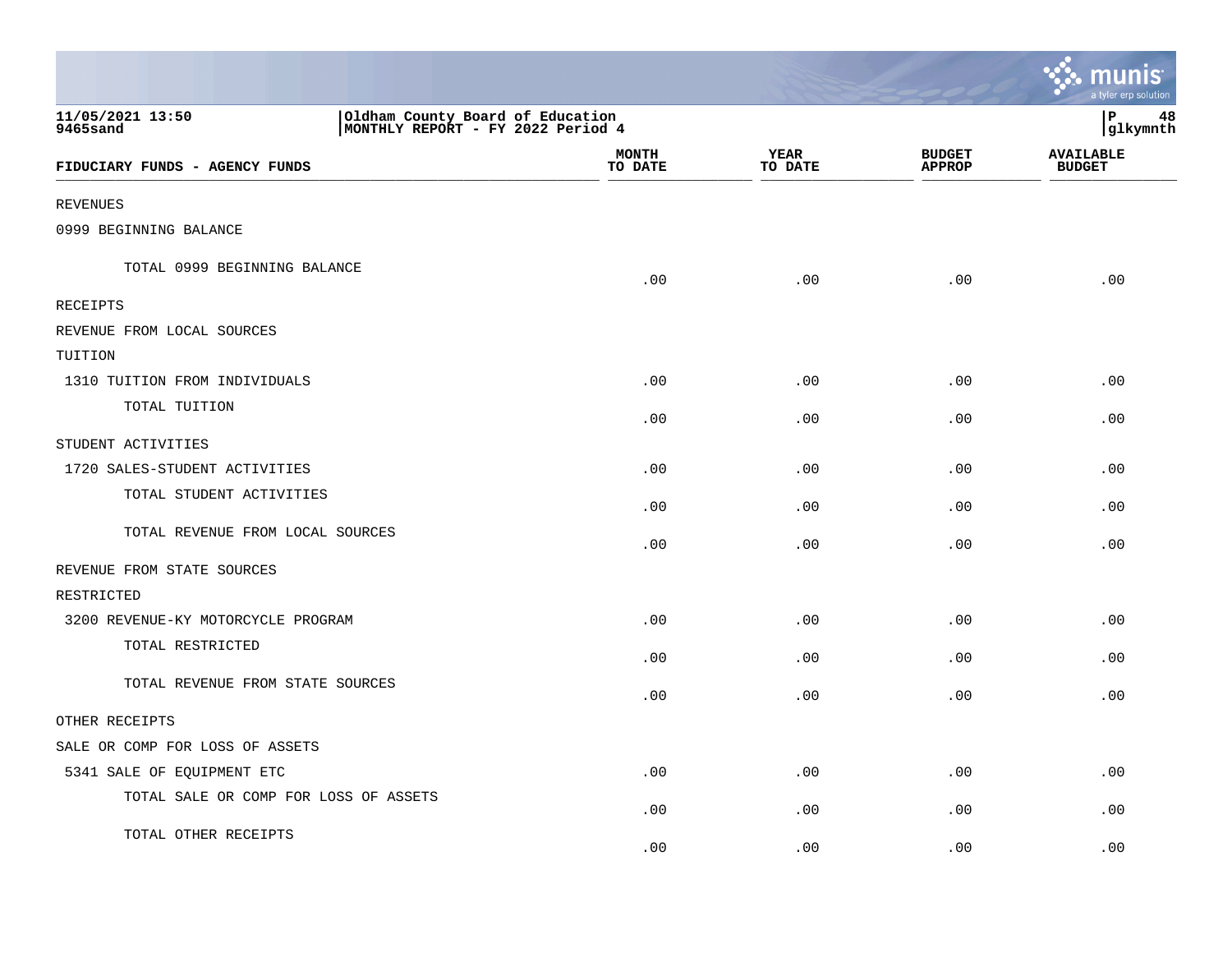11/05/2021 13:50
9465sand

Oldham County Board of Education
MONTHLY REPORT - FY 2022 Period 4

P 48
glkymnth

| FIDUCIARY FUNDS - AGENCY FUNDS | MONTH TO DATE | YEAR TO DATE | BUDGET APPROP | AVAILABLE BUDGET |
|---|---|---|---|---|
| REVENUES | | | | |
| 0999 BEGINNING BALANCE | | | | |
| TOTAL 0999 BEGINNING BALANCE | .00 | .00 | .00 | .00 |
| RECEIPTS | | | | |
| REVENUE FROM LOCAL SOURCES | | | | |
| TUITION | | | | |
| 1310 TUITION FROM INDIVIDUALS | .00 | .00 | .00 | .00 |
| TOTAL TUITION | .00 | .00 | .00 | .00 |
| STUDENT ACTIVITIES | | | | |
| 1720 SALES-STUDENT ACTIVITIES | .00 | .00 | .00 | .00 |
| TOTAL STUDENT ACTIVITIES | .00 | .00 | .00 | .00 |
| TOTAL REVENUE FROM LOCAL SOURCES | .00 | .00 | .00 | .00 |
| REVENUE FROM STATE SOURCES | | | | |
| RESTRICTED | | | | |
| 3200 REVENUE-KY MOTORCYCLE PROGRAM | .00 | .00 | .00 | .00 |
| TOTAL RESTRICTED | .00 | .00 | .00 | .00 |
| TOTAL REVENUE FROM STATE SOURCES | .00 | .00 | .00 | .00 |
| OTHER RECEIPTS | | | | |
| SALE OR COMP FOR LOSS OF ASSETS | | | | |
| 5341 SALE OF EQUIPMENT ETC | .00 | .00 | .00 | .00 |
| TOTAL SALE OR COMP FOR LOSS OF ASSETS | .00 | .00 | .00 | .00 |
| TOTAL OTHER RECEIPTS | .00 | .00 | .00 | .00 |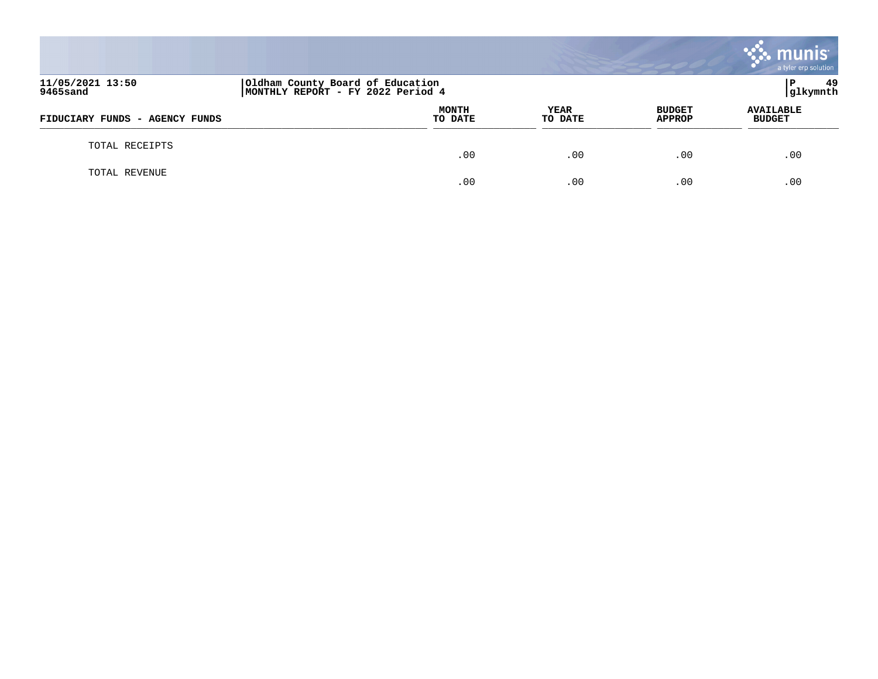11/05/2021 13:50
9465sand

Oldham County Board of Education
MONTHLY REPORT - FY 2022 Period 4

P 49
glkymnth

| FIDUCIARY FUNDS - AGENCY FUNDS | MONTH TO DATE | YEAR TO DATE | BUDGET APPROP | AVAILABLE BUDGET |
|---|---|---|---|---|
| TOTAL RECEIPTS | .00 | .00 | .00 | .00 |
| TOTAL REVENUE | .00 | .00 | .00 | .00 |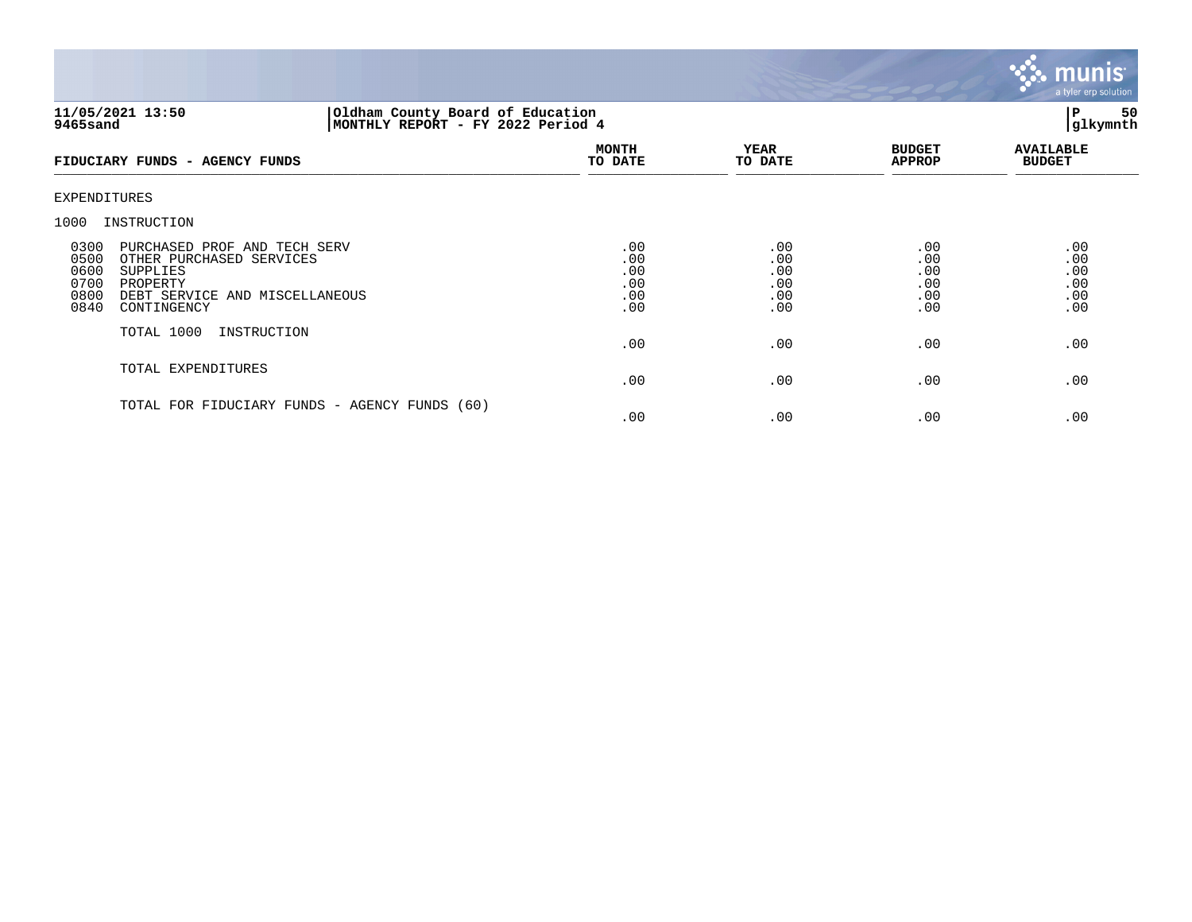**11/05/2021 13:50**
**9465sand**

**Oldham County Board of Education**
**MONTHLY REPORT - FY 2022 Period 4**

**P 50**
**glkymnth**

| FIDUCIARY FUNDS - AGENCY FUNDS | MONTH TO DATE | YEAR TO DATE | BUDGET APPROP | AVAILABLE BUDGET |
|---|---|---|---|---|
| EXPENDITURES | | | | |
| 1000 INSTRUCTION | | | | |
| 0300 PURCHASED PROF AND TECH SERV | .00 | .00 | .00 | .00 |
| 0500 OTHER PURCHASED SERVICES | .00 | .00 | .00 | .00 |
| 0600 SUPPLIES | .00 | .00 | .00 | .00 |
| 0700 PROPERTY | .00 | .00 | .00 | .00 |
| 0800 DEBT SERVICE AND MISCELLANEOUS | .00 | .00 | .00 | .00 |
| 0840 CONTINGENCY | .00 | .00 | .00 | .00 |
| TOTAL 1000 INSTRUCTION | .00 | .00 | .00 | .00 |
| TOTAL EXPENDITURES | .00 | .00 | .00 | .00 |
| TOTAL FOR FIDUCIARY FUNDS - AGENCY FUNDS (60) | .00 | .00 | .00 | .00 |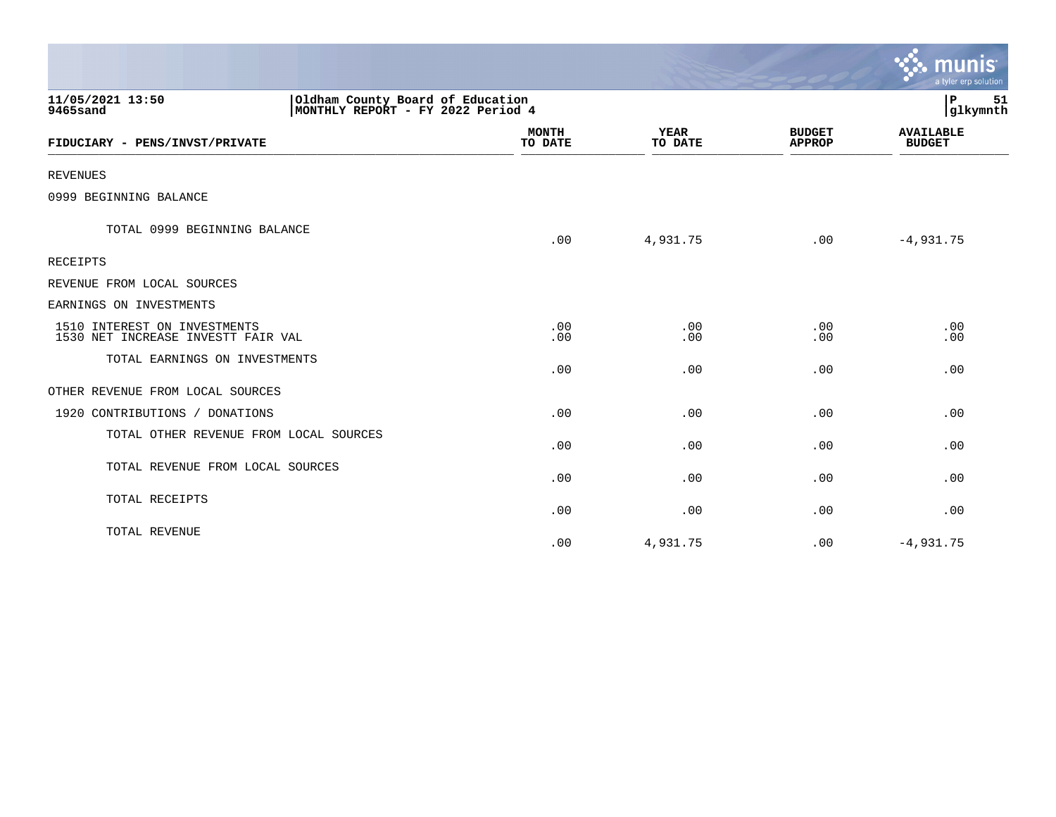**Oldham County Board of Education**
**MONTHLY REPORT - FY 2022 Period 4**

11/05/2021 13:50
9465sand

| FIDUCIARY - PENS/INVST/PRIVATE | MONTH TO DATE | YEAR TO DATE | BUDGET APPROP | AVAILABLE BUDGET |
|---|---|---|---|---|
| REVENUES | | | | |
| 0999 BEGINNING BALANCE | | | | |
| TOTAL 0999 BEGINNING BALANCE | .00 | 4,931.75 | .00 | -4,931.75 |
| RECEIPTS | | | | |
| REVENUE FROM LOCAL SOURCES | | | | |
| EARNINGS ON INVESTMENTS | | | | |
| 1510 INTEREST ON INVESTMENTS | .00 | .00 | .00 | .00 |
| 1530 NET INCREASE INVESTT FAIR VAL | .00 | .00 | .00 | .00 |
| TOTAL EARNINGS ON INVESTMENTS | .00 | .00 | .00 | .00 |
| OTHER REVENUE FROM LOCAL SOURCES | | | | |
| 1920 CONTRIBUTIONS / DONATIONS | .00 | .00 | .00 | .00 |
| TOTAL OTHER REVENUE FROM LOCAL SOURCES | .00 | .00 | .00 | .00 |
| TOTAL REVENUE FROM LOCAL SOURCES | .00 | .00 | .00 | .00 |
| TOTAL RECEIPTS | .00 | .00 | .00 | .00 |
| TOTAL REVENUE | .00 | 4,931.75 | .00 | -4,931.75 |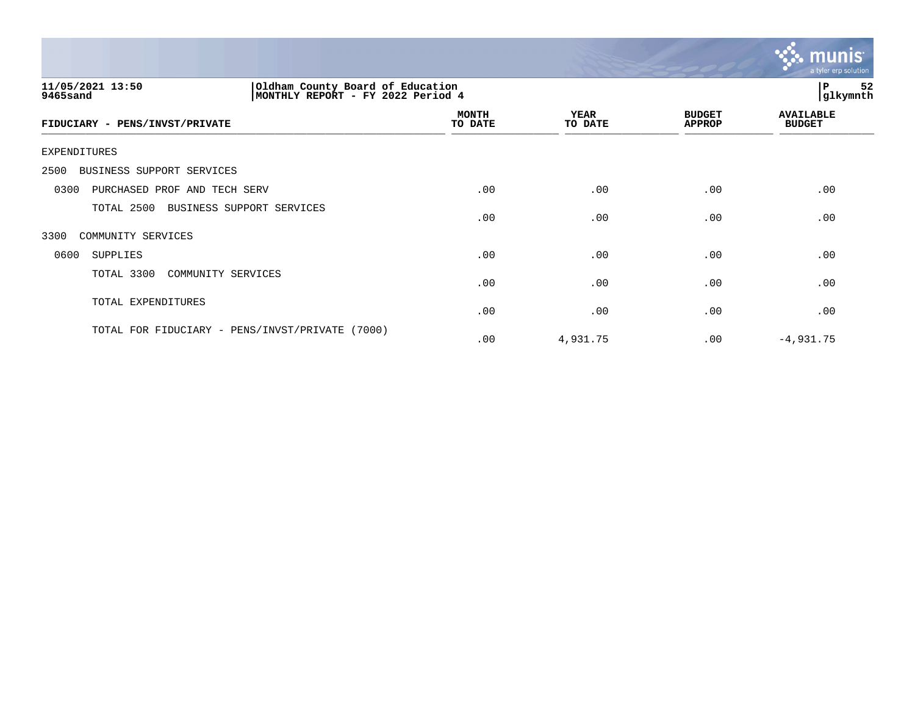Oldham County Board of Education
MONTHLY REPORT - FY 2022 Period 4

11/05/2021 13:50
9465sand

| FIDUCIARY - PENS/INVST/PRIVATE | MONTH TO DATE | YEAR TO DATE | BUDGET APPROP | AVAILABLE BUDGET |
|---|---|---|---|---|
| EXPENDITURES | | | | |
| 2500 BUSINESS SUPPORT SERVICES | | | | |
| 0300 PURCHASED PROF AND TECH SERV | .00 | .00 | .00 | .00 |
| TOTAL 2500 BUSINESS SUPPORT SERVICES | .00 | .00 | .00 | .00 |
| 3300 COMMUNITY SERVICES | | | | |
| 0600 SUPPLIES | .00 | .00 | .00 | .00 |
| TOTAL 3300 COMMUNITY SERVICES | .00 | .00 | .00 | .00 |
| TOTAL EXPENDITURES | .00 | .00 | .00 | .00 |
| TOTAL FOR FIDUCIARY - PENS/INVST/PRIVATE (7000) | .00 | 4,931.75 | .00 | -4,931.75 |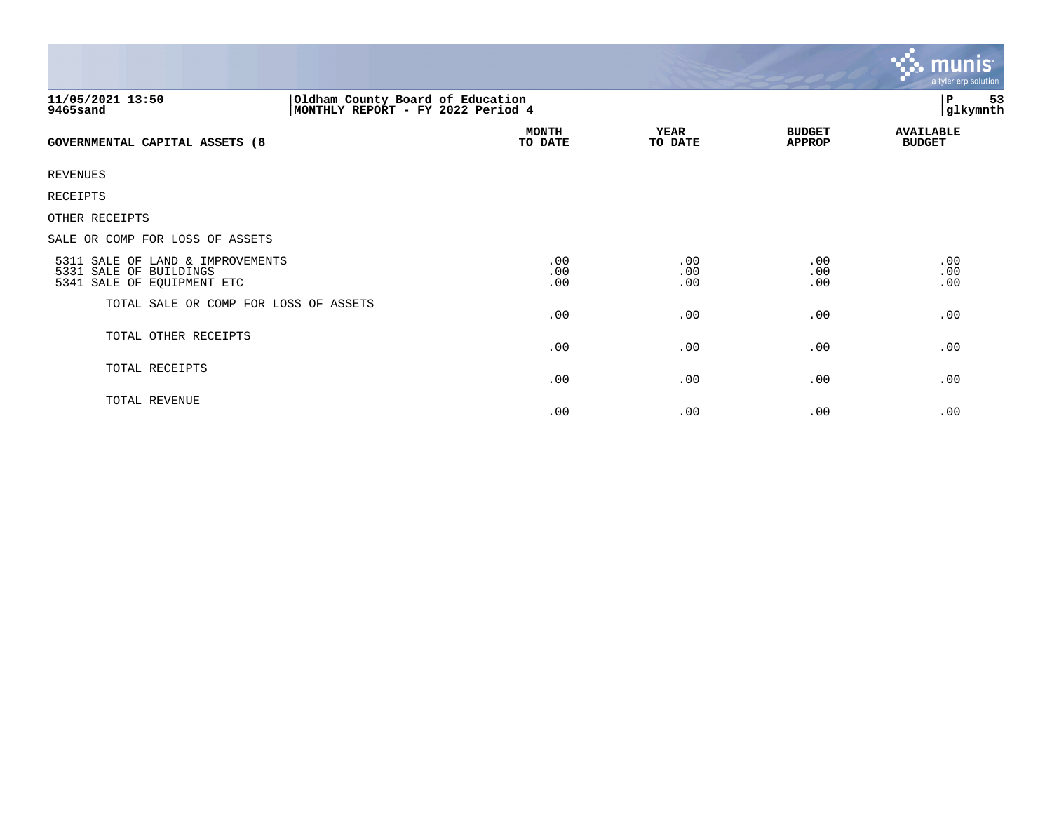11/05/2021 13:50
9465sand

Oldham County Board of Education
MONTHLY REPORT - FY 2022 Period 4

P 53
glkymnth

| GOVERNMENTAL CAPITAL ASSETS (8 | MONTH TO DATE | YEAR TO DATE | BUDGET APPROP | AVAILABLE BUDGET |
|---|---|---|---|---|
| REVENUES | | | | |
| RECEIPTS | | | | |
| OTHER RECEIPTS | | | | |
| SALE OR COMP FOR LOSS OF ASSETS | | | | |
| 5311 SALE OF LAND & IMPROVEMENTS | .00 | .00 | .00 | .00 |
| 5331 SALE OF BUILDINGS | .00 | .00 | .00 | .00 |
| 5341 SALE OF EQUIPMENT ETC | .00 | .00 | .00 | .00 |
| TOTAL SALE OR COMP FOR LOSS OF ASSETS | .00 | .00 | .00 | .00 |
| TOTAL OTHER RECEIPTS | .00 | .00 | .00 | .00 |
| TOTAL RECEIPTS | .00 | .00 | .00 | .00 |
| TOTAL REVENUE | .00 | .00 | .00 | .00 |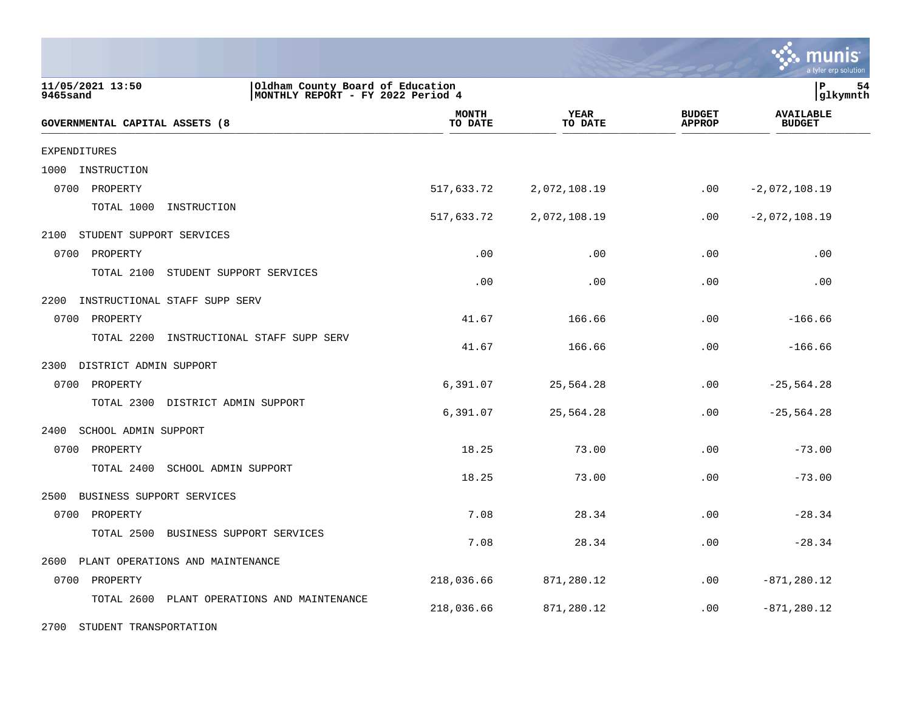| GOVERNMENTAL CAPITAL ASSETS (8 | MONTH TO DATE | YEAR TO DATE | BUDGET APPROP | AVAILABLE BUDGET |
|---|---|---|---|---|
| EXPENDITURES | | | | |
| 1000 INSTRUCTION | | | | |
| 0700 PROPERTY | 517,633.72 | 2,072,108.19 | .00 | -2,072,108.19 |
| TOTAL 1000 INSTRUCTION | 517,633.72 | 2,072,108.19 | .00 | -2,072,108.19 |
| 2100 STUDENT SUPPORT SERVICES | | | | |
| 0700 PROPERTY | .00 | .00 | .00 | .00 |
| TOTAL 2100 STUDENT SUPPORT SERVICES | .00 | .00 | .00 | .00 |
| 2200 INSTRUCTIONAL STAFF SUPP SERV | | | | |
| 0700 PROPERTY | 41.67 | 166.66 | .00 | -166.66 |
| TOTAL 2200 INSTRUCTIONAL STAFF SUPP SERV | 41.67 | 166.66 | .00 | -166.66 |
| 2300 DISTRICT ADMIN SUPPORT | | | | |
| 0700 PROPERTY | 6,391.07 | 25,564.28 | .00 | -25,564.28 |
| TOTAL 2300 DISTRICT ADMIN SUPPORT | 6,391.07 | 25,564.28 | .00 | -25,564.28 |
| 2400 SCHOOL ADMIN SUPPORT | | | | |
| 0700 PROPERTY | 18.25 | 73.00 | .00 | -73.00 |
| TOTAL 2400 SCHOOL ADMIN SUPPORT | 18.25 | 73.00 | .00 | -73.00 |
| 2500 BUSINESS SUPPORT SERVICES | | | | |
| 0700 PROPERTY | 7.08 | 28.34 | .00 | -28.34 |
| TOTAL 2500 BUSINESS SUPPORT SERVICES | 7.08 | 28.34 | .00 | -28.34 |
| 2600 PLANT OPERATIONS AND MAINTENANCE | | | | |
| 0700 PROPERTY | 218,036.66 | 871,280.12 | .00 | -871,280.12 |
| TOTAL 2600 PLANT OPERATIONS AND MAINTENANCE | 218,036.66 | 871,280.12 | .00 | -871,280.12 |
| 2700 STUDENT TRANSPORTATION | | | | |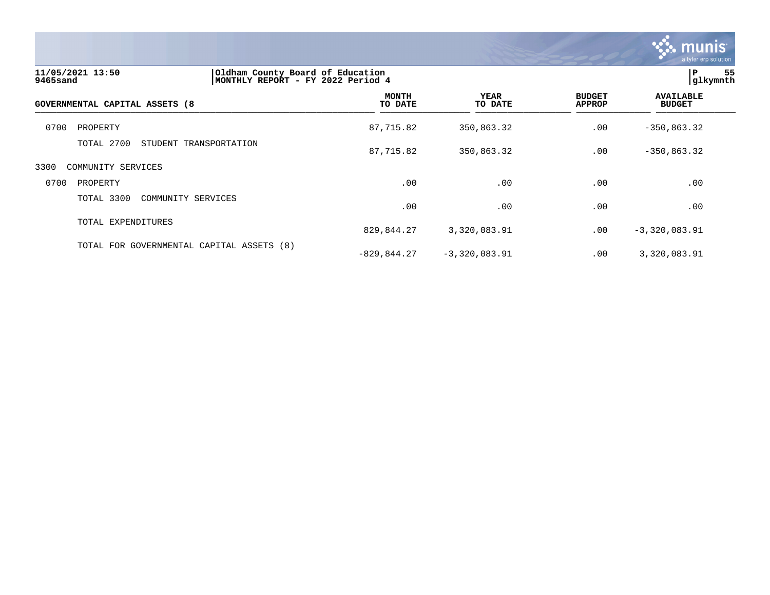Oldham County Board of Education
MONTHLY REPORT - FY 2022 Period 4

| GOVERNMENTAL CAPITAL ASSETS (8 | MONTH TO DATE | YEAR TO DATE | BUDGET APPROP | AVAILABLE BUDGET |
|---|---|---|---|---|
| 0700 PROPERTY | 87,715.82 | 350,863.32 | .00 | -350,863.32 |
| TOTAL 2700 STUDENT TRANSPORTATION | 87,715.82 | 350,863.32 | .00 | -350,863.32 |
| 3300 COMMUNITY SERVICES | | | | |
| 0700 PROPERTY | .00 | .00 | .00 | .00 |
| TOTAL 3300 COMMUNITY SERVICES | .00 | .00 | .00 | .00 |
| TOTAL EXPENDITURES | 829,844.27 | 3,320,083.91 | .00 | -3,320,083.91 |
| TOTAL FOR GOVERNMENTAL CAPITAL ASSETS (8) | -829,844.27 | -3,320,083.91 | .00 | 3,320,083.91 |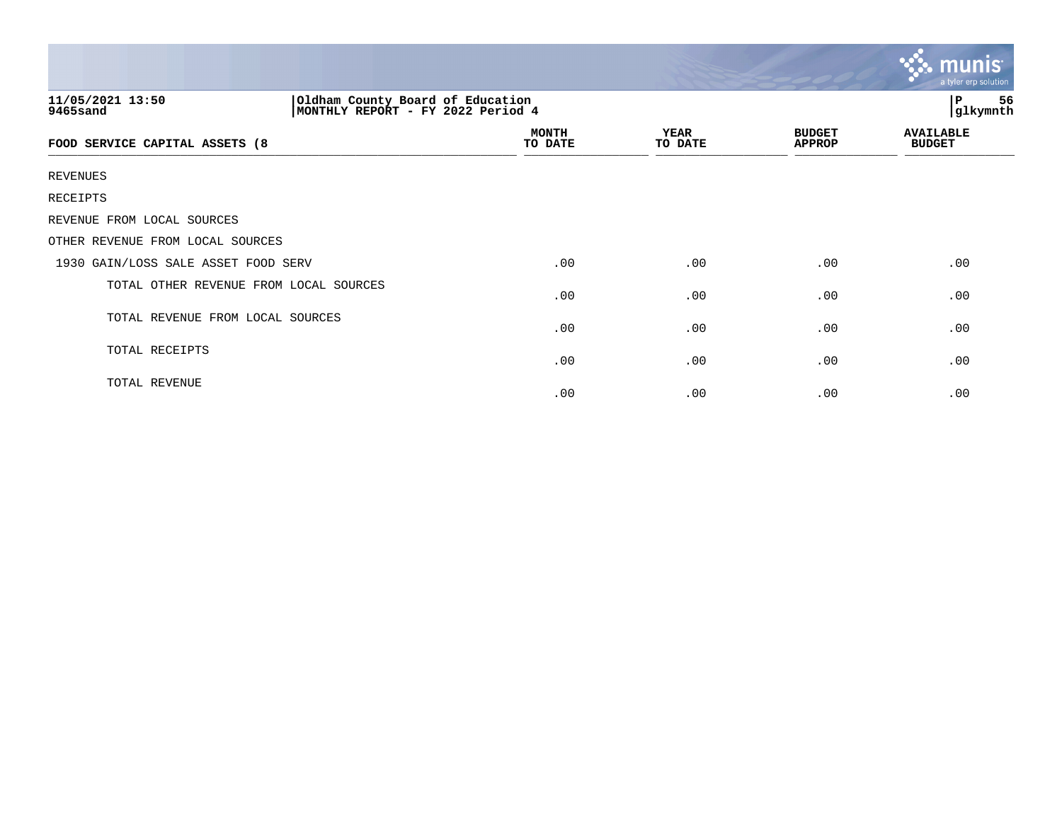**11/05/2021 13:50**
**9465sand**

**Oldham County Board of Education**
**MONTHLY REPORT - FY 2022 Period 4**

**P 56**
**glkymnth**

| FOOD SERVICE CAPITAL ASSETS (8 | MONTH TO DATE | YEAR TO DATE | BUDGET APPROP | AVAILABLE BUDGET |
|---|---|---|---|---|
| REVENUES | | | | |
| RECEIPTS | | | | |
| REVENUE FROM LOCAL SOURCES | | | | |
| OTHER REVENUE FROM LOCAL SOURCES | | | | |
| 1930 GAIN/LOSS SALE ASSET FOOD SERV | .00 | .00 | .00 | .00 |
| TOTAL OTHER REVENUE FROM LOCAL SOURCES | .00 | .00 | .00 | .00 |
| TOTAL REVENUE FROM LOCAL SOURCES | .00 | .00 | .00 | .00 |
| TOTAL RECEIPTS | .00 | .00 | .00 | .00 |
| TOTAL REVENUE | .00 | .00 | .00 | .00 |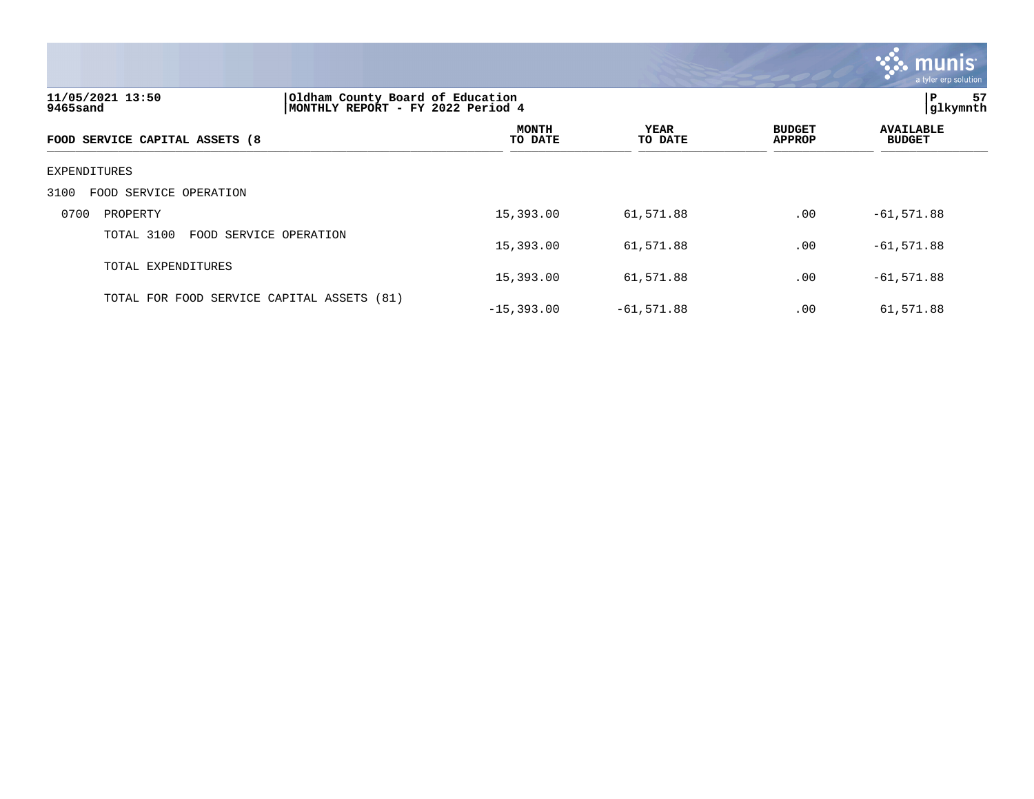11/05/2021 13:50 | Oldham County Board of Education
9465sand | MONTHLY REPORT - FY 2022 Period 4

| FOOD SERVICE CAPITAL ASSETS (8 | MONTH TO DATE | YEAR TO DATE | BUDGET APPROP | AVAILABLE BUDGET |
|---|---|---|---|---|
| EXPENDITURES | | | | |
| 3100 FOOD SERVICE OPERATION | | | | |
| 0700 PROPERTY | 15,393.00 | 61,571.88 | .00 | -61,571.88 |
| TOTAL 3100 FOOD SERVICE OPERATION | 15,393.00 | 61,571.88 | .00 | -61,571.88 |
| TOTAL EXPENDITURES | 15,393.00 | 61,571.88 | .00 | -61,571.88 |
| TOTAL FOR FOOD SERVICE CAPITAL ASSETS (81) | -15,393.00 | -61,571.88 | .00 | 61,571.88 |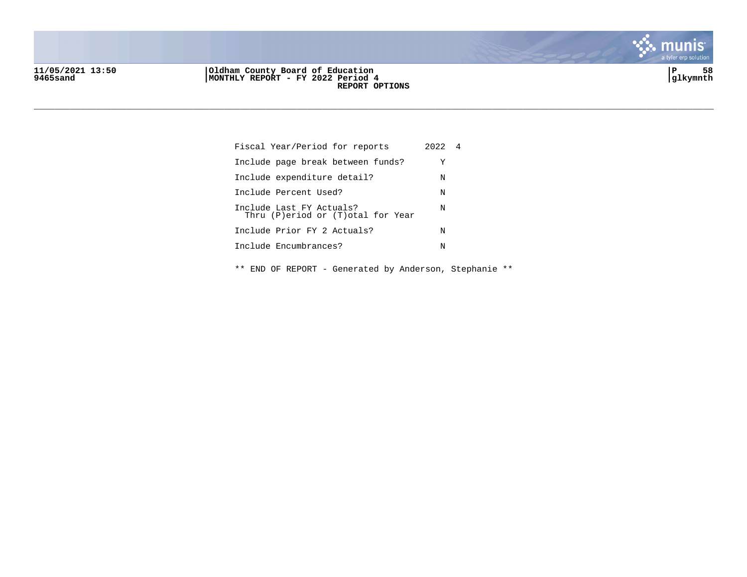**REPORT OPTIONS**

| | |
|---|---|
| Fiscal Year/Period for reports | 2022 4 |
| Include page break between funds? | Y |
| Include expenditure detail? | N |
| Include Percent Used? | N |
| Include Last FY Actuals? Thru (P)eriod or (T)otal for Year | N |
| Include Prior FY 2 Actuals? | N |
| Include Encumbrances? | N |

** END OF REPORT - Generated by Anderson, Stephanie **